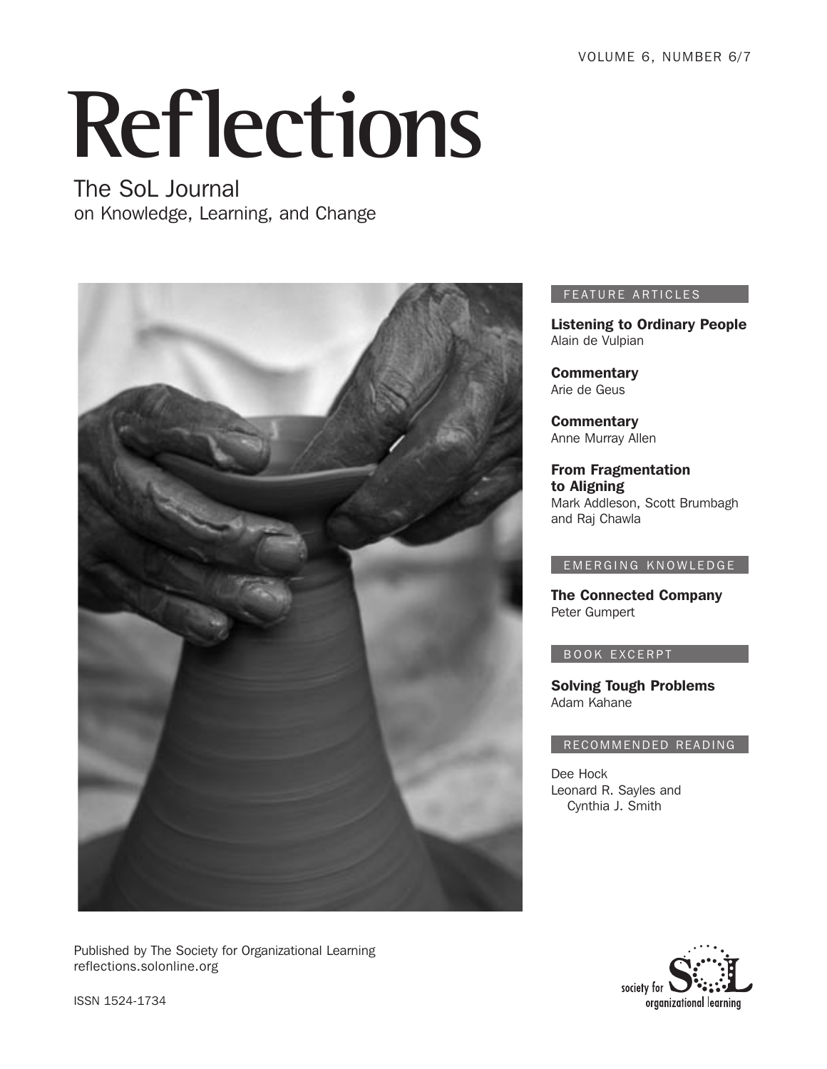VOLUME 6, NUMBER 6/7

# Reflections

## The SoL Journal
on Knowledge, Learning, and Change

### FEATURE ARTICLES

**Listening to Ordinary People**
Alain de Vulpian

**Commentary**
Arie de Geus

**Commentary**
Anne Murray Allen

**From Fragmentation to Aligning**
Mark Addleson, Scott Brumbagh and Raj Chawla

### EMERGING KNOWLEDGE

**The Connected Company**
Peter Gumpert

### BOOK EXCERPT

**Solving Tough Problems**
Adam Kahane

### RECOMMENDED READING

Dee Hock
Leonard R. Sayles and Cynthia J. Smith

Published by The Society for Organizational Learning
reflections.solonline.org

ISSN 1524-1734

society for SoL organizational learning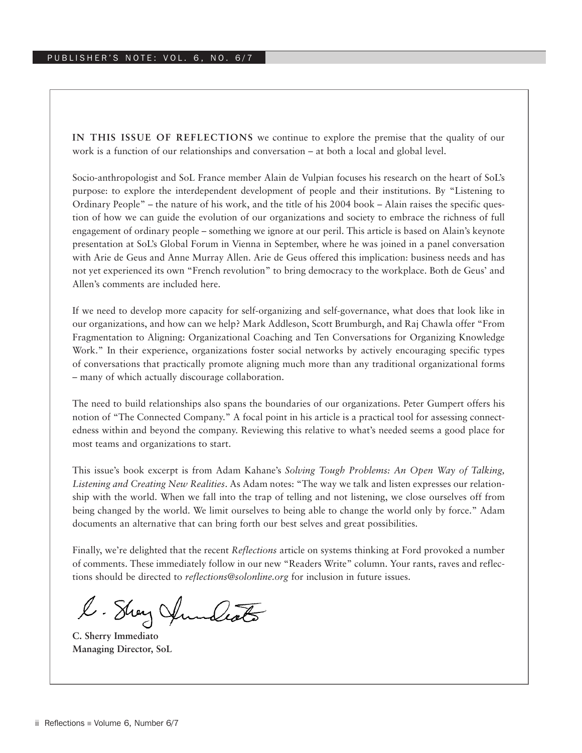## PUBLISHER'S NOTE: VOL. 6, NO. 6/7

**IN THIS ISSUE OF REFLECTIONS** we continue to explore the premise that the quality of our work is a function of our relationships and conversation – at both a local and global level.

Socio-anthropologist and SoL France member Alain de Vulpian focuses his research on the heart of SoL's purpose: to explore the interdependent development of people and their institutions. By "Listening to Ordinary People" – the nature of his work, and the title of his 2004 book – Alain raises the specific question of how we can guide the evolution of our organizations and society to embrace the richness of full engagement of ordinary people – something we ignore at our peril. This article is based on Alain's keynote presentation at SoL's Global Forum in Vienna in September, where he was joined in a panel conversation with Arie de Geus and Anne Murray Allen. Arie de Geus offered this implication: business needs and has not yet experienced its own "French revolution" to bring democracy to the workplace. Both de Geus' and Allen's comments are included here.

If we need to develop more capacity for self-organizing and self-governance, what does that look like in our organizations, and how can we help? Mark Addleson, Scott Brumburgh, and Raj Chawla offer "From Fragmentation to Aligning: Organizational Coaching and Ten Conversations for Organizing Knowledge Work." In their experience, organizations foster social networks by actively encouraging specific types of conversations that practically promote aligning much more than any traditional organizational forms – many of which actually discourage collaboration.

The need to build relationships also spans the boundaries of our organizations. Peter Gumpert offers his notion of "The Connected Company." A focal point in his article is a practical tool for assessing connectedness within and beyond the company. Reviewing this relative to what's needed seems a good place for most teams and organizations to start.

This issue's book excerpt is from Adam Kahane's *Solving Tough Problems: An Open Way of Talking, Listening and Creating New Realities*. As Adam notes: "The way we talk and listen expresses our relationship with the world. When we fall into the trap of telling and not listening, we close ourselves off from being changed by the world. We limit ourselves to being able to change the world only by force." Adam documents an alternative that can bring forth our best selves and great possibilities.

Finally, we're delighted that the recent *Reflections* article on systems thinking at Ford provoked a number of comments. These immediately follow in our new "Readers Write" column. Your rants, raves and reflections should be directed to *reflections@solonline.org* for inclusion in future issues.

**C. Sherry Immediato**
**Managing Director, SoL**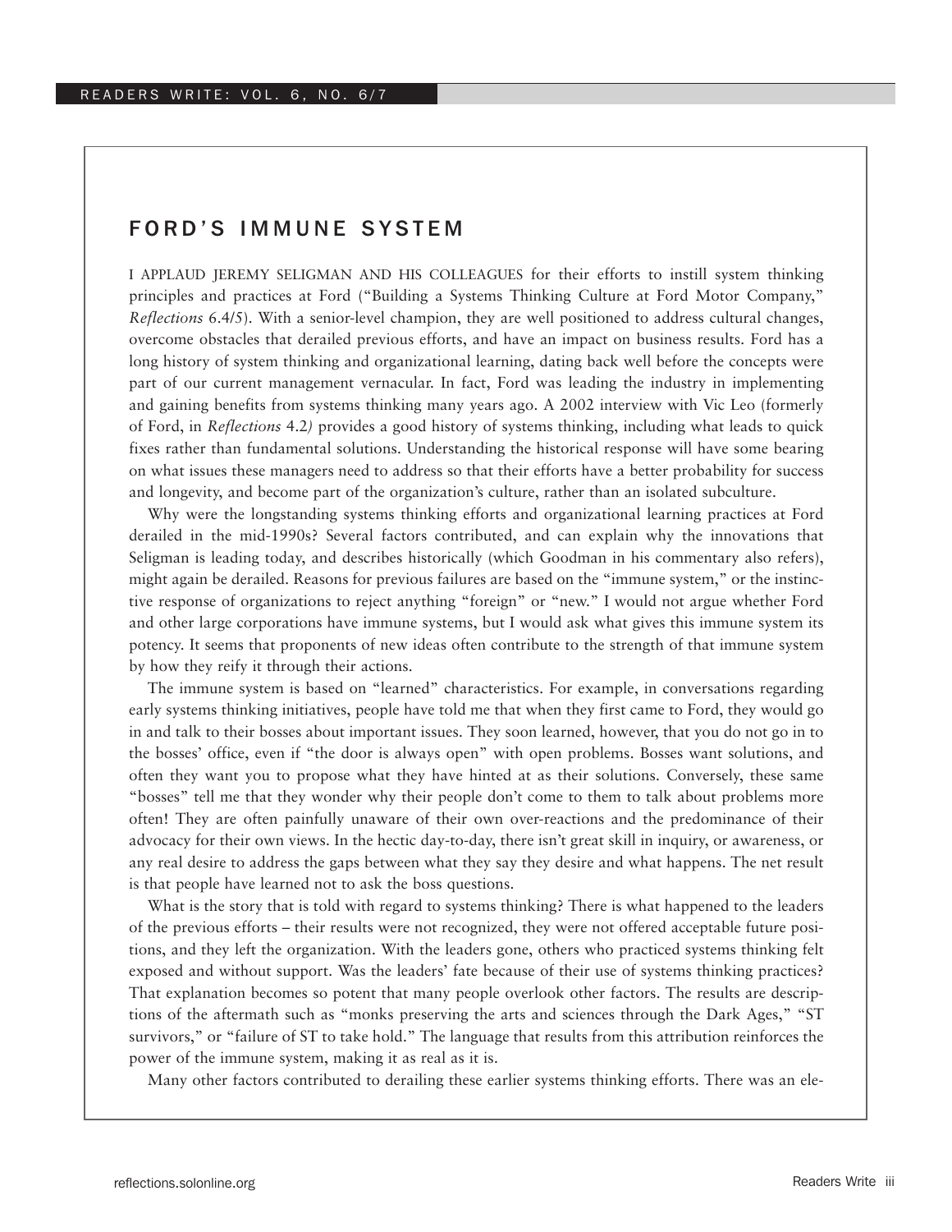## FORD'S IMMUNE SYSTEM

I APPLAUD JEREMY SELIGMAN AND HIS COLLEAGUES for their efforts to instill system thinking principles and practices at Ford ("Building a Systems Thinking Culture at Ford Motor Company," *Reflections* 6.4/5). With a senior-level champion, they are well positioned to address cultural changes, overcome obstacles that derailed previous efforts, and have an impact on business results. Ford has a long history of system thinking and organizational learning, dating back well before the concepts were part of our current management vernacular. In fact, Ford was leading the industry in implementing and gaining benefits from systems thinking many years ago. A 2002 interview with Vic Leo (formerly of Ford, in *Reflections* 4.2) provides a good history of systems thinking, including what leads to quick fixes rather than fundamental solutions. Understanding the historical response will have some bearing on what issues these managers need to address so that their efforts have a better probability for success and longevity, and become part of the organization's culture, rather than an isolated subculture.

Why were the longstanding systems thinking efforts and organizational learning practices at Ford derailed in the mid-1990s? Several factors contributed, and can explain why the innovations that Seligman is leading today, and describes historically (which Goodman in his commentary also refers), might again be derailed. Reasons for previous failures are based on the "immune system," or the instinctive response of organizations to reject anything "foreign" or "new." I would not argue whether Ford and other large corporations have immune systems, but I would ask what gives this immune system its potency. It seems that proponents of new ideas often contribute to the strength of that immune system by how they reify it through their actions.

The immune system is based on "learned" characteristics. For example, in conversations regarding early systems thinking initiatives, people have told me that when they first came to Ford, they would go in and talk to their bosses about important issues. They soon learned, however, that you do not go in to the bosses' office, even if "the door is always open" with open problems. Bosses want solutions, and often they want you to propose what they have hinted at as their solutions. Conversely, these same "bosses" tell me that they wonder why their people don't come to them to talk about problems more often! They are often painfully unaware of their own over-reactions and the predominance of their advocacy for their own views. In the hectic day-to-day, there isn't great skill in inquiry, or awareness, or any real desire to address the gaps between what they say they desire and what happens. The net result is that people have learned not to ask the boss questions.

What is the story that is told with regard to systems thinking? There is what happened to the leaders of the previous efforts – their results were not recognized, they were not offered acceptable future positions, and they left the organization. With the leaders gone, others who practiced systems thinking felt exposed and without support. Was the leaders' fate because of their use of systems thinking practices? That explanation becomes so potent that many people overlook other factors. The results are descriptions of the aftermath such as "monks preserving the arts and sciences through the Dark Ages," "ST survivors," or "failure of ST to take hold." The language that results from this attribution reinforces the power of the immune system, making it as real as it is.

Many other factors contributed to derailing these earlier systems thinking efforts. There was an ele-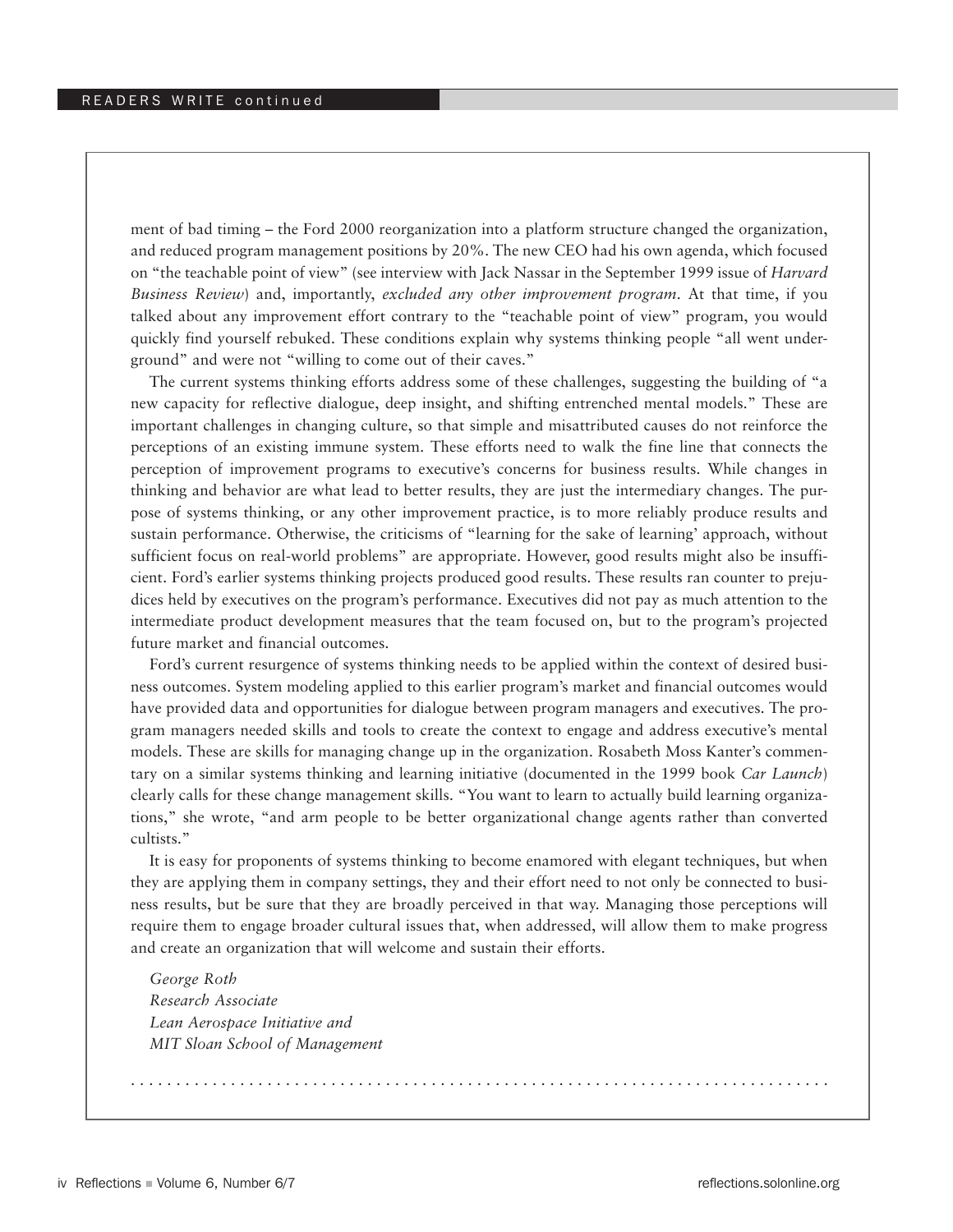ment of bad timing – the Ford 2000 reorganization into a platform structure changed the organization, and reduced program management positions by 20%. The new CEO had his own agenda, which focused on "the teachable point of view" (see interview with Jack Nassar in the September 1999 issue of *Harvard Business Review*) and, importantly, *excluded any other improvement program*. At that time, if you talked about any improvement effort contrary to the "teachable point of view" program, you would quickly find yourself rebuked. These conditions explain why systems thinking people "all went underground" and were not "willing to come out of their caves."

The current systems thinking efforts address some of these challenges, suggesting the building of "a new capacity for reflective dialogue, deep insight, and shifting entrenched mental models." These are important challenges in changing culture, so that simple and misattributed causes do not reinforce the perceptions of an existing immune system. These efforts need to walk the fine line that connects the perception of improvement programs to executive's concerns for business results. While changes in thinking and behavior are what lead to better results, they are just the intermediary changes. The purpose of systems thinking, or any other improvement practice, is to more reliably produce results and sustain performance. Otherwise, the criticisms of "learning for the sake of learning' approach, without sufficient focus on real-world problems" are appropriate. However, good results might also be insufficient. Ford's earlier systems thinking projects produced good results. These results ran counter to prejudices held by executives on the program's performance. Executives did not pay as much attention to the intermediate product development measures that the team focused on, but to the program's projected future market and financial outcomes.

Ford's current resurgence of systems thinking needs to be applied within the context of desired business outcomes. System modeling applied to this earlier program's market and financial outcomes would have provided data and opportunities for dialogue between program managers and executives. The program managers needed skills and tools to create the context to engage and address executive's mental models. These are skills for managing change up in the organization. Rosabeth Moss Kanter's commentary on a similar systems thinking and learning initiative (documented in the 1999 book *Car Launch*) clearly calls for these change management skills. "You want to learn to actually build learning organizations," she wrote, "and arm people to be better organizational change agents rather than converted cultists."

It is easy for proponents of systems thinking to become enamored with elegant techniques, but when they are applying them in company settings, they and their effort need to not only be connected to business results, but be sure that they are broadly perceived in that way. Managing those perceptions will require them to engage broader cultural issues that, when addressed, will allow them to make progress and create an organization that will welcome and sustain their efforts.

*George Roth*
*Research Associate*
*Lean Aerospace Initiative and*
*MIT Sloan School of Management*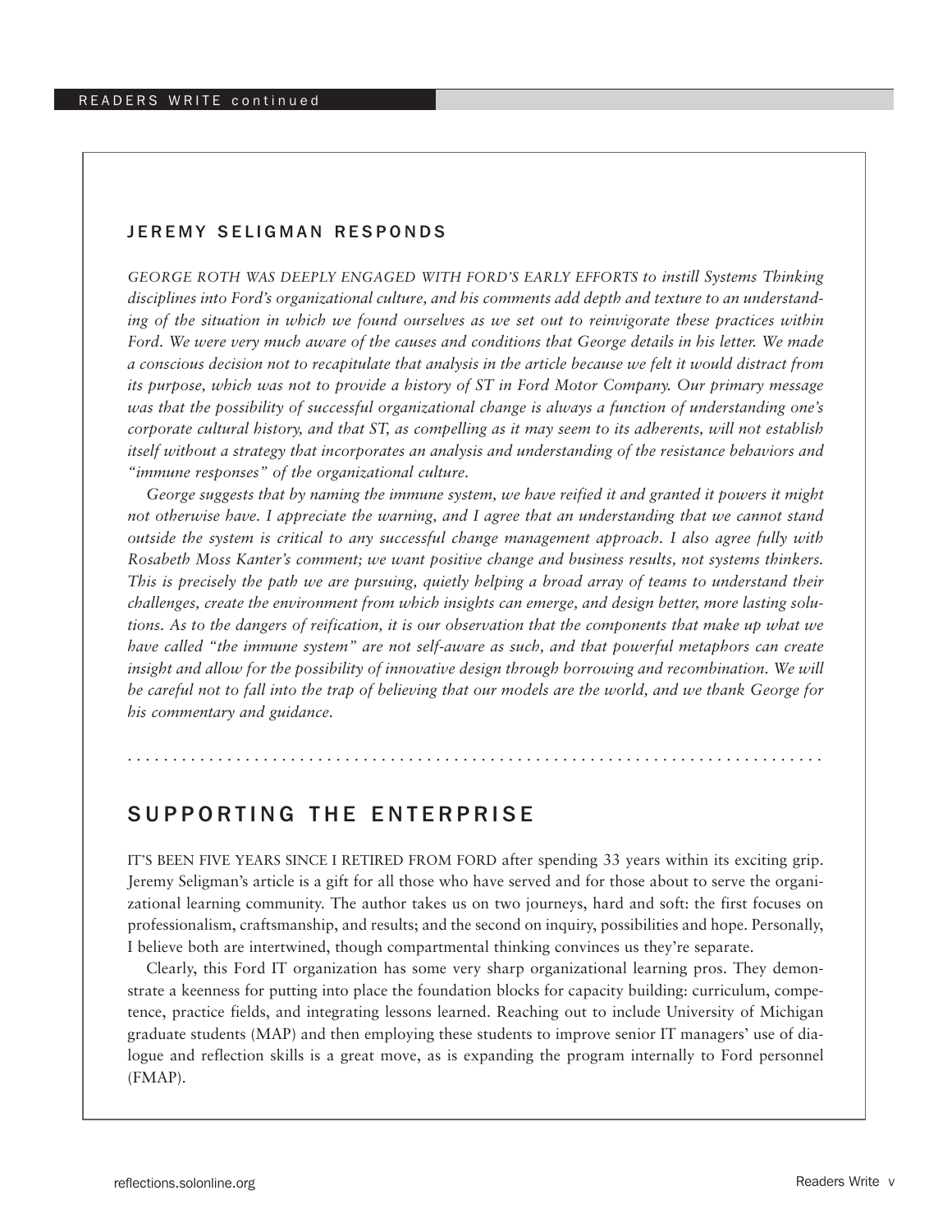### JEREMY SELIGMAN RESPONDS

*GEORGE ROTH WAS DEEPLY ENGAGED WITH FORD'S EARLY EFFORTS to instill Systems Thinking disciplines into Ford's organizational culture, and his comments add depth and texture to an understanding of the situation in which we found ourselves as we set out to reinvigorate these practices within Ford. We were very much aware of the causes and conditions that George details in his letter. We made a conscious decision not to recapitulate that analysis in the article because we felt it would distract from its purpose, which was not to provide a history of ST in Ford Motor Company. Our primary message was that the possibility of successful organizational change is always a function of understanding one's corporate cultural history, and that ST, as compelling as it may seem to its adherents, will not establish itself without a strategy that incorporates an analysis and understanding of the resistance behaviors and "immune responses" of the organizational culture.*

*George suggests that by naming the immune system, we have reified it and granted it powers it might not otherwise have. I appreciate the warning, and I agree that an understanding that we cannot stand outside the system is critical to any successful change management approach. I also agree fully with Rosabeth Moss Kanter's comment; we want positive change and business results, not systems thinkers. This is precisely the path we are pursuing, quietly helping a broad array of teams to understand their challenges, create the environment from which insights can emerge, and design better, more lasting solutions. As to the dangers of reification, it is our observation that the components that make up what we have called "the immune system" are not self-aware as such, and that powerful metaphors can create insight and allow for the possibility of innovative design through borrowing and recombination. We will be careful not to fall into the trap of believing that our models are the world, and we thank George for his commentary and guidance.*

## SUPPORTING THE ENTERPRISE

IT'S BEEN FIVE YEARS SINCE I RETIRED FROM FORD after spending 33 years within its exciting grip. Jeremy Seligman's article is a gift for all those who have served and for those about to serve the organizational learning community. The author takes us on two journeys, hard and soft: the first focuses on professionalism, craftsmanship, and results; and the second on inquiry, possibilities and hope. Personally, I believe both are intertwined, though compartmental thinking convinces us they're separate.

Clearly, this Ford IT organization has some very sharp organizational learning pros. They demonstrate a keenness for putting into place the foundation blocks for capacity building: curriculum, competence, practice fields, and integrating lessons learned. Reaching out to include University of Michigan graduate students (MAP) and then employing these students to improve senior IT managers' use of dialogue and reflection skills is a great move, as is expanding the program internally to Ford personnel (FMAP).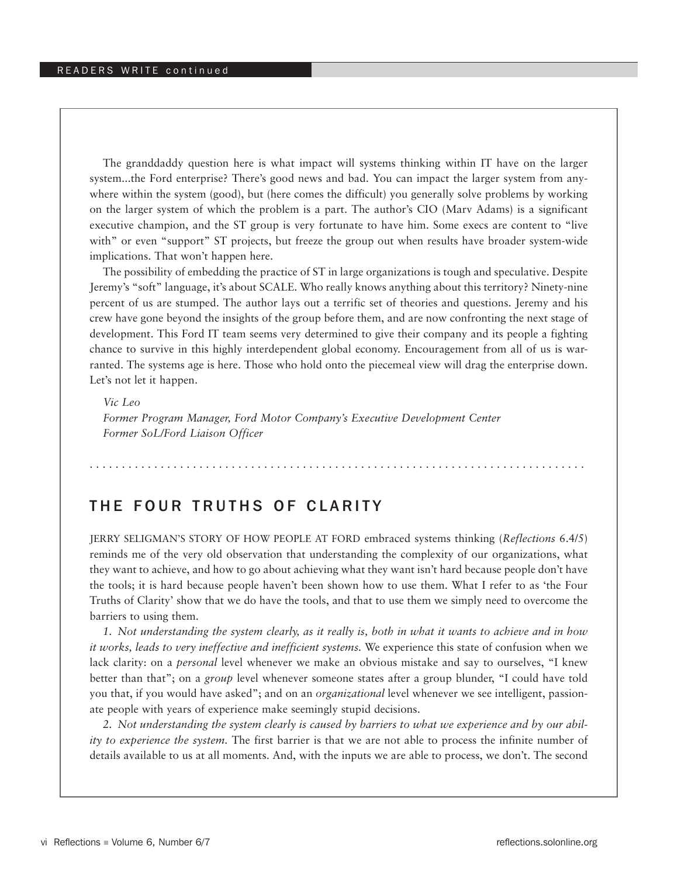The granddaddy question here is what impact will systems thinking within IT have on the larger system...the Ford enterprise? There's good news and bad. You can impact the larger system from anywhere within the system (good), but (here comes the difficult) you generally solve problems by working on the larger system of which the problem is a part. The author's CIO (Marv Adams) is a significant executive champion, and the ST group is very fortunate to have him. Some execs are content to "live with" or even "support" ST projects, but freeze the group out when results have broader system-wide implications. That won't happen here.

The possibility of embedding the practice of ST in large organizations is tough and speculative. Despite Jeremy's "soft" language, it's about SCALE. Who really knows anything about this territory? Ninety-nine percent of us are stumped. The author lays out a terrific set of theories and questions. Jeremy and his crew have gone beyond the insights of the group before them, and are now confronting the next stage of development. This Ford IT team seems very determined to give their company and its people a fighting chance to survive in this highly interdependent global economy. Encouragement from all of us is warranted. The systems age is here. Those who hold onto the piecemeal view will drag the enterprise down. Let's not let it happen.

*Vic Leo*
*Former Program Manager, Ford Motor Company's Executive Development Center*
*Former SoL/Ford Liaison Officer*

## THE FOUR TRUTHS OF CLARITY

JERRY SELIGMAN'S STORY OF HOW PEOPLE AT FORD embraced systems thinking (*Reflections* 6.4/5) reminds me of the very old observation that understanding the complexity of our organizations, what they want to achieve, and how to go about achieving what they want isn't hard because people don't have the tools; it is hard because people haven't been shown how to use them. What I refer to as 'the Four Truths of Clarity' show that we do have the tools, and that to use them we simply need to overcome the barriers to using them.

*1. Not understanding the system clearly, as it really is, both in what it wants to achieve and in how it works, leads to very ineffective and inefficient systems.* We experience this state of confusion when we lack clarity: on a *personal* level whenever we make an obvious mistake and say to ourselves, "I knew better than that"; on a *group* level whenever someone states after a group blunder, "I could have told you that, if you would have asked"; and on an *organizational* level whenever we see intelligent, passionate people with years of experience make seemingly stupid decisions.

*2. Not understanding the system clearly is caused by barriers to what we experience and by our ability to experience the system.* The first barrier is that we are not able to process the infinite number of details available to us at all moments. And, with the inputs we are able to process, we don't. The second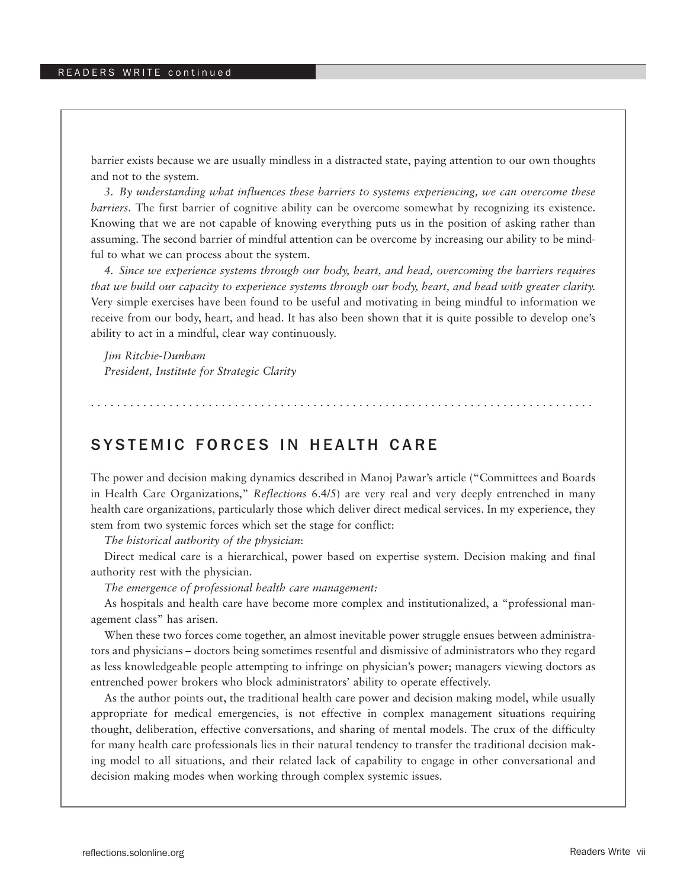barrier exists because we are usually mindless in a distracted state, paying attention to our own thoughts and not to the system.

*3. By understanding what influences these barriers to systems experiencing, we can overcome these barriers*. The first barrier of cognitive ability can be overcome somewhat by recognizing its existence. Knowing that we are not capable of knowing everything puts us in the position of asking rather than assuming. The second barrier of mindful attention can be overcome by increasing our ability to be mindful to what we can process about the system.

*4. Since we experience systems through our body, heart, and head, overcoming the barriers requires that we build our capacity to experience systems through our body, heart, and head with greater clarity.* Very simple exercises have been found to be useful and motivating in being mindful to information we receive from our body, heart, and head. It has also been shown that it is quite possible to develop one's ability to act in a mindful, clear way continuously.

*Jim Ritchie-Dunham*
*President, Institute for Strategic Clarity*

## SYSTEMIC FORCES IN HEALTH CARE

The power and decision making dynamics described in Manoj Pawar's article ("Committees and Boards in Health Care Organizations," *Reflections* 6.4/5) are very real and very deeply entrenched in many health care organizations, particularly those which deliver direct medical services. In my experience, they stem from two systemic forces which set the stage for conflict:

*The historical authority of the physician*:

Direct medical care is a hierarchical, power based on expertise system. Decision making and final authority rest with the physician.

*The emergence of professional health care management:*

As hospitals and health care have become more complex and institutionalized, a "professional management class" has arisen.

When these two forces come together, an almost inevitable power struggle ensues between administrators and physicians – doctors being sometimes resentful and dismissive of administrators who they regard as less knowledgeable people attempting to infringe on physician's power; managers viewing doctors as entrenched power brokers who block administrators' ability to operate effectively.

As the author points out, the traditional health care power and decision making model, while usually appropriate for medical emergencies, is not effective in complex management situations requiring thought, deliberation, effective conversations, and sharing of mental models. The crux of the difficulty for many health care professionals lies in their natural tendency to transfer the traditional decision making model to all situations, and their related lack of capability to engage in other conversational and decision making modes when working through complex systemic issues.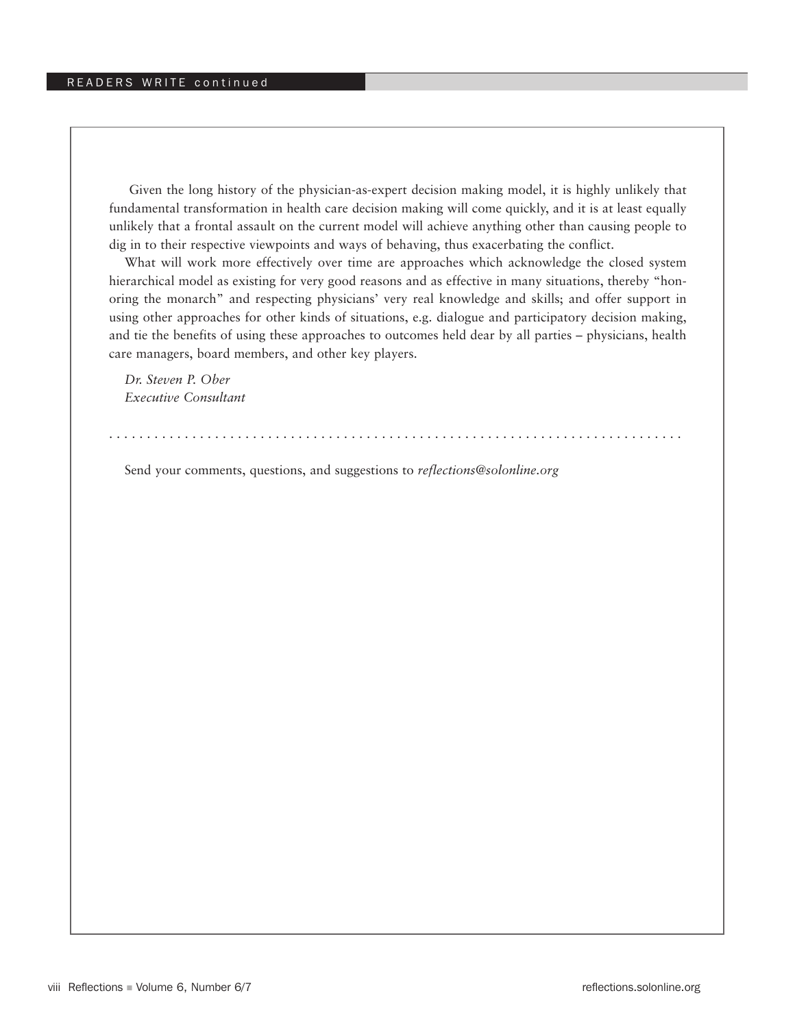Given the long history of the physician-as-expert decision making model, it is highly unlikely that fundamental transformation in health care decision making will come quickly, and it is at least equally unlikely that a frontal assault on the current model will achieve anything other than causing people to dig in to their respective viewpoints and ways of behaving, thus exacerbating the conflict.

What will work more effectively over time are approaches which acknowledge the closed system hierarchical model as existing for very good reasons and as effective in many situations, thereby "honoring the monarch" and respecting physicians' very real knowledge and skills; and offer support in using other approaches for other kinds of situations, e.g. dialogue and participatory decision making, and tie the benefits of using these approaches to outcomes held dear by all parties – physicians, health care managers, board members, and other key players.

*Dr. Steven P. Ober*
*Executive Consultant*

---

Send your comments, questions, and suggestions to *reflections@solonline.org*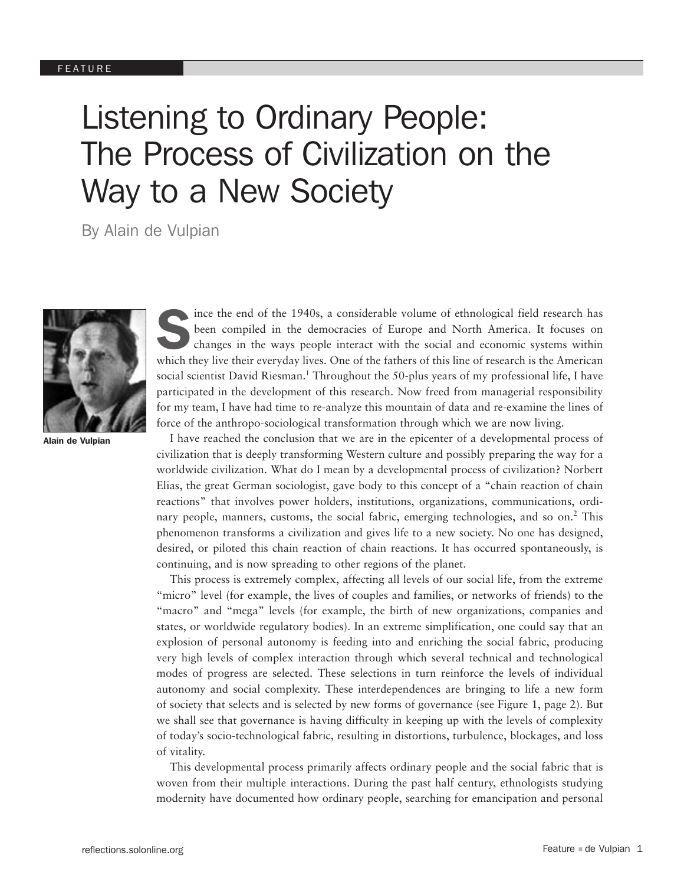FEATURE

# Listening to Ordinary People: The Process of Civilization on the Way to a New Society

By Alain de Vulpian

Alain de Vulpian

Since the end of the 1940s, a considerable volume of ethnological field research has been compiled in the democracies of Europe and North America. It focuses on changes in the ways people interact with the social and economic systems within which they live their everyday lives. One of the fathers of this line of research is the American social scientist David Riesman.[1] Throughout the 50-plus years of my professional life, I have participated in the development of this research. Now freed from managerial responsibility for my team, I have had time to re-analyze this mountain of data and re-examine the lines of force of the anthropo-sociological transformation through which we are now living.

I have reached the conclusion that we are in the epicenter of a developmental process of civilization that is deeply transforming Western culture and possibly preparing the way for a worldwide civilization. What do I mean by a developmental process of civilization? Norbert Elias, the great German sociologist, gave body to this concept of a "chain reaction of chain reactions" that involves power holders, institutions, organizations, communications, ordinary people, manners, customs, the social fabric, emerging technologies, and so on.[2] This phenomenon transforms a civilization and gives life to a new society. No one has designed, desired, or piloted this chain reaction of chain reactions. It has occurred spontaneously, is continuing, and is now spreading to other regions of the planet.

This process is extremely complex, affecting all levels of our social life, from the extreme "micro" level (for example, the lives of couples and families, or networks of friends) to the "macro" and "mega" levels (for example, the birth of new organizations, companies and states, or worldwide regulatory bodies). In an extreme simplification, one could say that an explosion of personal autonomy is feeding into and enriching the social fabric, producing very high levels of complex interaction through which several technical and technological modes of progress are selected. These selections in turn reinforce the levels of individual autonomy and social complexity. These interdependences are bringing to life a new form of society that selects and is selected by new forms of governance (see Figure 1, page 2). But we shall see that governance is having difficulty in keeping up with the levels of complexity of today's socio-technological fabric, resulting in distortions, turbulence, blockages, and loss of vitality.

This developmental process primarily affects ordinary people and the social fabric that is woven from their multiple interactions. During the past half century, ethnologists studying modernity have documented how ordinary people, searching for emancipation and personal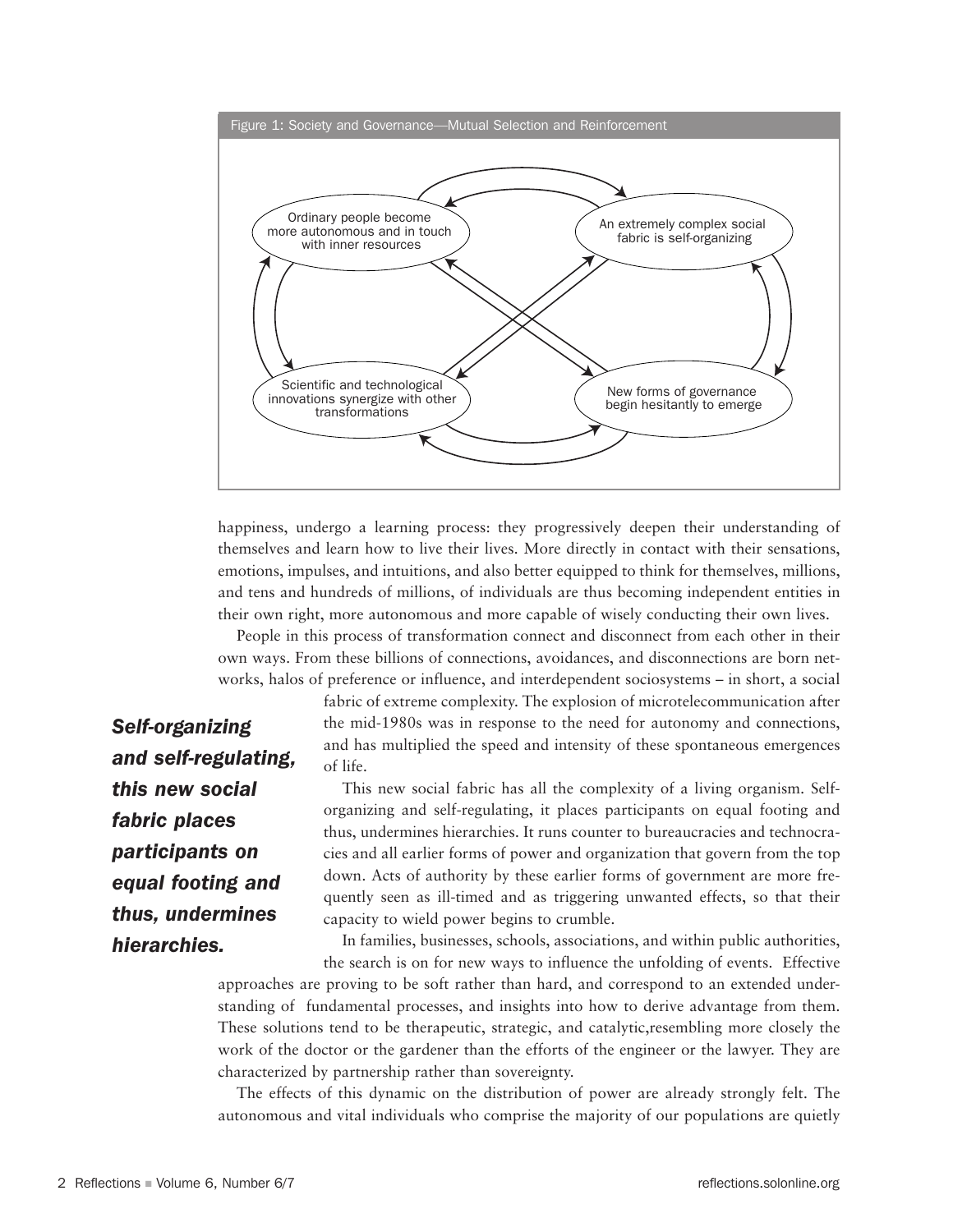Figure 1: Society and Governance—Mutual Selection and Reinforcement

Ordinary people become more autonomous and in touch with inner resources

An extremely complex social fabric is self-organizing

Scientific and technological innovations synergize with other transformations

New forms of governance begin hesitantly to emerge

happiness, undergo a learning process: they progressively deepen their understanding of themselves and learn how to live their lives. More directly in contact with their sensations, emotions, impulses, and intuitions, and also better equipped to think for themselves, millions, and tens and hundreds of millions, of individuals are thus becoming independent entities in their own right, more autonomous and more capable of wisely conducting their own lives.

People in this process of transformation connect and disconnect from each other in their own ways. From these billions of connections, avoidances, and disconnections are born networks, halos of preference or influence, and interdependent sociosystems – in short, a social fabric of extreme complexity. The explosion of microtelecommunication after the mid-1980s was in response to the need for autonomy and connections, and has multiplied the speed and intensity of these spontaneous emergences of life.

***Self-organizing and self-regulating, this new social fabric places participants on equal footing and thus, undermines hierarchies.***

This new social fabric has all the complexity of a living organism. Self-organizing and self-regulating, it places participants on equal footing and thus, undermines hierarchies. It runs counter to bureaucracies and technocracies and all earlier forms of power and organization that govern from the top down. Acts of authority by these earlier forms of government are more frequently seen as ill-timed and as triggering unwanted effects, so that their capacity to wield power begins to crumble.

In families, businesses, schools, associations, and within public authorities, the search is on for new ways to influence the unfolding of events. Effective approaches are proving to be soft rather than hard, and correspond to an extended understanding of fundamental processes, and insights into how to derive advantage from them. These solutions tend to be therapeutic, strategic, and catalytic,resembling more closely the work of the doctor or the gardener than the efforts of the engineer or the lawyer. They are characterized by partnership rather than sovereignty.

The effects of this dynamic on the distribution of power are already strongly felt. The autonomous and vital individuals who comprise the majority of our populations are quietly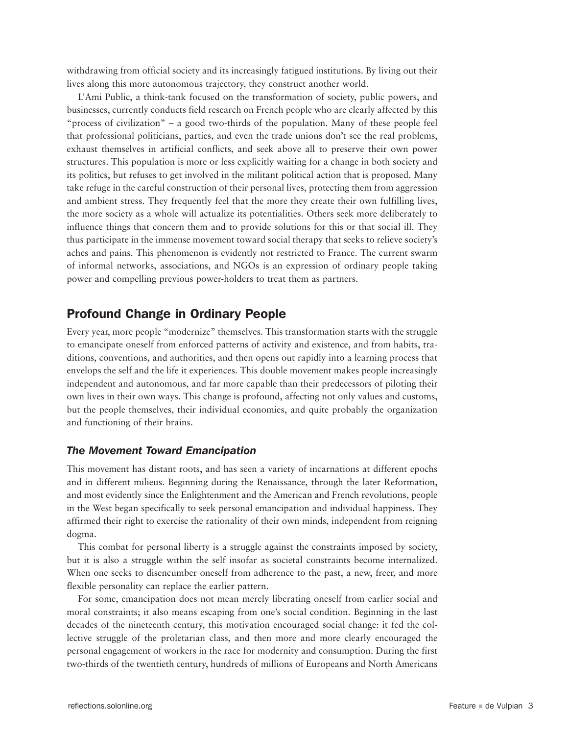withdrawing from official society and its increasingly fatigued institutions. By living out their lives along this more autonomous trajectory, they construct another world.

L'Ami Public, a think-tank focused on the transformation of society, public powers, and businesses, currently conducts field research on French people who are clearly affected by this "process of civilization" – a good two-thirds of the population. Many of these people feel that professional politicians, parties, and even the trade unions don't see the real problems, exhaust themselves in artificial conflicts, and seek above all to preserve their own power structures. This population is more or less explicitly waiting for a change in both society and its politics, but refuses to get involved in the militant political action that is proposed. Many take refuge in the careful construction of their personal lives, protecting them from aggression and ambient stress. They frequently feel that the more they create their own fulfilling lives, the more society as a whole will actualize its potentialities. Others seek more deliberately to influence things that concern them and to provide solutions for this or that social ill. They thus participate in the immense movement toward social therapy that seeks to relieve society's aches and pains. This phenomenon is evidently not restricted to France. The current swarm of informal networks, associations, and NGOs is an expression of ordinary people taking power and compelling previous power-holders to treat them as partners.

## Profound Change in Ordinary People

Every year, more people "modernize" themselves. This transformation starts with the struggle to emancipate oneself from enforced patterns of activity and existence, and from habits, traditions, conventions, and authorities, and then opens out rapidly into a learning process that envelops the self and the life it experiences. This double movement makes people increasingly independent and autonomous, and far more capable than their predecessors of piloting their own lives in their own ways. This change is profound, affecting not only values and customs, but the people themselves, their individual economies, and quite probably the organization and functioning of their brains.

### *The Movement Toward Emancipation*

This movement has distant roots, and has seen a variety of incarnations at different epochs and in different milieus. Beginning during the Renaissance, through the later Reformation, and most evidently since the Enlightenment and the American and French revolutions, people in the West began specifically to seek personal emancipation and individual happiness. They affirmed their right to exercise the rationality of their own minds, independent from reigning dogma.

This combat for personal liberty is a struggle against the constraints imposed by society, but it is also a struggle within the self insofar as societal constraints become internalized. When one seeks to disencumber oneself from adherence to the past, a new, freer, and more flexible personality can replace the earlier pattern.

For some, emancipation does not mean merely liberating oneself from earlier social and moral constraints; it also means escaping from one's social condition. Beginning in the last decades of the nineteenth century, this motivation encouraged social change: it fed the collective struggle of the proletarian class, and then more and more clearly encouraged the personal engagement of workers in the race for modernity and consumption. During the first two-thirds of the twentieth century, hundreds of millions of Europeans and North Americans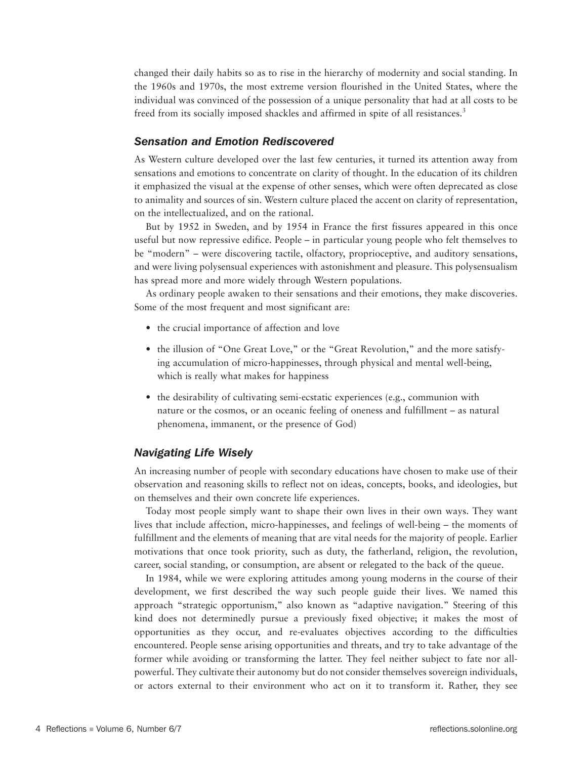changed their daily habits so as to rise in the hierarchy of modernity and social standing. In the 1960s and 1970s, the most extreme version flourished in the United States, where the individual was convinced of the possession of a unique personality that had at all costs to be freed from its socially imposed shackles and affirmed in spite of all resistances.[3]

### *Sensation and Emotion Rediscovered*

As Western culture developed over the last few centuries, it turned its attention away from sensations and emotions to concentrate on clarity of thought. In the education of its children it emphasized the visual at the expense of other senses, which were often deprecated as close to animality and sources of sin. Western culture placed the accent on clarity of representation, on the intellectualized, and on the rational.

But by 1952 in Sweden, and by 1954 in France the first fissures appeared in this once useful but now repressive edifice. People – in particular young people who felt themselves to be "modern" – were discovering tactile, olfactory, proprioceptive, and auditory sensations, and were living polysensual experiences with astonishment and pleasure. This polysensualism has spread more and more widely through Western populations.

As ordinary people awaken to their sensations and their emotions, they make discoveries. Some of the most frequent and most significant are:

- the crucial importance of affection and love
- the illusion of "One Great Love," or the "Great Revolution," and the more satisfying accumulation of micro-happinesses, through physical and mental well-being, which is really what makes for happiness
- the desirability of cultivating semi-ecstatic experiences (e.g., communion with nature or the cosmos, or an oceanic feeling of oneness and fulfillment – as natural phenomena, immanent, or the presence of God)

### *Navigating Life Wisely*

An increasing number of people with secondary educations have chosen to make use of their observation and reasoning skills to reflect not on ideas, concepts, books, and ideologies, but on themselves and their own concrete life experiences.

Today most people simply want to shape their own lives in their own ways. They want lives that include affection, micro-happinesses, and feelings of well-being – the moments of fulfillment and the elements of meaning that are vital needs for the majority of people. Earlier motivations that once took priority, such as duty, the fatherland, religion, the revolution, career, social standing, or consumption, are absent or relegated to the back of the queue.

In 1984, while we were exploring attitudes among young moderns in the course of their development, we first described the way such people guide their lives. We named this approach "strategic opportunism," also known as "adaptive navigation." Steering of this kind does not determinedly pursue a previously fixed objective; it makes the most of opportunities as they occur, and re-evaluates objectives according to the difficulties encountered. People sense arising opportunities and threats, and try to take advantage of the former while avoiding or transforming the latter. They feel neither subject to fate nor all-powerful. They cultivate their autonomy but do not consider themselves sovereign individuals, or actors external to their environment who act on it to transform it. Rather, they see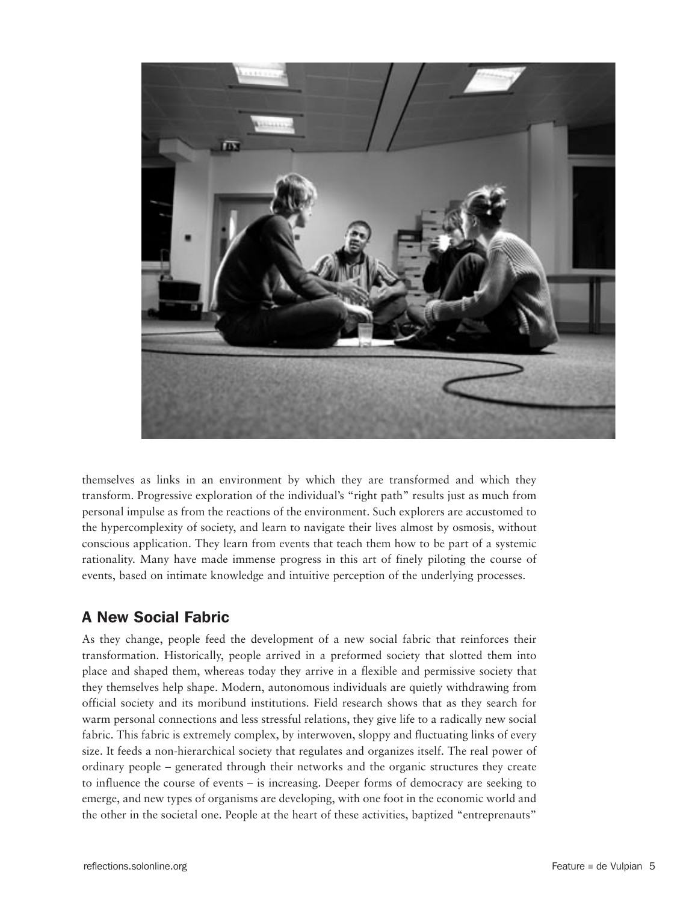themselves as links in an environment by which they are transformed and which they transform. Progressive exploration of the individual's "right path" results just as much from personal impulse as from the reactions of the environment. Such explorers are accustomed to the hypercomplexity of society, and learn to navigate their lives almost by osmosis, without conscious application. They learn from events that teach them how to be part of a systemic rationality. Many have made immense progress in this art of finely piloting the course of events, based on intimate knowledge and intuitive perception of the underlying processes.

## A New Social Fabric

As they change, people feed the development of a new social fabric that reinforces their transformation. Historically, people arrived in a preformed society that slotted them into place and shaped them, whereas today they arrive in a flexible and permissive society that they themselves help shape. Modern, autonomous individuals are quietly withdrawing from official society and its moribund institutions. Field research shows that as they search for warm personal connections and less stressful relations, they give life to a radically new social fabric. This fabric is extremely complex, by interwoven, sloppy and fluctuating links of every size. It feeds a non-hierarchical society that regulates and organizes itself. The real power of ordinary people – generated through their networks and the organic structures they create to influence the course of events – is increasing. Deeper forms of democracy are seeking to emerge, and new types of organisms are developing, with one foot in the economic world and the other in the societal one. People at the heart of these activities, baptized "entreprenauts"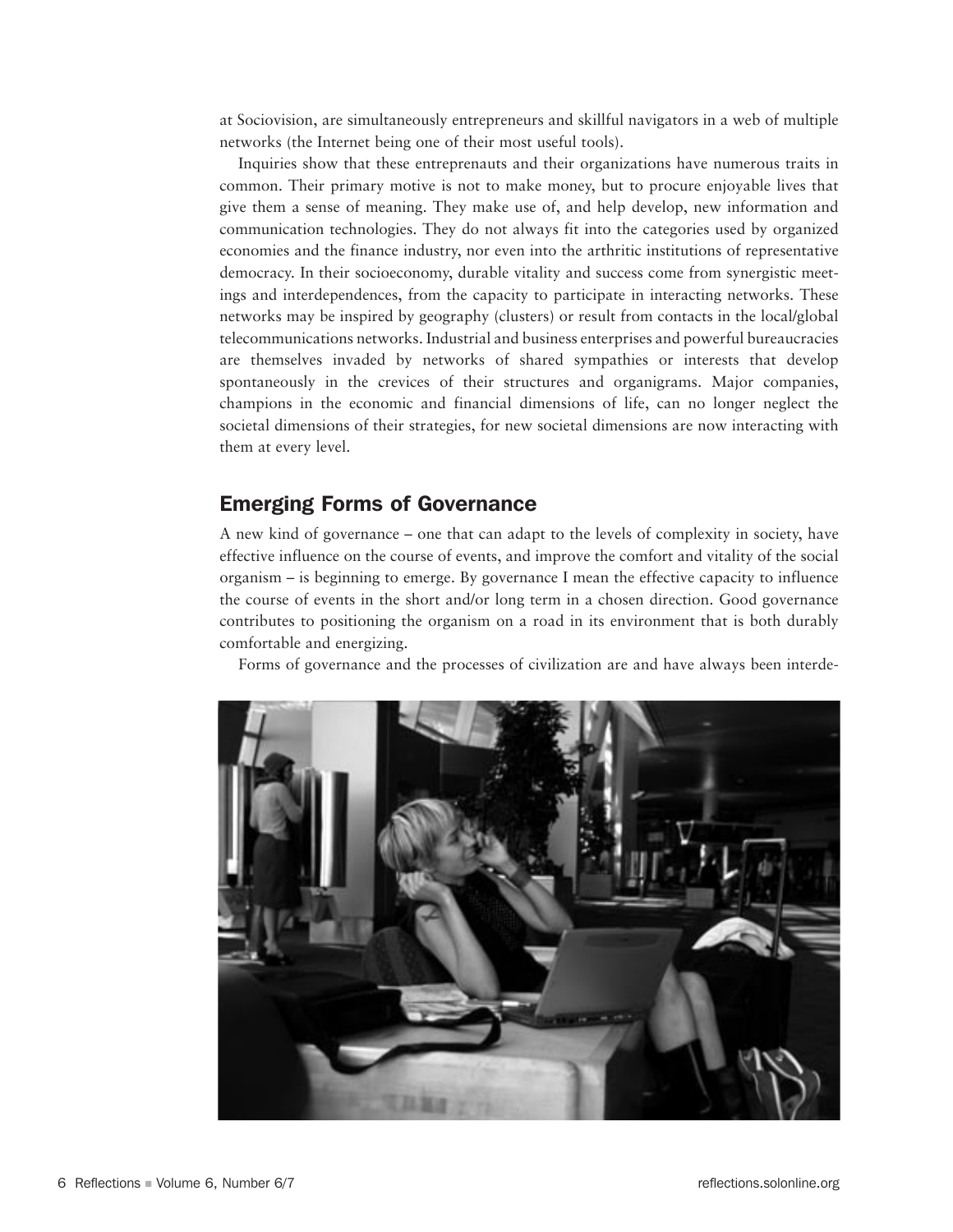at Sociovision, are simultaneously entrepreneurs and skillful navigators in a web of multiple networks (the Internet being one of their most useful tools).

Inquiries show that these entreprenauts and their organizations have numerous traits in common. Their primary motive is not to make money, but to procure enjoyable lives that give them a sense of meaning. They make use of, and help develop, new information and communication technologies. They do not always fit into the categories used by organized economies and the finance industry, nor even into the arthritic institutions of representative democracy. In their socioeconomy, durable vitality and success come from synergistic meetings and interdependences, from the capacity to participate in interacting networks. These networks may be inspired by geography (clusters) or result from contacts in the local/global telecommunications networks. Industrial and business enterprises and powerful bureaucracies are themselves invaded by networks of shared sympathies or interests that develop spontaneously in the crevices of their structures and organigrams. Major companies, champions in the economic and financial dimensions of life, can no longer neglect the societal dimensions of their strategies, for new societal dimensions are now interacting with them at every level.

## Emerging Forms of Governance

A new kind of governance – one that can adapt to the levels of complexity in society, have effective influence on the course of events, and improve the comfort and vitality of the social organism – is beginning to emerge. By governance I mean the effective capacity to influence the course of events in the short and/or long term in a chosen direction. Good governance contributes to positioning the organism on a road in its environment that is both durably comfortable and energizing.

Forms of governance and the processes of civilization are and have always been interde-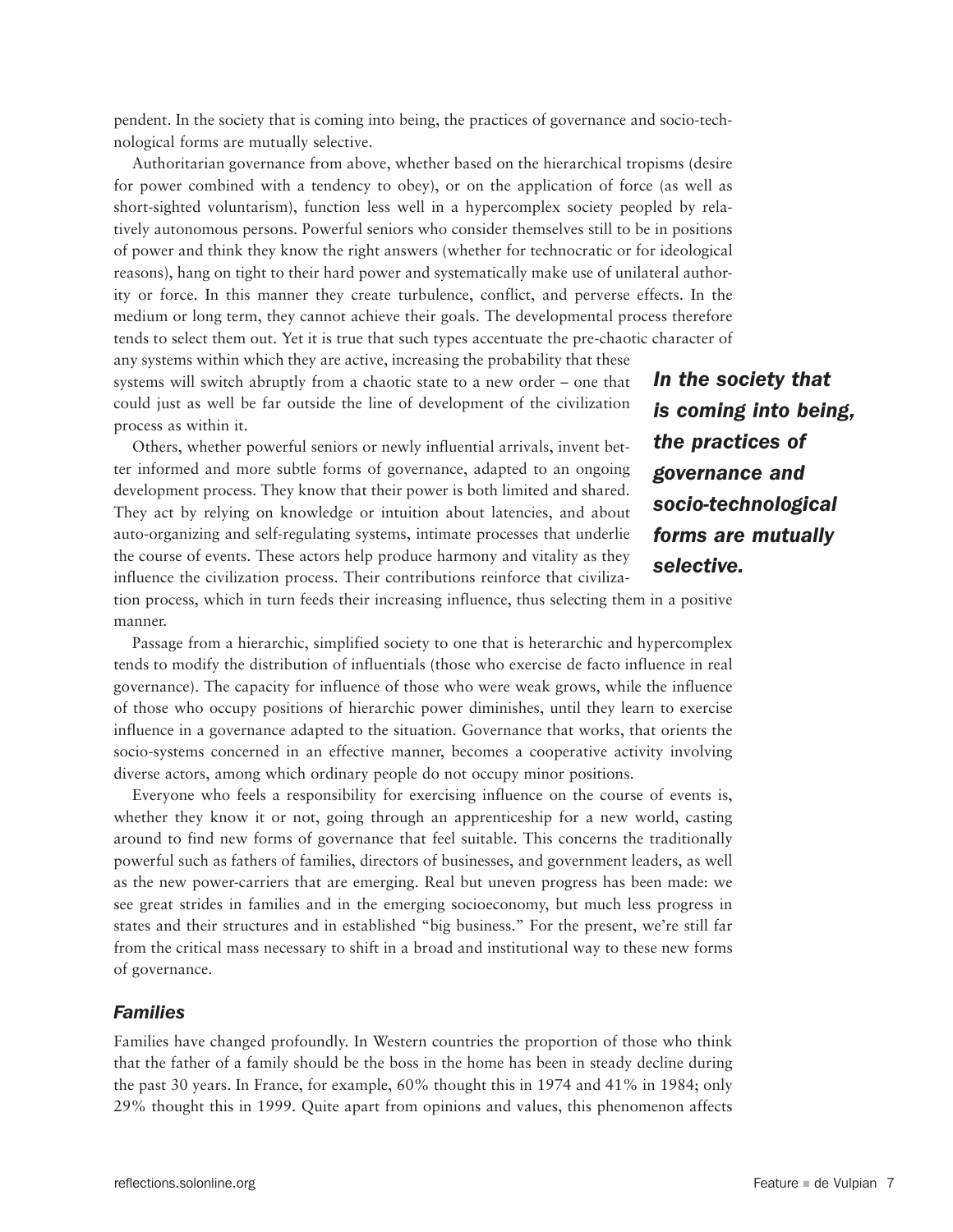pendent. In the society that is coming into being, the practices of governance and socio-technological forms are mutually selective.

Authoritarian governance from above, whether based on the hierarchical tropisms (desire for power combined with a tendency to obey), or on the application of force (as well as short-sighted voluntarism), function less well in a hypercomplex society peopled by relatively autonomous persons. Powerful seniors who consider themselves still to be in positions of power and think they know the right answers (whether for technocratic or for ideological reasons), hang on tight to their hard power and systematically make use of unilateral authority or force. In this manner they create turbulence, conflict, and perverse effects. In the medium or long term, they cannot achieve their goals. The developmental process therefore tends to select them out. Yet it is true that such types accentuate the pre-chaotic character of any systems within which they are active, increasing the probability that these systems will switch abruptly from a chaotic state to a new order – one that could just as well be far outside the line of development of the civilization process as within it.

*In the society that is coming into being, the practices of governance and socio-technological forms are mutually selective.*

Others, whether powerful seniors or newly influential arrivals, invent better informed and more subtle forms of governance, adapted to an ongoing development process. They know that their power is both limited and shared. They act by relying on knowledge or intuition about latencies, and about auto-organizing and self-regulating systems, intimate processes that underlie the course of events. These actors help produce harmony and vitality as they influence the civilization process. Their contributions reinforce that civilization process, which in turn feeds their increasing influence, thus selecting them in a positive manner.

Passage from a hierarchic, simplified society to one that is heterarchic and hypercomplex tends to modify the distribution of influentials (those who exercise de facto influence in real governance). The capacity for influence of those who were weak grows, while the influence of those who occupy positions of hierarchic power diminishes, until they learn to exercise influence in a governance adapted to the situation. Governance that works, that orients the socio-systems concerned in an effective manner, becomes a cooperative activity involving diverse actors, among which ordinary people do not occupy minor positions.

Everyone who feels a responsibility for exercising influence on the course of events is, whether they know it or not, going through an apprenticeship for a new world, casting around to find new forms of governance that feel suitable. This concerns the traditionally powerful such as fathers of families, directors of businesses, and government leaders, as well as the new power-carriers that are emerging. Real but uneven progress has been made: we see great strides in families and in the emerging socioeconomy, but much less progress in states and their structures and in established "big business." For the present, we're still far from the critical mass necessary to shift in a broad and institutional way to these new forms of governance.

### *Families*

Families have changed profoundly. In Western countries the proportion of those who think that the father of a family should be the boss in the home has been in steady decline during the past 30 years. In France, for example, 60% thought this in 1974 and 41% in 1984; only 29% thought this in 1999. Quite apart from opinions and values, this phenomenon affects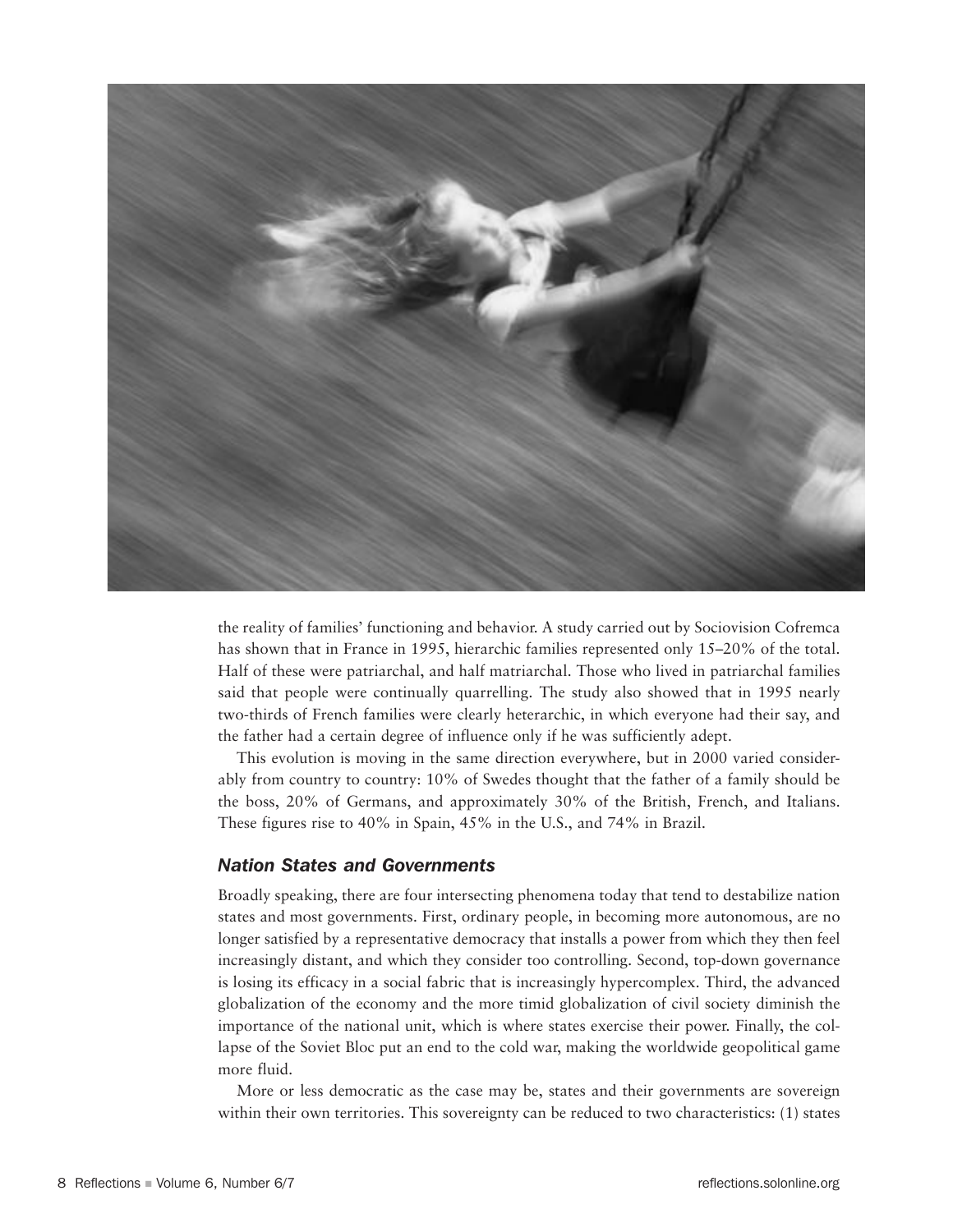the reality of families' functioning and behavior. A study carried out by Sociovision Cofremca has shown that in France in 1995, hierarchic families represented only 15–20% of the total. Half of these were patriarchal, and half matriarchal. Those who lived in patriarchal families said that people were continually quarrelling. The study also showed that in 1995 nearly two-thirds of French families were clearly heterarchic, in which everyone had their say, and the father had a certain degree of influence only if he was sufficiently adept.

This evolution is moving in the same direction everywhere, but in 2000 varied considerably from country to country: 10% of Swedes thought that the father of a family should be the boss, 20% of Germans, and approximately 30% of the British, French, and Italians. These figures rise to 40% in Spain, 45% in the U.S., and 74% in Brazil.

### *Nation States and Governments*

Broadly speaking, there are four intersecting phenomena today that tend to destabilize nation states and most governments. First, ordinary people, in becoming more autonomous, are no longer satisfied by a representative democracy that installs a power from which they then feel increasingly distant, and which they consider too controlling. Second, top-down governance is losing its efficacy in a social fabric that is increasingly hypercomplex. Third, the advanced globalization of the economy and the more timid globalization of civil society diminish the importance of the national unit, which is where states exercise their power. Finally, the collapse of the Soviet Bloc put an end to the cold war, making the worldwide geopolitical game more fluid.

More or less democratic as the case may be, states and their governments are sovereign within their own territories. This sovereignty can be reduced to two characteristics: (1) states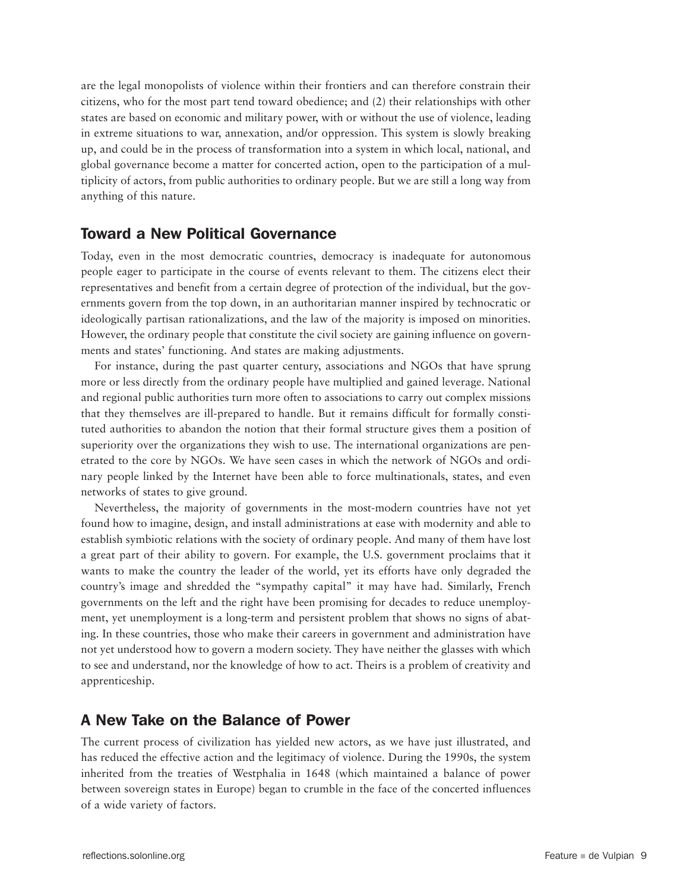are the legal monopolists of violence within their frontiers and can therefore constrain their citizens, who for the most part tend toward obedience; and (2) their relationships with other states are based on economic and military power, with or without the use of violence, leading in extreme situations to war, annexation, and/or oppression. This system is slowly breaking up, and could be in the process of transformation into a system in which local, national, and global governance become a matter for concerted action, open to the participation of a multiplicity of actors, from public authorities to ordinary people. But we are still a long way from anything of this nature.

## Toward a New Political Governance

Today, even in the most democratic countries, democracy is inadequate for autonomous people eager to participate in the course of events relevant to them. The citizens elect their representatives and benefit from a certain degree of protection of the individual, but the governments govern from the top down, in an authoritarian manner inspired by technocratic or ideologically partisan rationalizations, and the law of the majority is imposed on minorities. However, the ordinary people that constitute the civil society are gaining influence on governments and states' functioning. And states are making adjustments.

For instance, during the past quarter century, associations and NGOs that have sprung more or less directly from the ordinary people have multiplied and gained leverage. National and regional public authorities turn more often to associations to carry out complex missions that they themselves are ill-prepared to handle. But it remains difficult for formally constituted authorities to abandon the notion that their formal structure gives them a position of superiority over the organizations they wish to use. The international organizations are penetrated to the core by NGOs. We have seen cases in which the network of NGOs and ordinary people linked by the Internet have been able to force multinationals, states, and even networks of states to give ground.

Nevertheless, the majority of governments in the most-modern countries have not yet found how to imagine, design, and install administrations at ease with modernity and able to establish symbiotic relations with the society of ordinary people. And many of them have lost a great part of their ability to govern. For example, the U.S. government proclaims that it wants to make the country the leader of the world, yet its efforts have only degraded the country's image and shredded the "sympathy capital" it may have had. Similarly, French governments on the left and the right have been promising for decades to reduce unemployment, yet unemployment is a long-term and persistent problem that shows no signs of abating. In these countries, those who make their careers in government and administration have not yet understood how to govern a modern society. They have neither the glasses with which to see and understand, nor the knowledge of how to act. Theirs is a problem of creativity and apprenticeship.

## A New Take on the Balance of Power

The current process of civilization has yielded new actors, as we have just illustrated, and has reduced the effective action and the legitimacy of violence. During the 1990s, the system inherited from the treaties of Westphalia in 1648 (which maintained a balance of power between sovereign states in Europe) began to crumble in the face of the concerted influences of a wide variety of factors.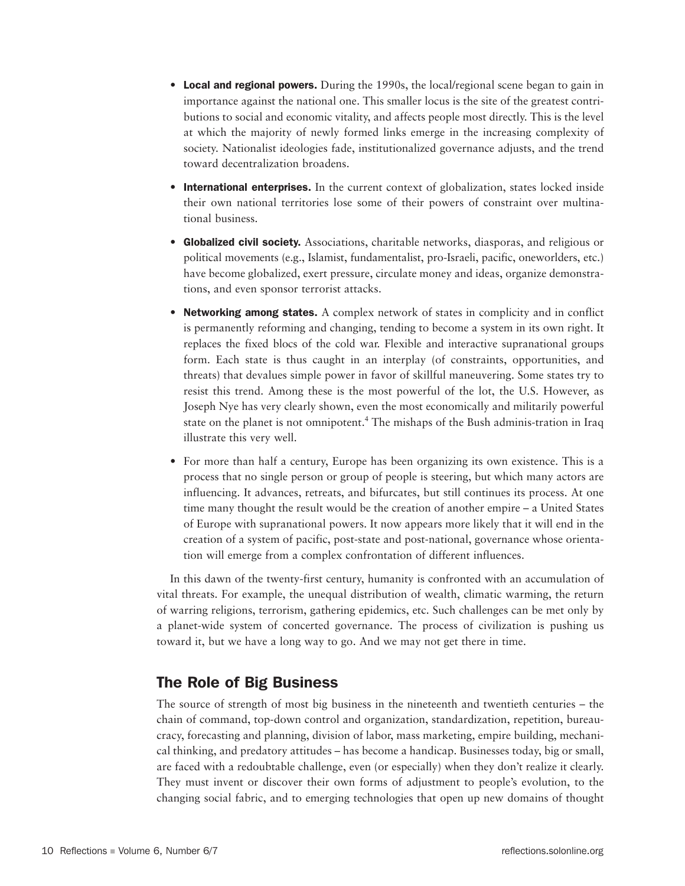- **Local and regional powers.** During the 1990s, the local/regional scene began to gain in importance against the national one. This smaller locus is the site of the greatest contributions to social and economic vitality, and affects people most directly. This is the level at which the majority of newly formed links emerge in the increasing complexity of society. Nationalist ideologies fade, institutionalized governance adjusts, and the trend toward decentralization broadens.
- **International enterprises.** In the current context of globalization, states locked inside their own national territories lose some of their powers of constraint over multinational business.
- **Globalized civil society.** Associations, charitable networks, diasporas, and religious or political movements (e.g., Islamist, fundamentalist, pro-Israeli, pacific, oneworlders, etc.) have become globalized, exert pressure, circulate money and ideas, organize demonstrations, and even sponsor terrorist attacks.
- **Networking among states.** A complex network of states in complicity and in conflict is permanently reforming and changing, tending to become a system in its own right. It replaces the fixed blocs of the cold war. Flexible and interactive supranational groups form. Each state is thus caught in an interplay (of constraints, opportunities, and threats) that devalues simple power in favor of skillful maneuvering. Some states try to resist this trend. Among these is the most powerful of the lot, the U.S. However, as Joseph Nye has very clearly shown, even the most economically and militarily powerful state on the planet is not omnipotent.[4] The mishaps of the Bush adminis-tration in Iraq illustrate this very well.
- For more than half a century, Europe has been organizing its own existence. This is a process that no single person or group of people is steering, but which many actors are influencing. It advances, retreats, and bifurcates, but still continues its process. At one time many thought the result would be the creation of another empire – a United States of Europe with supranational powers. It now appears more likely that it will end in the creation of a system of pacific, post-state and post-national, governance whose orientation will emerge from a complex confrontation of different influences.

In this dawn of the twenty-first century, humanity is confronted with an accumulation of vital threats. For example, the unequal distribution of wealth, climatic warming, the return of warring religions, terrorism, gathering epidemics, etc. Such challenges can be met only by a planet-wide system of concerted governance. The process of civilization is pushing us toward it, but we have a long way to go. And we may not get there in time.

## The Role of Big Business

The source of strength of most big business in the nineteenth and twentieth centuries – the chain of command, top-down control and organization, standardization, repetition, bureaucracy, forecasting and planning, division of labor, mass marketing, empire building, mechanical thinking, and predatory attitudes – has become a handicap. Businesses today, big or small, are faced with a redoubtable challenge, even (or especially) when they don't realize it clearly. They must invent or discover their own forms of adjustment to people's evolution, to the changing social fabric, and to emerging technologies that open up new domains of thought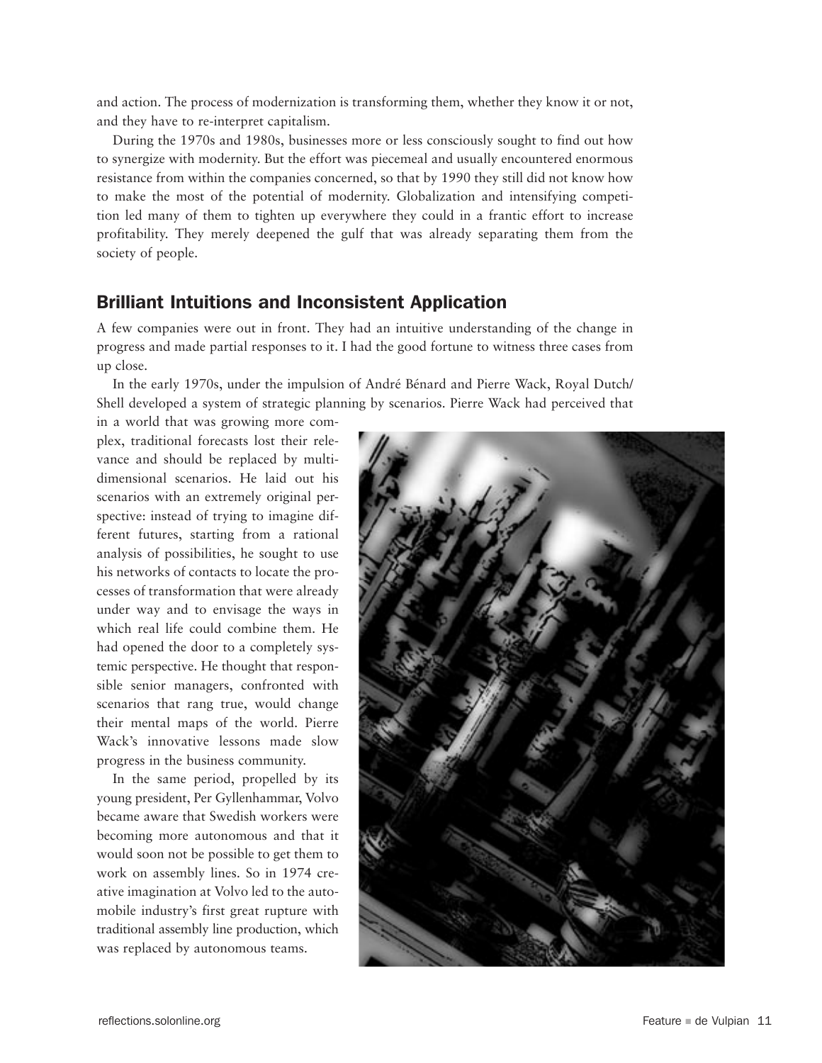and action. The process of modernization is transforming them, whether they know it or not, and they have to re-interpret capitalism.

During the 1970s and 1980s, businesses more or less consciously sought to find out how to synergize with modernity. But the effort was piecemeal and usually encountered enormous resistance from within the companies concerned, so that by 1990 they still did not know how to make the most of the potential of modernity. Globalization and intensifying competition led many of them to tighten up everywhere they could in a frantic effort to increase profitability. They merely deepened the gulf that was already separating them from the society of people.

## Brilliant Intuitions and Inconsistent Application

A few companies were out in front. They had an intuitive understanding of the change in progress and made partial responses to it. I had the good fortune to witness three cases from up close.

In the early 1970s, under the impulsion of André Bénard and Pierre Wack, Royal Dutch/Shell developed a system of strategic planning by scenarios. Pierre Wack had perceived that in a world that was growing more complex, traditional forecasts lost their relevance and should be replaced by multidimensional scenarios. He laid out his scenarios with an extremely original perspective: instead of trying to imagine different futures, starting from a rational analysis of possibilities, he sought to use his networks of contacts to locate the processes of transformation that were already under way and to envisage the ways in which real life could combine them. He had opened the door to a completely systemic perspective. He thought that responsible senior managers, confronted with scenarios that rang true, would change their mental maps of the world. Pierre Wack's innovative lessons made slow progress in the business community.

In the same period, propelled by its young president, Per Gyllenhammar, Volvo became aware that Swedish workers were becoming more autonomous and that it would soon not be possible to get them to work on assembly lines. So in 1974 creative imagination at Volvo led to the automobile industry's first great rupture with traditional assembly line production, which was replaced by autonomous teams.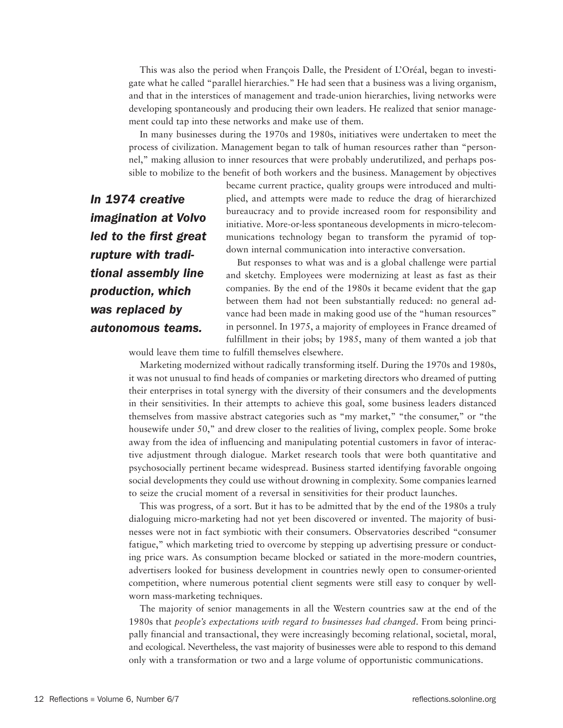This was also the period when François Dalle, the President of L'Oréal, began to investigate what he called "parallel hierarchies." He had seen that a business was a living organism, and that in the interstices of management and trade-union hierarchies, living networks were developing spontaneously and producing their own leaders. He realized that senior management could tap into these networks and make use of them.

In many businesses during the 1970s and 1980s, initiatives were undertaken to meet the process of civilization. Management began to talk of human resources rather than "personnel," making allusion to inner resources that were probably underutilized, and perhaps possible to mobilize to the benefit of both workers and the business. Management by objectives became current practice, quality groups were introduced and multiplied, and attempts were made to reduce the drag of hierarchized bureaucracy and to provide increased room for responsibility and initiative. More-or-less spontaneous developments in micro-telecommunications technology began to transform the pyramid of top-down internal communication into interactive conversation.

***In 1974 creative imagination at Volvo led to the first great rupture with traditional assembly line production, which was replaced by autonomous teams.***

But responses to what was and is a global challenge were partial and sketchy. Employees were modernizing at least as fast as their companies. By the end of the 1980s it became evident that the gap between them had not been substantially reduced: no general advance had been made in making good use of the "human resources" in personnel. In 1975, a majority of employees in France dreamed of fulfillment in their jobs; by 1985, many of them wanted a job that would leave them time to fulfill themselves elsewhere.

Marketing modernized without radically transforming itself. During the 1970s and 1980s, it was not unusual to find heads of companies or marketing directors who dreamed of putting their enterprises in total synergy with the diversity of their consumers and the developments in their sensitivities. In their attempts to achieve this goal, some business leaders distanced themselves from massive abstract categories such as "my market," "the consumer," or "the housewife under 50," and drew closer to the realities of living, complex people. Some broke away from the idea of influencing and manipulating potential customers in favor of interactive adjustment through dialogue. Market research tools that were both quantitative and psychosocially pertinent became widespread. Business started identifying favorable ongoing social developments they could use without drowning in complexity. Some companies learned to seize the crucial moment of a reversal in sensitivities for their product launches.

This was progress, of a sort. But it has to be admitted that by the end of the 1980s a truly dialoguing micro-marketing had not yet been discovered or invented. The majority of businesses were not in fact symbiotic with their consumers. Observatories described "consumer fatigue," which marketing tried to overcome by stepping up advertising pressure or conducting price wars. As consumption became blocked or satiated in the more-modern countries, advertisers looked for business development in countries newly open to consumer-oriented competition, where numerous potential client segments were still easy to conquer by well-worn mass-marketing techniques.

The majority of senior managements in all the Western countries saw at the end of the 1980s that *people's expectations with regard to businesses had changed*. From being principally financial and transactional, they were increasingly becoming relational, societal, moral, and ecological. Nevertheless, the vast majority of businesses were able to respond to this demand only with a transformation or two and a large volume of opportunistic communications.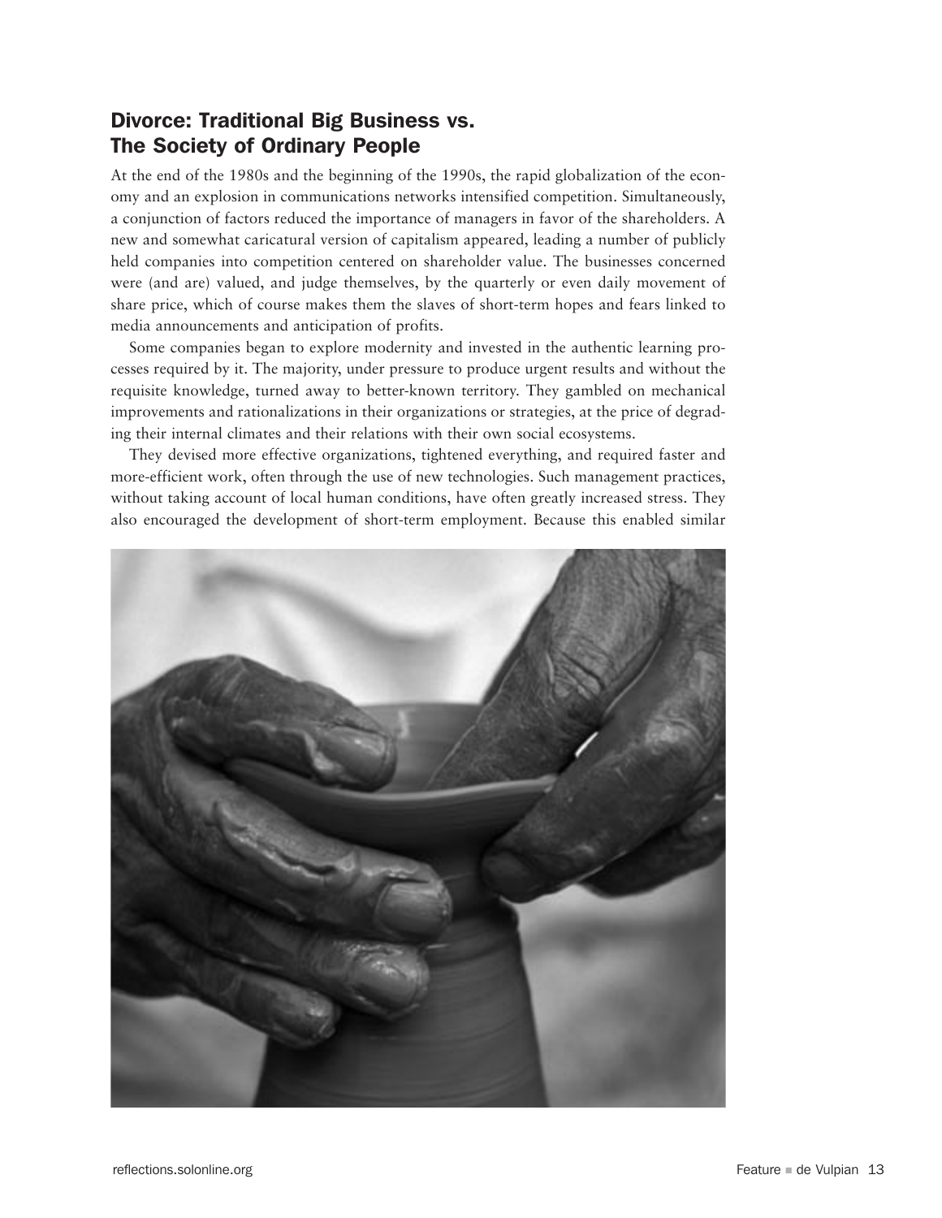## Divorce: Traditional Big Business vs. The Society of Ordinary People

At the end of the 1980s and the beginning of the 1990s, the rapid globalization of the economy and an explosion in communications networks intensified competition. Simultaneously, a conjunction of factors reduced the importance of managers in favor of the shareholders. A new and somewhat caricatural version of capitalism appeared, leading a number of publicly held companies into competition centered on shareholder value. The businesses concerned were (and are) valued, and judge themselves, by the quarterly or even daily movement of share price, which of course makes them the slaves of short-term hopes and fears linked to media announcements and anticipation of profits.

Some companies began to explore modernity and invested in the authentic learning processes required by it. The majority, under pressure to produce urgent results and without the requisite knowledge, turned away to better-known territory. They gambled on mechanical improvements and rationalizations in their organizations or strategies, at the price of degrading their internal climates and their relations with their own social ecosystems.

They devised more effective organizations, tightened everything, and required faster and more-efficient work, often through the use of new technologies. Such management practices, without taking account of local human conditions, have often greatly increased stress. They also encouraged the development of short-term employment. Because this enabled similar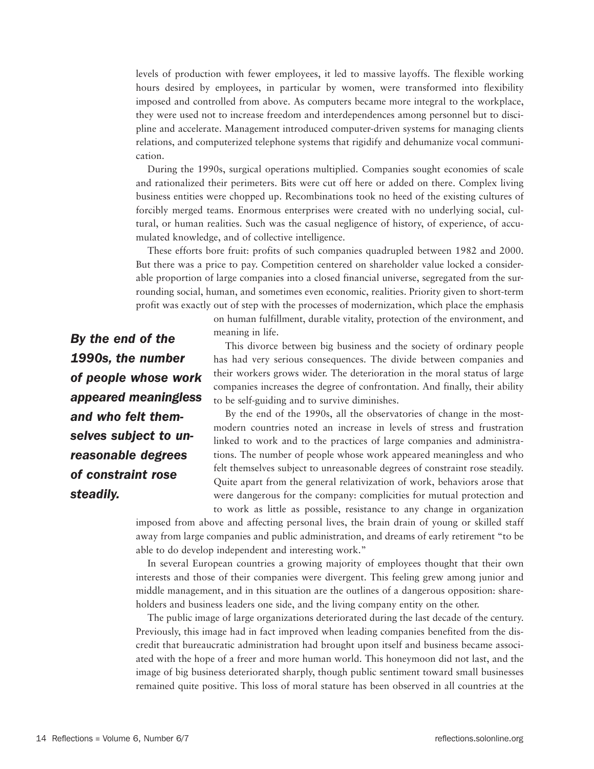levels of production with fewer employees, it led to massive layoffs. The flexible working hours desired by employees, in particular by women, were transformed into flexibility imposed and controlled from above. As computers became more integral to the workplace, they were used not to increase freedom and interdependences among personnel but to discipline and accelerate. Management introduced computer-driven systems for managing clients relations, and computerized telephone systems that rigidify and dehumanize vocal communication.

During the 1990s, surgical operations multiplied. Companies sought economies of scale and rationalized their perimeters. Bits were cut off here or added on there. Complex living business entities were chopped up. Recombinations took no heed of the existing cultures of forcibly merged teams. Enormous enterprises were created with no underlying social, cultural, or human realities. Such was the casual negligence of history, of experience, of accumulated knowledge, and of collective intelligence.

These efforts bore fruit: profits of such companies quadrupled between 1982 and 2000. But there was a price to pay. Competition centered on shareholder value locked a considerable proportion of large companies into a closed financial universe, segregated from the surrounding social, human, and sometimes even economic, realities. Priority given to short-term profit was exactly out of step with the processes of modernization, which place the emphasis on human fulfillment, durable vitality, protection of the environment, and meaning in life.

***By the end of the 1990s, the number of people whose work appeared meaningless and who felt themselves subject to unreasonable degrees of constraint rose steadily.***

This divorce between big business and the society of ordinary people has had very serious consequences. The divide between companies and their workers grows wider. The deterioration in the moral status of large companies increases the degree of confrontation. And finally, their ability to be self-guiding and to survive diminishes.

By the end of the 1990s, all the observatories of change in the most-modern countries noted an increase in levels of stress and frustration linked to work and to the practices of large companies and administrations. The number of people whose work appeared meaningless and who felt themselves subject to unreasonable degrees of constraint rose steadily. Quite apart from the general relativization of work, behaviors arose that were dangerous for the company: complicities for mutual protection and to work as little as possible, resistance to any change in organization imposed from above and affecting personal lives, the brain drain of young or skilled staff away from large companies and public administration, and dreams of early retirement "to be able to do develop independent and interesting work."

In several European countries a growing majority of employees thought that their own interests and those of their companies were divergent. This feeling grew among junior and middle management, and in this situation are the outlines of a dangerous opposition: shareholders and business leaders one side, and the living company entity on the other.

The public image of large organizations deteriorated during the last decade of the century. Previously, this image had in fact improved when leading companies benefited from the discredit that bureaucratic administration had brought upon itself and business became associated with the hope of a freer and more human world. This honeymoon did not last, and the image of big business deteriorated sharply, though public sentiment toward small businesses remained quite positive. This loss of moral stature has been observed in all countries at the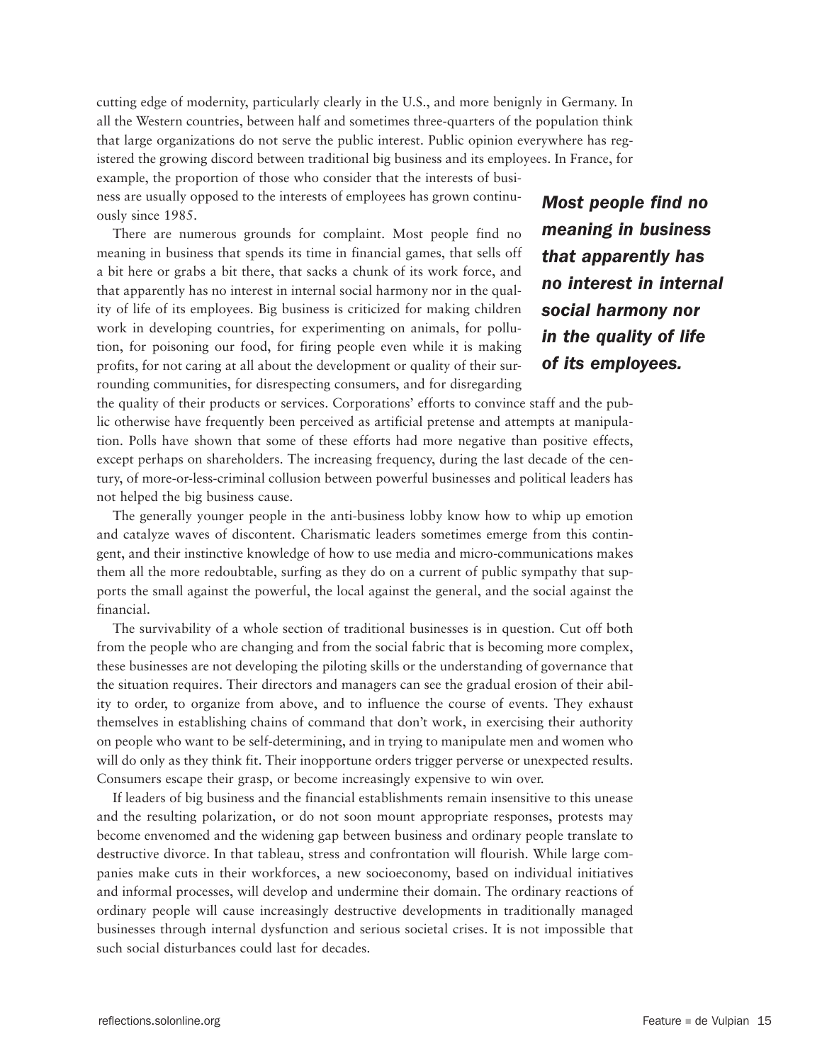cutting edge of modernity, particularly clearly in the U.S., and more benignly in Germany. In all the Western countries, between half and sometimes three-quarters of the population think that large organizations do not serve the public interest. Public opinion everywhere has registered the growing discord between traditional big business and its employees. In France, for example, the proportion of those who consider that the interests of business are usually opposed to the interests of employees has grown continuously since 1985.

***Most people find no meaning in business that apparently has no interest in internal social harmony nor in the quality of life of its employees.***

There are numerous grounds for complaint. Most people find no meaning in business that spends its time in financial games, that sells off a bit here or grabs a bit there, that sacks a chunk of its work force, and that apparently has no interest in internal social harmony nor in the quality of life of its employees. Big business is criticized for making children work in developing countries, for experimenting on animals, for pollution, for poisoning our food, for firing people even while it is making profits, for not caring at all about the development or quality of their surrounding communities, for disrespecting consumers, and for disregarding the quality of their products or services. Corporations' efforts to convince staff and the public otherwise have frequently been perceived as artificial pretense and attempts at manipulation. Polls have shown that some of these efforts had more negative than positive effects, except perhaps on shareholders. The increasing frequency, during the last decade of the century, of more-or-less-criminal collusion between powerful businesses and political leaders has not helped the big business cause.

The generally younger people in the anti-business lobby know how to whip up emotion and catalyze waves of discontent. Charismatic leaders sometimes emerge from this contingent, and their instinctive knowledge of how to use media and micro-communications makes them all the more redoubtable, surfing as they do on a current of public sympathy that supports the small against the powerful, the local against the general, and the social against the financial.

The survivability of a whole section of traditional businesses is in question. Cut off both from the people who are changing and from the social fabric that is becoming more complex, these businesses are not developing the piloting skills or the understanding of governance that the situation requires. Their directors and managers can see the gradual erosion of their ability to order, to organize from above, and to influence the course of events. They exhaust themselves in establishing chains of command that don't work, in exercising their authority on people who want to be self-determining, and in trying to manipulate men and women who will do only as they think fit. Their inopportune orders trigger perverse or unexpected results. Consumers escape their grasp, or become increasingly expensive to win over.

If leaders of big business and the financial establishments remain insensitive to this unease and the resulting polarization, or do not soon mount appropriate responses, protests may become envenomed and the widening gap between business and ordinary people translate to destructive divorce. In that tableau, stress and confrontation will flourish. While large companies make cuts in their workforces, a new socioeconomy, based on individual initiatives and informal processes, will develop and undermine their domain. The ordinary reactions of ordinary people will cause increasingly destructive developments in traditionally managed businesses through internal dysfunction and serious societal crises. It is not impossible that such social disturbances could last for decades.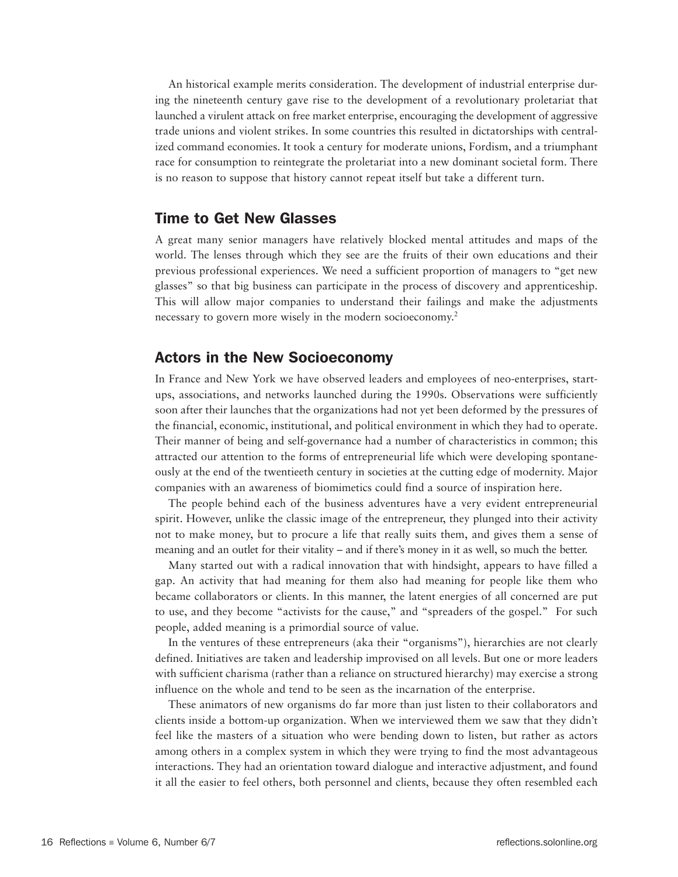An historical example merits consideration. The development of industrial enterprise during the nineteenth century gave rise to the development of a revolutionary proletariat that launched a virulent attack on free market enterprise, encouraging the development of aggressive trade unions and violent strikes. In some countries this resulted in dictatorships with centralized command economies. It took a century for moderate unions, Fordism, and a triumphant race for consumption to reintegrate the proletariat into a new dominant societal form. There is no reason to suppose that history cannot repeat itself but take a different turn.

## Time to Get New Glasses

A great many senior managers have relatively blocked mental attitudes and maps of the world. The lenses through which they see are the fruits of their own educations and their previous professional experiences. We need a sufficient proportion of managers to "get new glasses" so that big business can participate in the process of discovery and apprenticeship. This will allow major companies to understand their failings and make the adjustments necessary to govern more wisely in the modern socioeconomy.[2]

## Actors in the New Socioeconomy

In France and New York we have observed leaders and employees of neo-enterprises, start-ups, associations, and networks launched during the 1990s. Observations were sufficiently soon after their launches that the organizations had not yet been deformed by the pressures of the financial, economic, institutional, and political environment in which they had to operate. Their manner of being and self-governance had a number of characteristics in common; this attracted our attention to the forms of entrepreneurial life which were developing spontaneously at the end of the twentieeth century in societies at the cutting edge of modernity. Major companies with an awareness of biomimetics could find a source of inspiration here.

The people behind each of the business adventures have a very evident entrepreneurial spirit. However, unlike the classic image of the entrepreneur, they plunged into their activity not to make money, but to procure a life that really suits them, and gives them a sense of meaning and an outlet for their vitality – and if there's money in it as well, so much the better.

Many started out with a radical innovation that with hindsight, appears to have filled a gap. An activity that had meaning for them also had meaning for people like them who became collaborators or clients. In this manner, the latent energies of all concerned are put to use, and they become "activists for the cause," and "spreaders of the gospel." For such people, added meaning is a primordial source of value.

In the ventures of these entrepreneurs (aka their "organisms"), hierarchies are not clearly defined. Initiatives are taken and leadership improvised on all levels. But one or more leaders with sufficient charisma (rather than a reliance on structured hierarchy) may exercise a strong influence on the whole and tend to be seen as the incarnation of the enterprise.

These animators of new organisms do far more than just listen to their collaborators and clients inside a bottom-up organization. When we interviewed them we saw that they didn't feel like the masters of a situation who were bending down to listen, but rather as actors among others in a complex system in which they were trying to find the most advantageous interactions. They had an orientation toward dialogue and interactive adjustment, and found it all the easier to feel others, both personnel and clients, because they often resembled each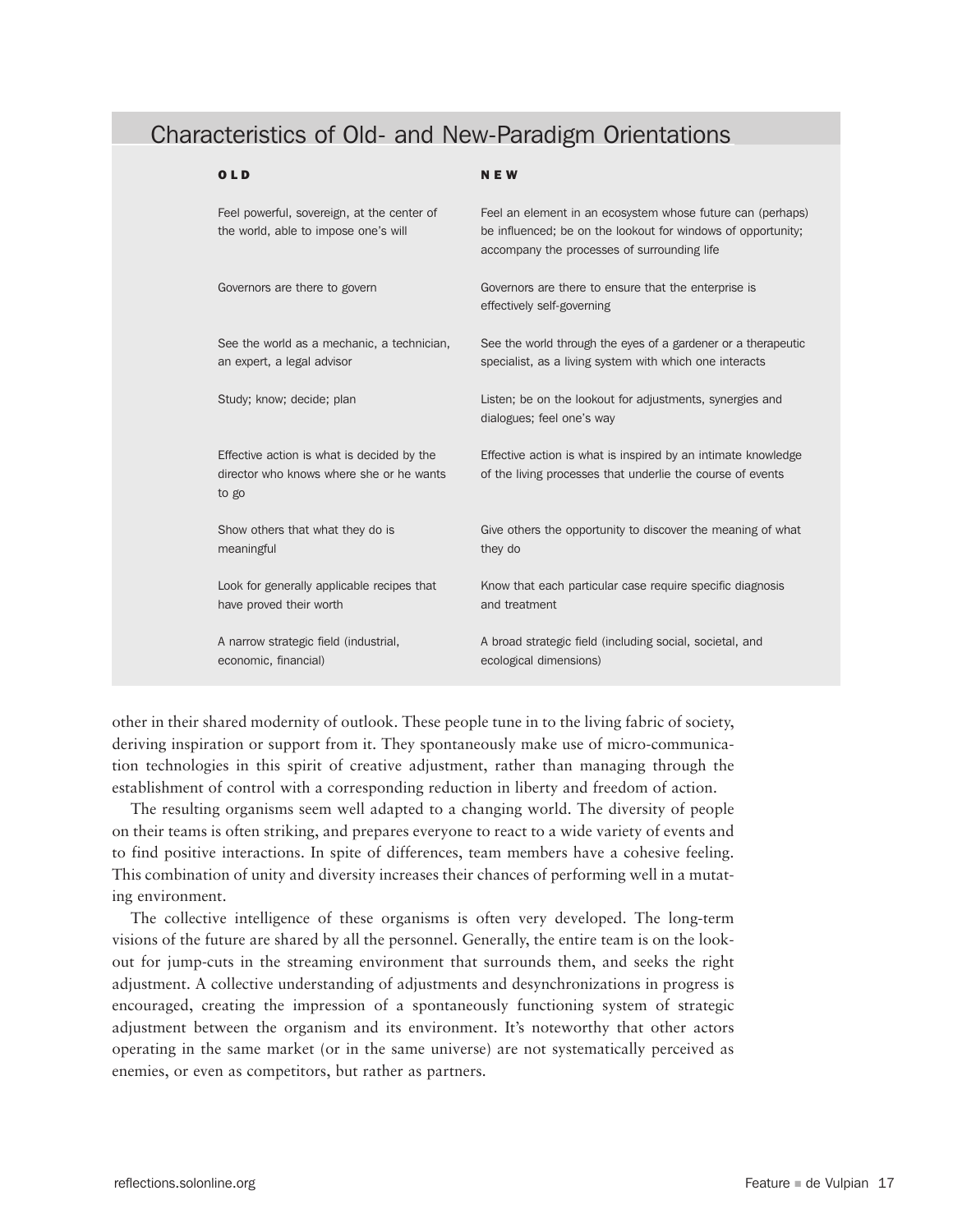## Characteristics of Old- and New-Paradigm Orientations

| OLD | NEW |
|---|---|
| Feel powerful, sovereign, at the center of the world, able to impose one's will | Feel an element in an ecosystem whose future can (perhaps) be influenced; be on the lookout for windows of opportunity; accompany the processes of surrounding life |
| Governors are there to govern | Governors are there to ensure that the enterprise is effectively self-governing |
| See the world as a mechanic, a technician, an expert, a legal advisor | See the world through the eyes of a gardener or a therapeutic specialist, as a living system with which one interacts |
| Study; know; decide; plan | Listen; be on the lookout for adjustments, synergies and dialogues; feel one's way |
| Effective action is what is decided by the director who knows where she or he wants to go | Effective action is what is inspired by an intimate knowledge of the living processes that underlie the course of events |
| Show others that what they do is meaningful | Give others the opportunity to discover the meaning of what they do |
| Look for generally applicable recipes that have proved their worth | Know that each particular case require specific diagnosis and treatment |
| A narrow strategic field (industrial, economic, financial) | A broad strategic field (including social, societal, and ecological dimensions) |

other in their shared modernity of outlook. These people tune in to the living fabric of society, deriving inspiration or support from it. They spontaneously make use of micro-communication technologies in this spirit of creative adjustment, rather than managing through the establishment of control with a corresponding reduction in liberty and freedom of action.

The resulting organisms seem well adapted to a changing world. The diversity of people on their teams is often striking, and prepares everyone to react to a wide variety of events and to find positive interactions. In spite of differences, team members have a cohesive feeling. This combination of unity and diversity increases their chances of performing well in a mutating environment.

The collective intelligence of these organisms is often very developed. The long-term visions of the future are shared by all the personnel. Generally, the entire team is on the lookout for jump-cuts in the streaming environment that surrounds them, and seeks the right adjustment. A collective understanding of adjustments and desynchronizations in progress is encouraged, creating the impression of a spontaneously functioning system of strategic adjustment between the organism and its environment. It's noteworthy that other actors operating in the same market (or in the same universe) are not systematically perceived as enemies, or even as competitors, but rather as partners.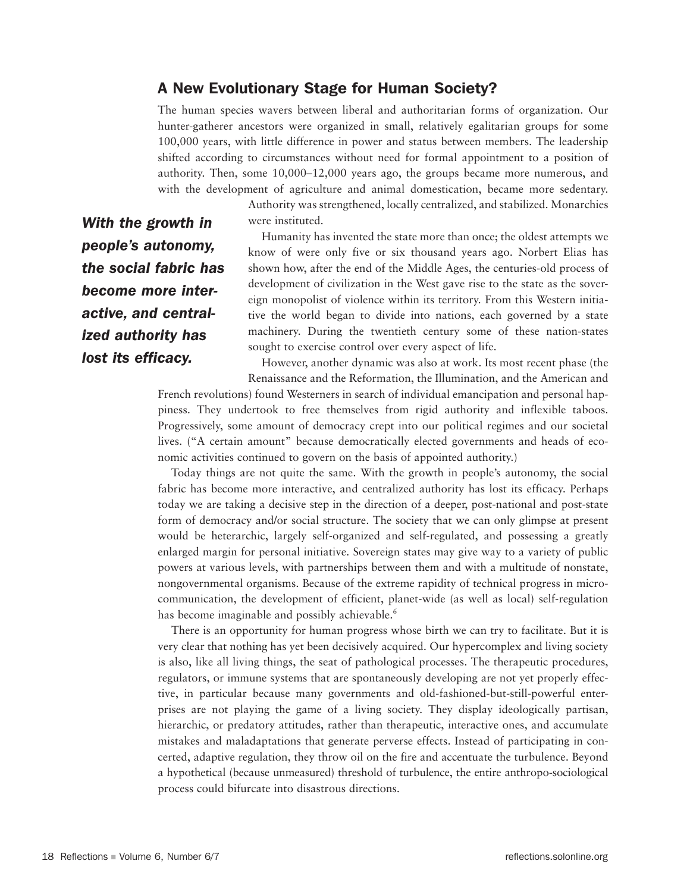## A New Evolutionary Stage for Human Society?

The human species wavers between liberal and authoritarian forms of organization. Our hunter-gatherer ancestors were organized in small, relatively egalitarian groups for some 100,000 years, with little difference in power and status between members. The leadership shifted according to circumstances without need for formal appointment to a position of authority. Then, some 10,000–12,000 years ago, the groups became more numerous, and with the development of agriculture and animal domestication, became more sedentary. Authority was strengthened, locally centralized, and stabilized. Monarchies were instituted.

***With the growth in people's autonomy, the social fabric has become more interactive, and centralized authority has lost its efficacy.***

Humanity has invented the state more than once; the oldest attempts we know of were only five or six thousand years ago. Norbert Elias has shown how, after the end of the Middle Ages, the centuries-old process of development of civilization in the West gave rise to the state as the sovereign monopolist of violence within its territory. From this Western initiative the world began to divide into nations, each governed by a state machinery. During the twentieth century some of these nation-states sought to exercise control over every aspect of life.

However, another dynamic was also at work. Its most recent phase (the Renaissance and the Reformation, the Illumination, and the American and French revolutions) found Westerners in search of individual emancipation and personal happiness. They undertook to free themselves from rigid authority and inflexible taboos. Progressively, some amount of democracy crept into our political regimes and our societal lives. ("A certain amount" because democratically elected governments and heads of economic activities continued to govern on the basis of appointed authority.)

Today things are not quite the same. With the growth in people's autonomy, the social fabric has become more interactive, and centralized authority has lost its efficacy. Perhaps today we are taking a decisive step in the direction of a deeper, post-national and post-state form of democracy and/or social structure. The society that we can only glimpse at present would be heterarchic, largely self-organized and self-regulated, and possessing a greatly enlarged margin for personal initiative. Sovereign states may give way to a variety of public powers at various levels, with partnerships between them and with a multitude of nonstate, nongovernmental organisms. Because of the extreme rapidity of technical progress in microcommunication, the development of efficient, planet-wide (as well as local) self-regulation has become imaginable and possibly achievable.[6]

There is an opportunity for human progress whose birth we can try to facilitate. But it is very clear that nothing has yet been decisively acquired. Our hypercomplex and living society is also, like all living things, the seat of pathological processes. The therapeutic procedures, regulators, or immune systems that are spontaneously developing are not yet properly effective, in particular because many governments and old-fashioned-but-still-powerful enterprises are not playing the game of a living society. They display ideologically partisan, hierarchic, or predatory attitudes, rather than therapeutic, interactive ones, and accumulate mistakes and maladaptations that generate perverse effects. Instead of participating in concerted, adaptive regulation, they throw oil on the fire and accentuate the turbulence. Beyond a hypothetical (because unmeasured) threshold of turbulence, the entire anthropo-sociological process could bifurcate into disastrous directions.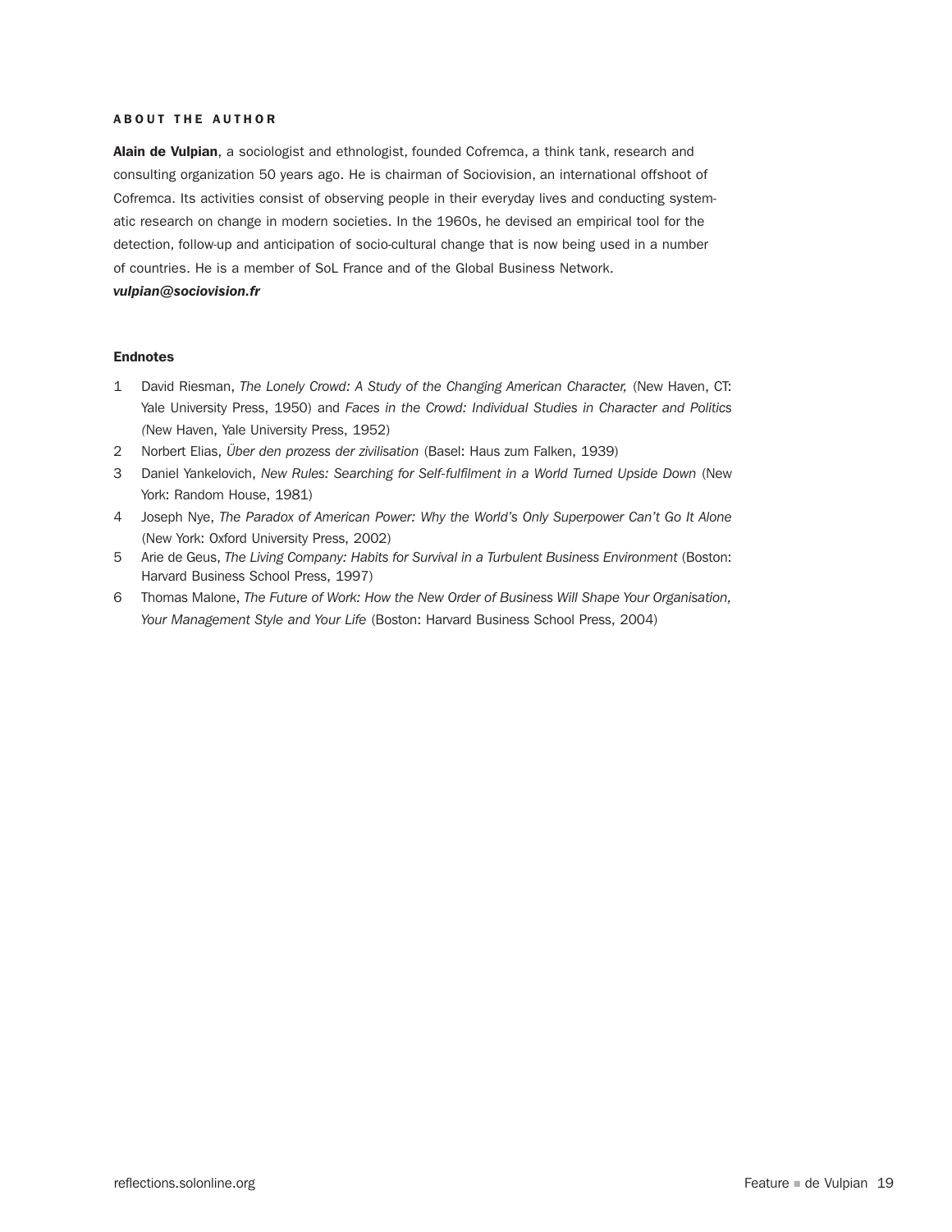### ABOUT THE AUTHOR

**Alain de Vulpian**, a sociologist and ethnologist, founded Cofremca, a think tank, research and consulting organization 50 years ago. He is chairman of Sociovision, an international offshoot of Cofremca. Its activities consist of observing people in their everyday lives and conducting systematic research on change in modern societies. In the 1960s, he devised an empirical tool for the detection, follow-up and anticipation of socio-cultural change that is now being used in a number of countries. He is a member of SoL France and of the Global Business Network.
***vulpian@sociovision.fr***

**Endnotes**

1 David Riesman, *The Lonely Crowd: A Study of the Changing American Character,* (New Haven, CT: Yale University Press, 1950) and *Faces in the Crowd: Individual Studies in Character and Politics (*New Haven, Yale University Press, 1952)

2 Norbert Elias, *Über den prozess der zivilisation* (Basel: Haus zum Falken, 1939)

3 Daniel Yankelovich, *New Rules: Searching for Self-fulfilment in a World Turned Upside Down* (New York: Random House, 1981)

4 Joseph Nye, *The Paradox of American Power: Why the World's Only Superpower Can't Go It Alone* (New York: Oxford University Press, 2002)

5 Arie de Geus, *The Living Company: Habits for Survival in a Turbulent Business Environment* (Boston: Harvard Business School Press, 1997)

6 Thomas Malone, *The Future of Work: How the New Order of Business Will Shape Your Organisation, Your Management Style and Your Life* (Boston: Harvard Business School Press, 2004)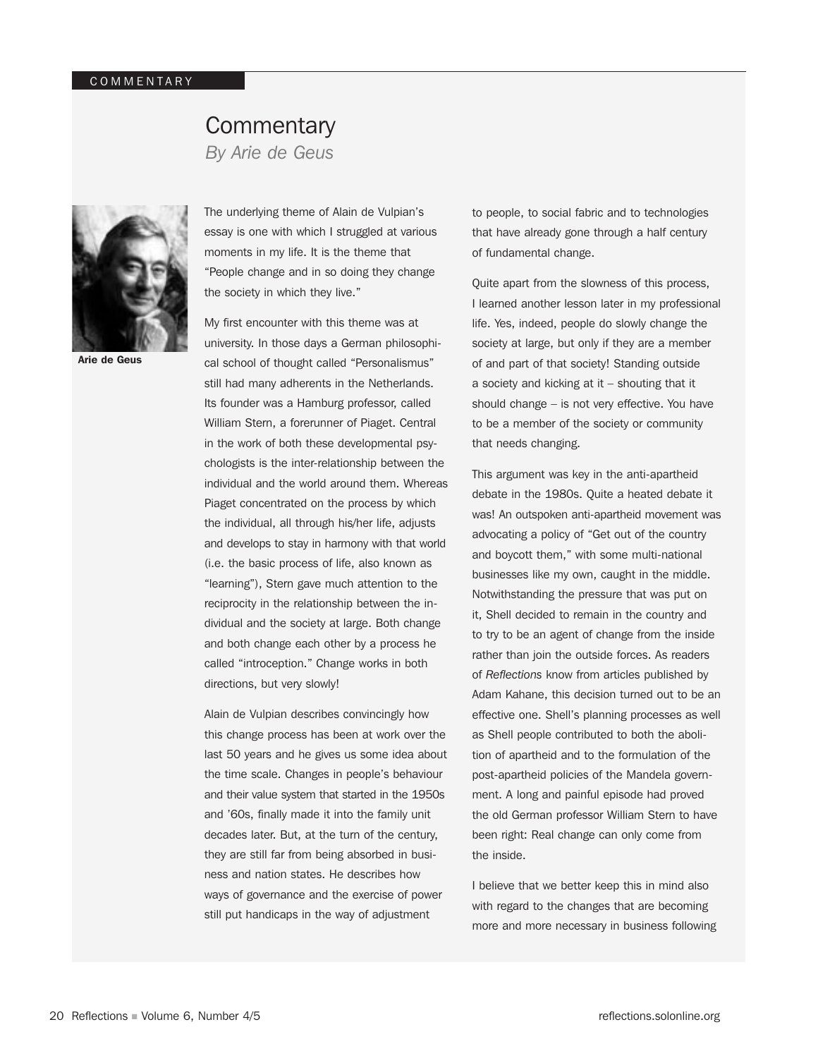## Commentary

*By Arie de Geus*

Arie de Geus

The underlying theme of Alain de Vulpian's essay is one with which I struggled at various moments in my life. It is the theme that "People change and in so doing they change the society in which they live."

My first encounter with this theme was at university. In those days a German philosophical school of thought called "Personalismus" still had many adherents in the Netherlands. Its founder was a Hamburg professor, called William Stern, a forerunner of Piaget. Central in the work of both these developmental psychologists is the inter-relationship between the individual and the world around them. Whereas Piaget concentrated on the process by which the individual, all through his/her life, adjusts and develops to stay in harmony with that world (i.e. the basic process of life, also known as "learning"), Stern gave much attention to the reciprocity in the relationship between the individual and the society at large. Both change and both change each other by a process he called "introception." Change works in both directions, but very slowly!

Alain de Vulpian describes convincingly how this change process has been at work over the last 50 years and he gives us some idea about the time scale. Changes in people's behaviour and their value system that started in the 1950s and '60s, finally made it into the family unit decades later. But, at the turn of the century, they are still far from being absorbed in business and nation states. He describes how ways of governance and the exercise of power still put handicaps in the way of adjustment to people, to social fabric and to technologies that have already gone through a half century of fundamental change.

Quite apart from the slowness of this process, I learned another lesson later in my professional life. Yes, indeed, people do slowly change the society at large, but only if they are a member of and part of that society! Standing outside a society and kicking at it – shouting that it should change – is not very effective. You have to be a member of the society or community that needs changing.

This argument was key in the anti-apartheid debate in the 1980s. Quite a heated debate it was! An outspoken anti-apartheid movement was advocating a policy of "Get out of the country and boycott them," with some multi-national businesses like my own, caught in the middle. Notwithstanding the pressure that was put on it, Shell decided to remain in the country and to try to be an agent of change from the inside rather than join the outside forces. As readers of *Reflections* know from articles published by Adam Kahane, this decision turned out to be an effective one. Shell's planning processes as well as Shell people contributed to both the abolition of apartheid and to the formulation of the post-apartheid policies of the Mandela government. A long and painful episode had proved the old German professor William Stern to have been right: Real change can only come from the inside.

I believe that we better keep this in mind also with regard to the changes that are becoming more and more necessary in business following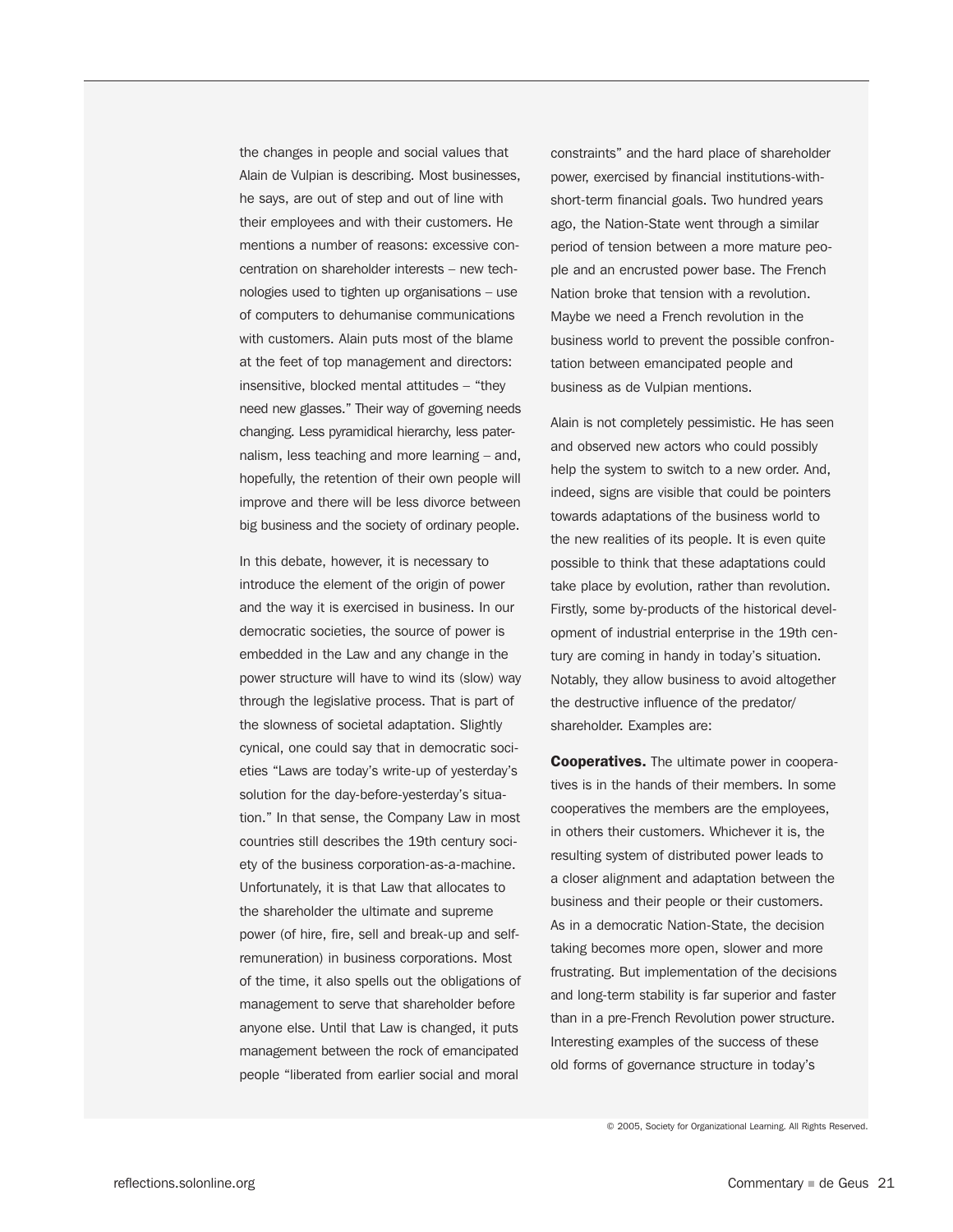the changes in people and social values that Alain de Vulpian is describing. Most businesses, he says, are out of step and out of line with their employees and with their customers. He mentions a number of reasons: excessive concentration on shareholder interests – new technologies used to tighten up organisations – use of computers to dehumanise communications with customers. Alain puts most of the blame at the feet of top management and directors: insensitive, blocked mental attitudes – "they need new glasses." Their way of governing needs changing. Less pyramidical hierarchy, less paternalism, less teaching and more learning – and, hopefully, the retention of their own people will improve and there will be less divorce between big business and the society of ordinary people.

In this debate, however, it is necessary to introduce the element of the origin of power and the way it is exercised in business. In our democratic societies, the source of power is embedded in the Law and any change in the power structure will have to wind its (slow) way through the legislative process. That is part of the slowness of societal adaptation. Slightly cynical, one could say that in democratic societies "Laws are today's write-up of yesterday's solution for the day-before-yesterday's situation." In that sense, the Company Law in most countries still describes the 19th century society of the business corporation-as-a-machine. Unfortunately, it is that Law that allocates to the shareholder the ultimate and supreme power (of hire, fire, sell and break-up and self-remuneration) in business corporations. Most of the time, it also spells out the obligations of management to serve that shareholder before anyone else. Until that Law is changed, it puts management between the rock of emancipated people "liberated from earlier social and moral constraints" and the hard place of shareholder power, exercised by financial institutions-with-short-term financial goals. Two hundred years ago, the Nation-State went through a similar period of tension between a more mature people and an encrusted power base. The French Nation broke that tension with a revolution. Maybe we need a French revolution in the business world to prevent the possible confrontation between emancipated people and business as de Vulpian mentions.

Alain is not completely pessimistic. He has seen and observed new actors who could possibly help the system to switch to a new order. And, indeed, signs are visible that could be pointers towards adaptations of the business world to the new realities of its people. It is even quite possible to think that these adaptations could take place by evolution, rather than revolution. Firstly, some by-products of the historical development of industrial enterprise in the 19th century are coming in handy in today's situation. Notably, they allow business to avoid altogether the destructive influence of the predator/shareholder. Examples are:

**Cooperatives.** The ultimate power in cooperatives is in the hands of their members. In some cooperatives the members are the employees, in others their customers. Whichever it is, the resulting system of distributed power leads to a closer alignment and adaptation between the business and their people or their customers. As in a democratic Nation-State, the decision taking becomes more open, slower and more frustrating. But implementation of the decisions and long-term stability is far superior and faster than in a pre-French Revolution power structure. Interesting examples of the success of these old forms of governance structure in today's

© 2005, Society for Organizational Learning. All Rights Reserved.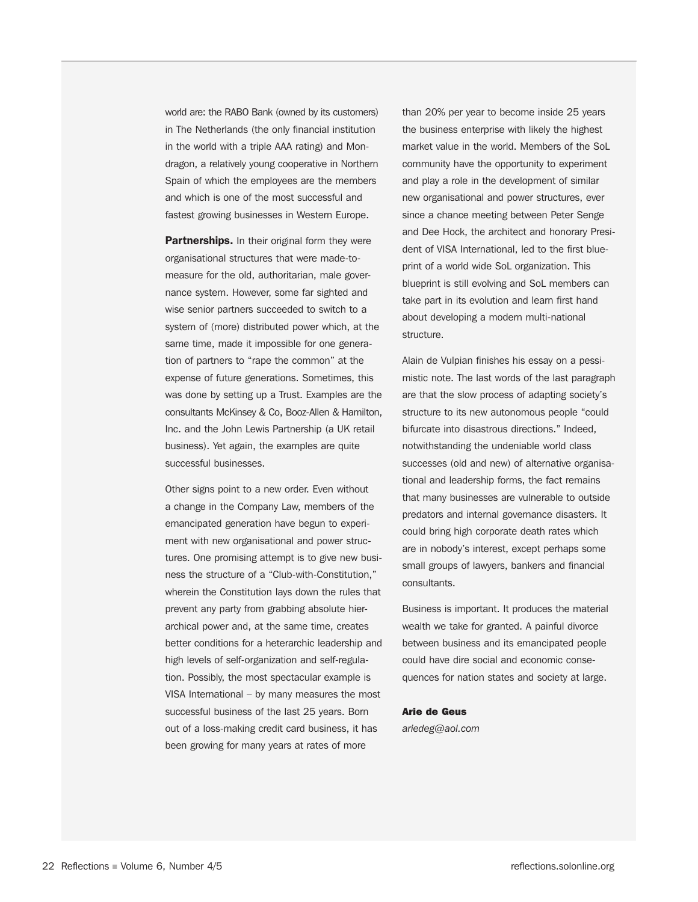world are: the RABO Bank (owned by its customers) in The Netherlands (the only financial institution in the world with a triple AAA rating) and Mondragon, a relatively young cooperative in Northern Spain of which the employees are the members and which is one of the most successful and fastest growing businesses in Western Europe.

**Partnerships.** In their original form they were organisational structures that were made-to-measure for the old, authoritarian, male governance system. However, some far sighted and wise senior partners succeeded to switch to a system of (more) distributed power which, at the same time, made it impossible for one generation of partners to "rape the common" at the expense of future generations. Sometimes, this was done by setting up a Trust. Examples are the consultants McKinsey & Co, Booz-Allen & Hamilton, Inc. and the John Lewis Partnership (a UK retail business). Yet again, the examples are quite successful businesses.

Other signs point to a new order. Even without a change in the Company Law, members of the emancipated generation have begun to experiment with new organisational and power structures. One promising attempt is to give new business the structure of a "Club-with-Constitution," wherein the Constitution lays down the rules that prevent any party from grabbing absolute hierarchical power and, at the same time, creates better conditions for a heterarchic leadership and high levels of self-organization and self-regulation. Possibly, the most spectacular example is VISA International – by many measures the most successful business of the last 25 years. Born out of a loss-making credit card business, it has been growing for many years at rates of more than 20% per year to become inside 25 years the business enterprise with likely the highest market value in the world. Members of the SoL community have the opportunity to experiment and play a role in the development of similar new organisational and power structures, ever since a chance meeting between Peter Senge and Dee Hock, the architect and honorary President of VISA International, led to the first blueprint of a world wide SoL organization. This blueprint is still evolving and SoL members can take part in its evolution and learn first hand about developing a modern multi-national structure.

Alain de Vulpian finishes his essay on a pessimistic note. The last words of the last paragraph are that the slow process of adapting society's structure to its new autonomous people "could bifurcate into disastrous directions." Indeed, notwithstanding the undeniable world class successes (old and new) of alternative organisational and leadership forms, the fact remains that many businesses are vulnerable to outside predators and internal governance disasters. It could bring high corporate death rates which are in nobody's interest, except perhaps some small groups of lawyers, bankers and financial consultants.

Business is important. It produces the material wealth we take for granted. A painful divorce between business and its emancipated people could have dire social and economic consequences for nation states and society at large.

**Arie de Geus**
*ariedeg@aol.com*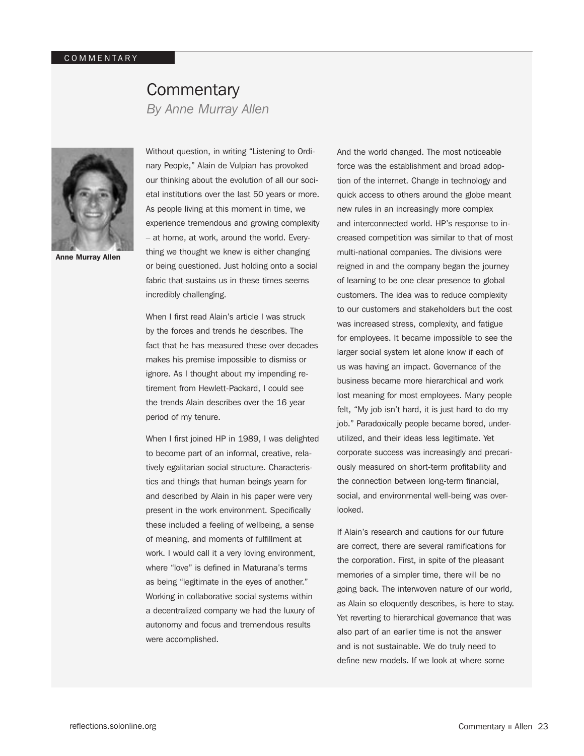COMMENTARY

# Commentary

*By Anne Murray Allen*

**Anne Murray Allen**

Without question, in writing "Listening to Ordinary People," Alain de Vulpian has provoked our thinking about the evolution of all our societal institutions over the last 50 years or more. As people living at this moment in time, we experience tremendous and growing complexity – at home, at work, around the world. Everything we thought we knew is either changing or being questioned. Just holding onto a social fabric that sustains us in these times seems incredibly challenging.

When I first read Alain's article I was struck by the forces and trends he describes. The fact that he has measured these over decades makes his premise impossible to dismiss or ignore. As I thought about my impending retirement from Hewlett-Packard, I could see the trends Alain describes over the 16 year period of my tenure.

When I first joined HP in 1989, I was delighted to become part of an informal, creative, relatively egalitarian social structure. Characteristics and things that human beings yearn for and described by Alain in his paper were very present in the work environment. Specifically these included a feeling of wellbeing, a sense of meaning, and moments of fulfillment at work. I would call it a very loving environment, where "love" is defined in Maturana's terms as being "legitimate in the eyes of another." Working in collaborative social systems within a decentralized company we had the luxury of autonomy and focus and tremendous results were accomplished.

And the world changed. The most noticeable force was the establishment and broad adoption of the internet. Change in technology and quick access to others around the globe meant new rules in an increasingly more complex and interconnected world. HP's response to increased competition was similar to that of most multi-national companies. The divisions were reigned in and the company began the journey of learning to be one clear presence to global customers. The idea was to reduce complexity to our customers and stakeholders but the cost was increased stress, complexity, and fatigue for employees. It became impossible to see the larger social system let alone know if each of us was having an impact. Governance of the business became more hierarchical and work lost meaning for most employees. Many people felt, "My job isn't hard, it is just hard to do my job." Paradoxically people became bored, underutilized, and their ideas less legitimate. Yet corporate success was increasingly and precariously measured on short-term profitability and the connection between long-term financial, social, and environmental well-being was overlooked.

If Alain's research and cautions for our future are correct, there are several ramifications for the corporation. First, in spite of the pleasant memories of a simpler time, there will be no going back. The interwoven nature of our world, as Alain so eloquently describes, is here to stay. Yet reverting to hierarchical governance that was also part of an earlier time is not the answer and is not sustainable. We do truly need to define new models. If we look at where some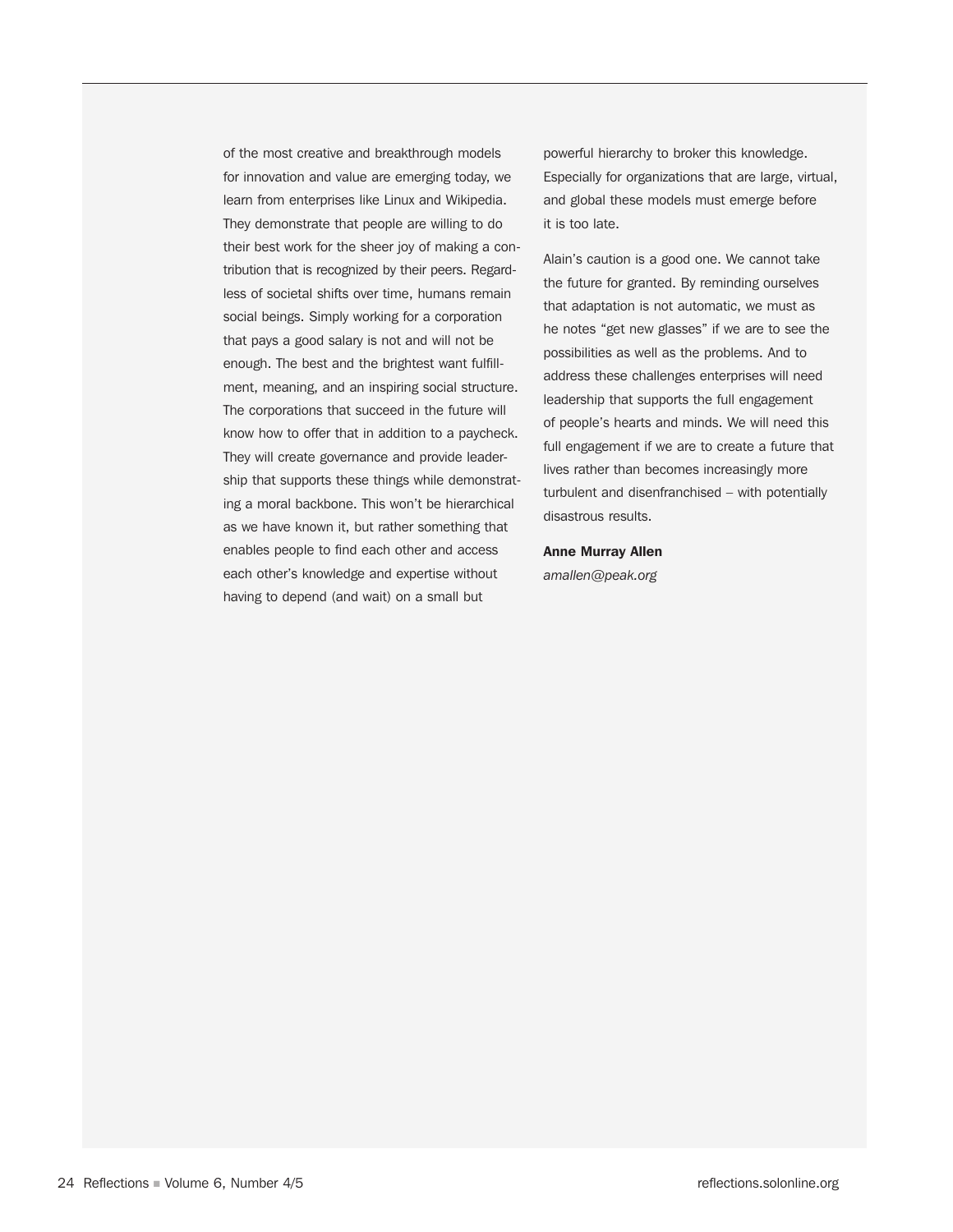of the most creative and breakthrough models for innovation and value are emerging today, we learn from enterprises like Linux and Wikipedia. They demonstrate that people are willing to do their best work for the sheer joy of making a contribution that is recognized by their peers. Regardless of societal shifts over time, humans remain social beings. Simply working for a corporation that pays a good salary is not and will not be enough. The best and the brightest want fulfillment, meaning, and an inspiring social structure. The corporations that succeed in the future will know how to offer that in addition to a paycheck. They will create governance and provide leadership that supports these things while demonstrating a moral backbone. This won't be hierarchical as we have known it, but rather something that enables people to find each other and access each other's knowledge and expertise without having to depend (and wait) on a small but powerful hierarchy to broker this knowledge. Especially for organizations that are large, virtual, and global these models must emerge before it is too late.

Alain's caution is a good one. We cannot take the future for granted. By reminding ourselves that adaptation is not automatic, we must as he notes "get new glasses" if we are to see the possibilities as well as the problems. And to address these challenges enterprises will need leadership that supports the full engagement of people's hearts and minds. We will need this full engagement if we are to create a future that lives rather than becomes increasingly more turbulent and disenfranchised – with potentially disastrous results.

**Anne Murray Allen**
*amallen@peak.org*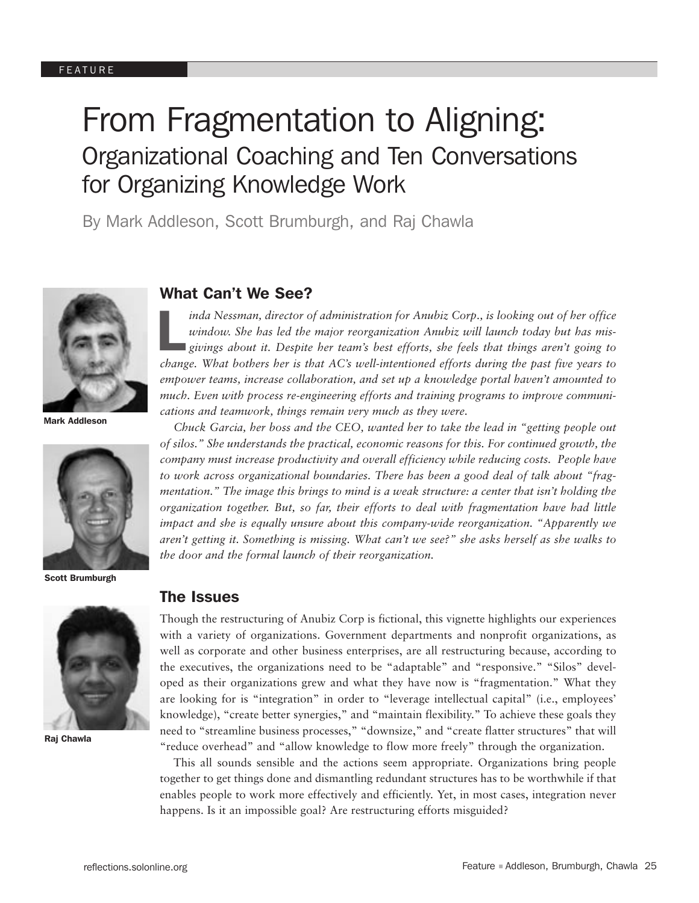FEATURE

# From Fragmentation to Aligning:

## Organizational Coaching and Ten Conversations for Organizing Knowledge Work

By Mark Addleson, Scott Brumburgh, and Raj Chawla

Mark Addleson

Scott Brumburgh

Raj Chawla

### What Can't We See?

*Linda Nessman, director of administration for Anubiz Corp., is looking out of her office window. She has led the major reorganization Anubiz will launch today but has misgivings about it. Despite her team's best efforts, she feels that things aren't going to change. What bothers her is that AC's well-intentioned efforts during the past five years to empower teams, increase collaboration, and set up a knowledge portal haven't amounted to much. Even with process re-engineering efforts and training programs to improve communications and teamwork, things remain very much as they were.*

*Chuck Garcia, her boss and the CEO, wanted her to take the lead in "getting people out of silos." She understands the practical, economic reasons for this. For continued growth, the company must increase productivity and overall efficiency while reducing costs. People have to work across organizational boundaries. There has been a good deal of talk about "fragmentation." The image this brings to mind is a weak structure: a center that isn't holding the organization together. But, so far, their efforts to deal with fragmentation have had little impact and she is equally unsure about this company-wide reorganization. "Apparently we aren't getting it. Something is missing. What can't we see?" she asks herself as she walks to the door and the formal launch of their reorganization.*

### The Issues

Though the restructuring of Anubiz Corp is fictional, this vignette highlights our experiences with a variety of organizations. Government departments and nonprofit organizations, as well as corporate and other business enterprises, are all restructuring because, according to the executives, the organizations need to be "adaptable" and "responsive." "Silos" developed as their organizations grew and what they have now is "fragmentation." What they are looking for is "integration" in order to "leverage intellectual capital" (i.e., employees' knowledge), "create better synergies," and "maintain flexibility." To achieve these goals they need to "streamline business processes," "downsize," and "create flatter structures" that will "reduce overhead" and "allow knowledge to flow more freely" through the organization.

This all sounds sensible and the actions seem appropriate. Organizations bring people together to get things done and dismantling redundant structures has to be worthwhile if that enables people to work more effectively and efficiently. Yet, in most cases, integration never happens. Is it an impossible goal? Are restructuring efforts misguided?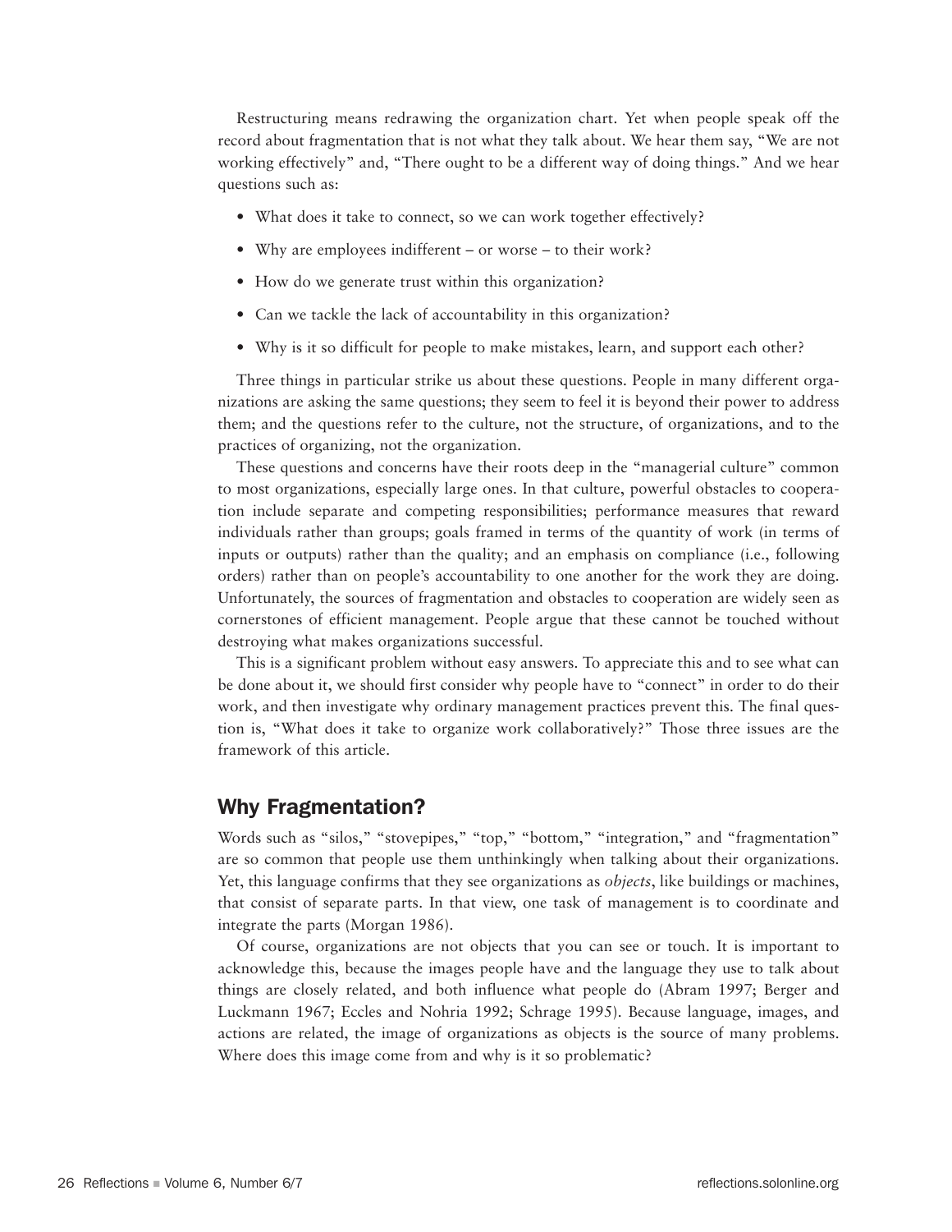Restructuring means redrawing the organization chart. Yet when people speak off the record about fragmentation that is not what they talk about. We hear them say, "We are not working effectively" and, "There ought to be a different way of doing things." And we hear questions such as:

- What does it take to connect, so we can work together effectively?
- Why are employees indifferent – or worse – to their work?
- How do we generate trust within this organization?
- Can we tackle the lack of accountability in this organization?
- Why is it so difficult for people to make mistakes, learn, and support each other?

Three things in particular strike us about these questions. People in many different organizations are asking the same questions; they seem to feel it is beyond their power to address them; and the questions refer to the culture, not the structure, of organizations, and to the practices of organizing, not the organization.

These questions and concerns have their roots deep in the "managerial culture" common to most organizations, especially large ones. In that culture, powerful obstacles to cooperation include separate and competing responsibilities; performance measures that reward individuals rather than groups; goals framed in terms of the quantity of work (in terms of inputs or outputs) rather than the quality; and an emphasis on compliance (i.e., following orders) rather than on people's accountability to one another for the work they are doing. Unfortunately, the sources of fragmentation and obstacles to cooperation are widely seen as cornerstones of efficient management. People argue that these cannot be touched without destroying what makes organizations successful.

This is a significant problem without easy answers. To appreciate this and to see what can be done about it, we should first consider why people have to "connect" in order to do their work, and then investigate why ordinary management practices prevent this. The final question is, "What does it take to organize work collaboratively?" Those three issues are the framework of this article.

## Why Fragmentation?

Words such as "silos," "stovepipes," "top," "bottom," "integration," and "fragmentation" are so common that people use them unthinkingly when talking about their organizations. Yet, this language confirms that they see organizations as *objects*, like buildings or machines, that consist of separate parts. In that view, one task of management is to coordinate and integrate the parts (Morgan 1986).

Of course, organizations are not objects that you can see or touch. It is important to acknowledge this, because the images people have and the language they use to talk about things are closely related, and both influence what people do (Abram 1997; Berger and Luckmann 1967; Eccles and Nohria 1992; Schrage 1995). Because language, images, and actions are related, the image of organizations as objects is the source of many problems. Where does this image come from and why is it so problematic?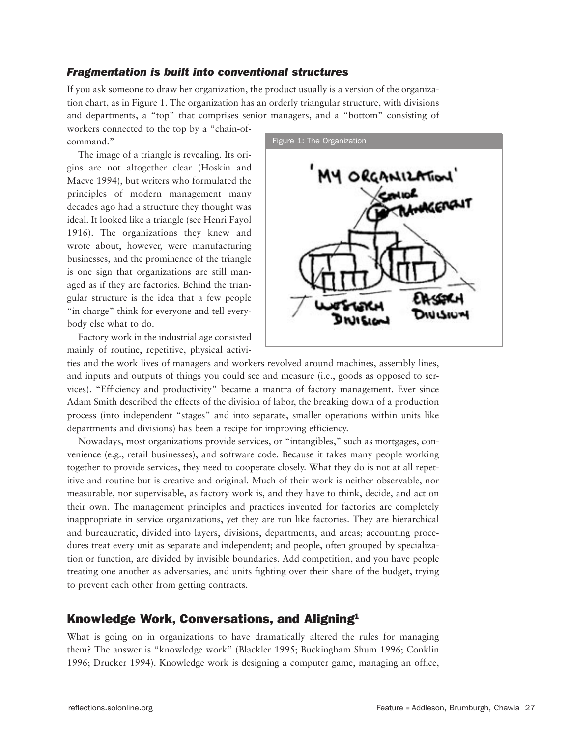### *Fragmentation is built into conventional structures*

If you ask someone to draw her organization, the product usually is a version of the organization chart, as in Figure 1. The organization has an orderly triangular structure, with divisions and departments, a "top" that comprises senior managers, and a "bottom" consisting of workers connected to the top by a "chain-of-command."

Figure 1: The Organization

The image of a triangle is revealing. Its origins are not altogether clear (Hoskin and Macve 1994), but writers who formulated the principles of modern management many decades ago had a structure they thought was ideal. It looked like a triangle (see Henri Fayol 1916). The organizations they knew and wrote about, however, were manufacturing businesses, and the prominence of the triangle is one sign that organizations are still managed as if they are factories. Behind the triangular structure is the idea that a few people "in charge" think for everyone and tell everybody else what to do.

Factory work in the industrial age consisted mainly of routine, repetitive, physical activities and the work lives of managers and workers revolved around machines, assembly lines, and inputs and outputs of things you could see and measure (i.e., goods as opposed to services). "Efficiency and productivity" became a mantra of factory management. Ever since Adam Smith described the effects of the division of labor, the breaking down of a production process (into independent "stages" and into separate, smaller operations within units like departments and divisions) has been a recipe for improving efficiency.

Nowadays, most organizations provide services, or "intangibles," such as mortgages, convenience (e.g., retail businesses), and software code. Because it takes many people working together to provide services, they need to cooperate closely. What they do is not at all repetitive and routine but is creative and original. Much of their work is neither observable, nor measurable, nor supervisable, as factory work is, and they have to think, decide, and act on their own. The management principles and practices invented for factories are completely inappropriate in service organizations, yet they are run like factories. They are hierarchical and bureaucratic, divided into layers, divisions, departments, and areas; accounting procedures treat every unit as separate and independent; and people, often grouped by specialization or function, are divided by invisible boundaries. Add competition, and you have people treating one another as adversaries, and units fighting over their share of the budget, trying to prevent each other from getting contracts.

## Knowledge Work, Conversations, and Aligning[1]

What is going on in organizations to have dramatically altered the rules for managing them? The answer is "knowledge work" (Blackler 1995; Buckingham Shum 1996; Conklin 1996; Drucker 1994). Knowledge work is designing a computer game, managing an office,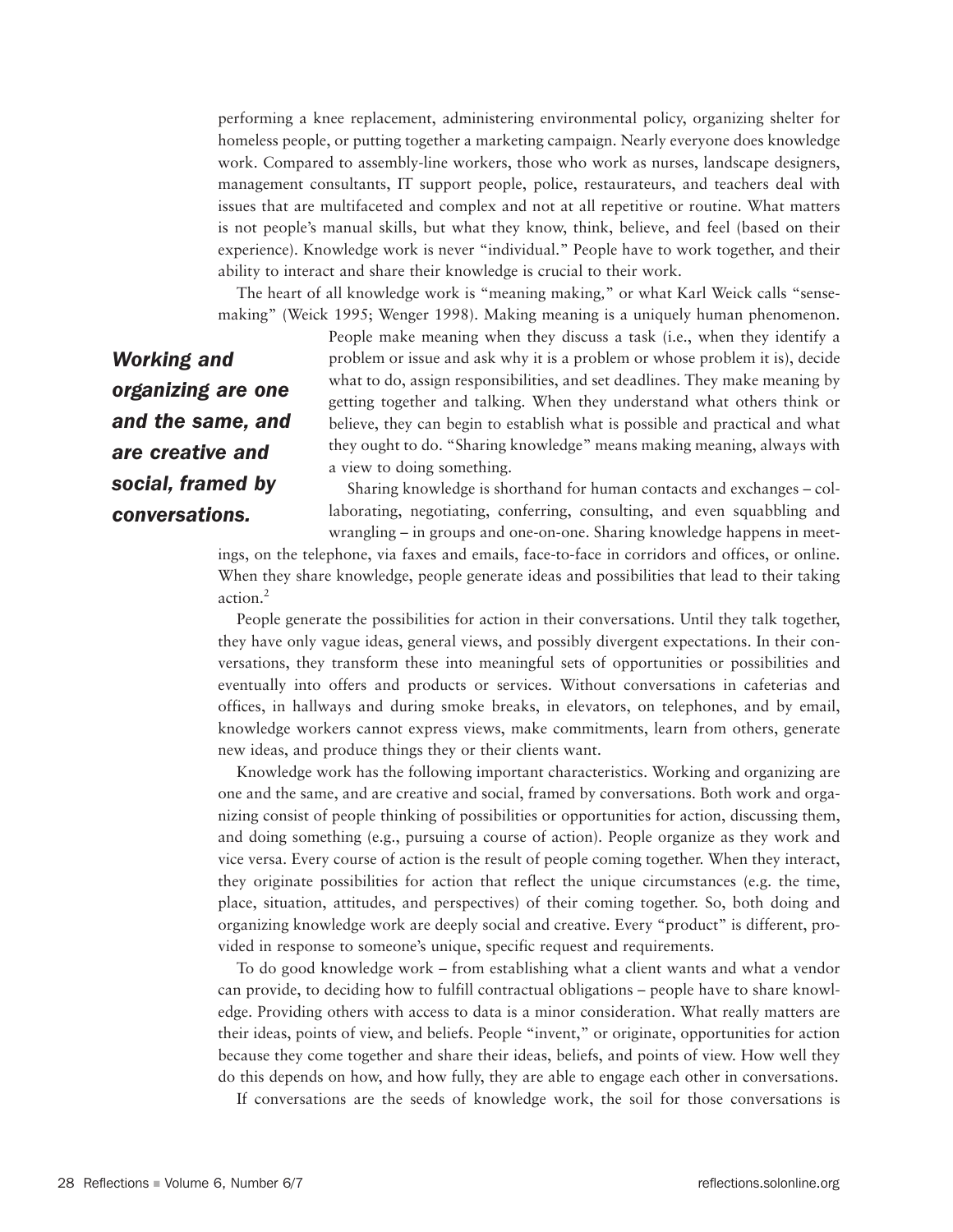performing a knee replacement, administering environmental policy, organizing shelter for homeless people, or putting together a marketing campaign. Nearly everyone does knowledge work. Compared to assembly-line workers, those who work as nurses, landscape designers, management consultants, IT support people, police, restaurateurs, and teachers deal with issues that are multifaceted and complex and not at all repetitive or routine. What matters is not people's manual skills, but what they know, think, believe, and feel (based on their experience). Knowledge work is never "individual." People have to work together, and their ability to interact and share their knowledge is crucial to their work.

The heart of all knowledge work is "meaning making," or what Karl Weick calls "sensemaking" (Weick 1995; Wenger 1998). Making meaning is a uniquely human phenomenon. People make meaning when they discuss a task (i.e., when they identify a problem or issue and ask why it is a problem or whose problem it is), decide what to do, assign responsibilities, and set deadlines. They make meaning by getting together and talking. When they understand what others think or believe, they can begin to establish what is possible and practical and what they ought to do. "Sharing knowledge" means making meaning, always with a view to doing something.

***Working and organizing are one and the same, and are creative and social, framed by conversations.***

Sharing knowledge is shorthand for human contacts and exchanges – collaborating, negotiating, conferring, consulting, and even squabbling and wrangling – in groups and one-on-one. Sharing knowledge happens in meetings, on the telephone, via faxes and emails, face-to-face in corridors and offices, or online. When they share knowledge, people generate ideas and possibilities that lead to their taking action.[2]

People generate the possibilities for action in their conversations. Until they talk together, they have only vague ideas, general views, and possibly divergent expectations. In their conversations, they transform these into meaningful sets of opportunities or possibilities and eventually into offers and products or services. Without conversations in cafeterias and offices, in hallways and during smoke breaks, in elevators, on telephones, and by email, knowledge workers cannot express views, make commitments, learn from others, generate new ideas, and produce things they or their clients want.

Knowledge work has the following important characteristics. Working and organizing are one and the same, and are creative and social, framed by conversations. Both work and organizing consist of people thinking of possibilities or opportunities for action, discussing them, and doing something (e.g., pursuing a course of action). People organize as they work and vice versa. Every course of action is the result of people coming together. When they interact, they originate possibilities for action that reflect the unique circumstances (e.g. the time, place, situation, attitudes, and perspectives) of their coming together. So, both doing and organizing knowledge work are deeply social and creative. Every "product" is different, provided in response to someone's unique, specific request and requirements.

To do good knowledge work – from establishing what a client wants and what a vendor can provide, to deciding how to fulfill contractual obligations – people have to share knowledge. Providing others with access to data is a minor consideration. What really matters are their ideas, points of view, and beliefs. People "invent," or originate, opportunities for action because they come together and share their ideas, beliefs, and points of view. How well they do this depends on how, and how fully, they are able to engage each other in conversations.

If conversations are the seeds of knowledge work, the soil for those conversations is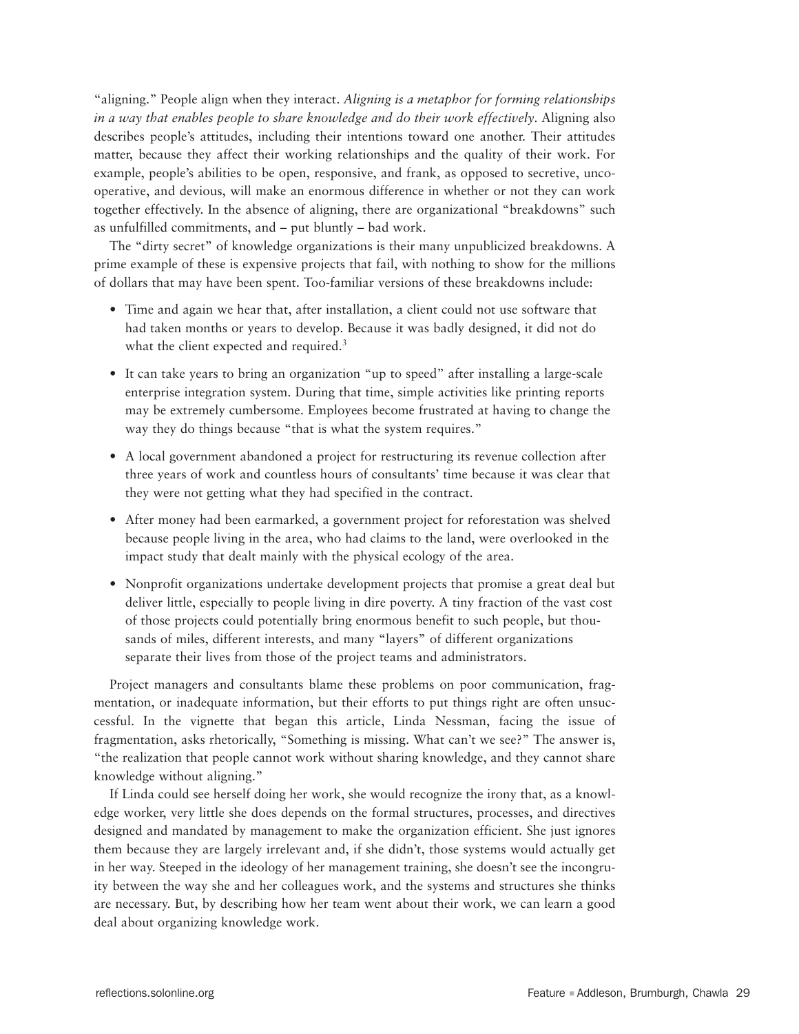"aligning." People align when they interact. *Aligning is a metaphor for forming relationships in a way that enables people to share knowledge and do their work effectively*. Aligning also describes people's attitudes, including their intentions toward one another. Their attitudes matter, because they affect their working relationships and the quality of their work. For example, people's abilities to be open, responsive, and frank, as opposed to secretive, uncooperative, and devious, will make an enormous difference in whether or not they can work together effectively. In the absence of aligning, there are organizational "breakdowns" such as unfulfilled commitments, and – put bluntly – bad work.

The "dirty secret" of knowledge organizations is their many unpublicized breakdowns. A prime example of these is expensive projects that fail, with nothing to show for the millions of dollars that may have been spent. Too-familiar versions of these breakdowns include:

- Time and again we hear that, after installation, a client could not use software that had taken months or years to develop. Because it was badly designed, it did not do what the client expected and required.[3]
- It can take years to bring an organization "up to speed" after installing a large-scale enterprise integration system. During that time, simple activities like printing reports may be extremely cumbersome. Employees become frustrated at having to change the way they do things because "that is what the system requires."
- A local government abandoned a project for restructuring its revenue collection after three years of work and countless hours of consultants' time because it was clear that they were not getting what they had specified in the contract.
- After money had been earmarked, a government project for reforestation was shelved because people living in the area, who had claims to the land, were overlooked in the impact study that dealt mainly with the physical ecology of the area.
- Nonprofit organizations undertake development projects that promise a great deal but deliver little, especially to people living in dire poverty. A tiny fraction of the vast cost of those projects could potentially bring enormous benefit to such people, but thousands of miles, different interests, and many "layers" of different organizations separate their lives from those of the project teams and administrators.

Project managers and consultants blame these problems on poor communication, fragmentation, or inadequate information, but their efforts to put things right are often unsuccessful. In the vignette that began this article, Linda Nessman, facing the issue of fragmentation, asks rhetorically, "Something is missing. What can't we see?" The answer is, "the realization that people cannot work without sharing knowledge, and they cannot share knowledge without aligning."

If Linda could see herself doing her work, she would recognize the irony that, as a knowledge worker, very little she does depends on the formal structures, processes, and directives designed and mandated by management to make the organization efficient. She just ignores them because they are largely irrelevant and, if she didn't, those systems would actually get in her way. Steeped in the ideology of her management training, she doesn't see the incongruity between the way she and her colleagues work, and the systems and structures she thinks are necessary. But, by describing how her team went about their work, we can learn a good deal about organizing knowledge work.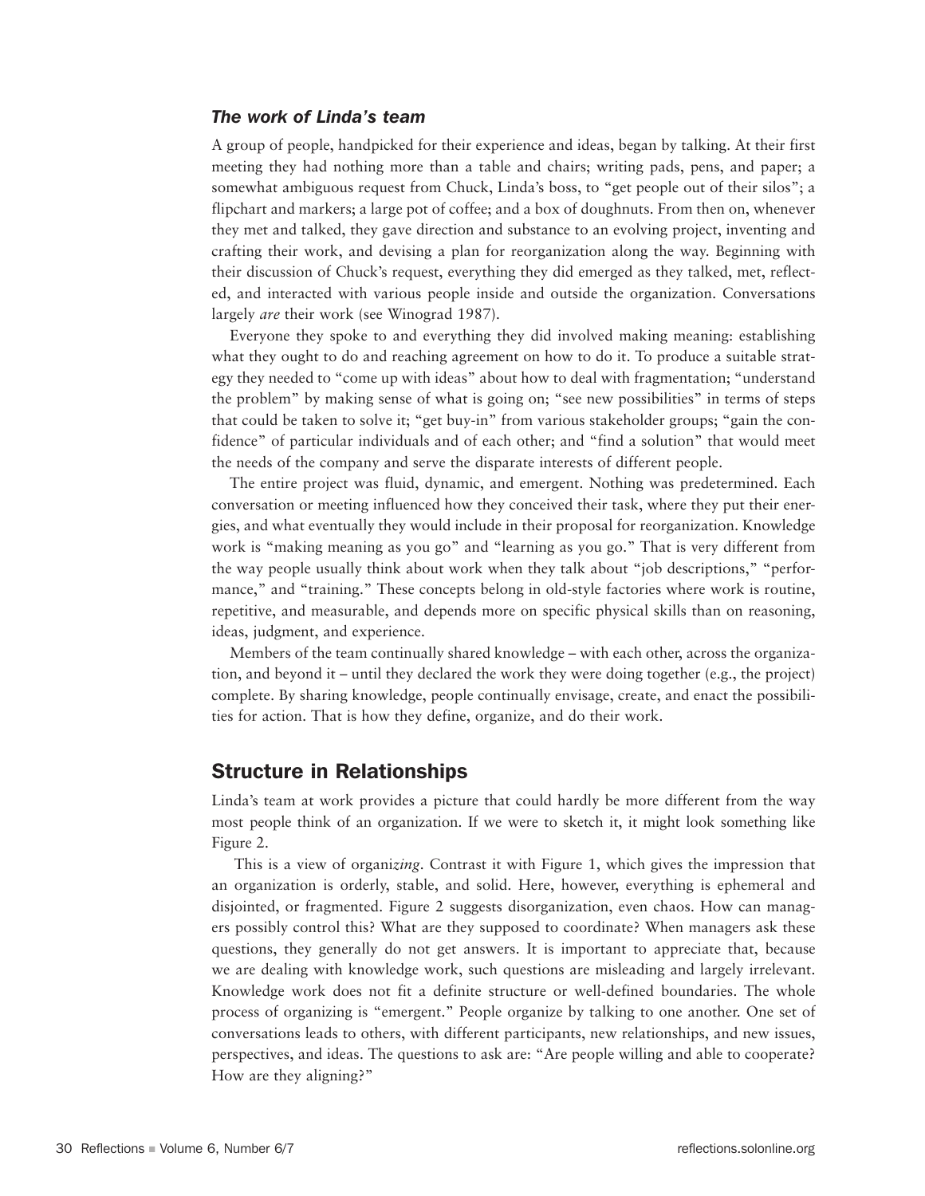### *The work of Linda's team*

A group of people, handpicked for their experience and ideas, began by talking. At their first meeting they had nothing more than a table and chairs; writing pads, pens, and paper; a somewhat ambiguous request from Chuck, Linda's boss, to "get people out of their silos"; a flipchart and markers; a large pot of coffee; and a box of doughnuts. From then on, whenever they met and talked, they gave direction and substance to an evolving project, inventing and crafting their work, and devising a plan for reorganization along the way. Beginning with their discussion of Chuck's request, everything they did emerged as they talked, met, reflected, and interacted with various people inside and outside the organization. Conversations largely *are* their work (see Winograd 1987).

Everyone they spoke to and everything they did involved making meaning: establishing what they ought to do and reaching agreement on how to do it. To produce a suitable strategy they needed to "come up with ideas" about how to deal with fragmentation; "understand the problem" by making sense of what is going on; "see new possibilities" in terms of steps that could be taken to solve it; "get buy-in" from various stakeholder groups; "gain the confidence" of particular individuals and of each other; and "find a solution" that would meet the needs of the company and serve the disparate interests of different people.

The entire project was fluid, dynamic, and emergent. Nothing was predetermined. Each conversation or meeting influenced how they conceived their task, where they put their energies, and what eventually they would include in their proposal for reorganization. Knowledge work is "making meaning as you go" and "learning as you go." That is very different from the way people usually think about work when they talk about "job descriptions," "performance," and "training." These concepts belong in old-style factories where work is routine, repetitive, and measurable, and depends more on specific physical skills than on reasoning, ideas, judgment, and experience.

Members of the team continually shared knowledge – with each other, across the organization, and beyond it – until they declared the work they were doing together (e.g., the project) complete. By sharing knowledge, people continually envisage, create, and enact the possibilities for action. That is how they define, organize, and do their work.

## Structure in Relationships

Linda's team at work provides a picture that could hardly be more different from the way most people think of an organization. If we were to sketch it, it might look something like Figure 2.

This is a view of organi*zing*. Contrast it with Figure 1, which gives the impression that an organization is orderly, stable, and solid. Here, however, everything is ephemeral and disjointed, or fragmented. Figure 2 suggests disorganization, even chaos. How can managers possibly control this? What are they supposed to coordinate? When managers ask these questions, they generally do not get answers. It is important to appreciate that, because we are dealing with knowledge work, such questions are misleading and largely irrelevant. Knowledge work does not fit a definite structure or well-defined boundaries. The whole process of organizing is "emergent." People organize by talking to one another. One set of conversations leads to others, with different participants, new relationships, and new issues, perspectives, and ideas. The questions to ask are: "Are people willing and able to cooperate? How are they aligning?"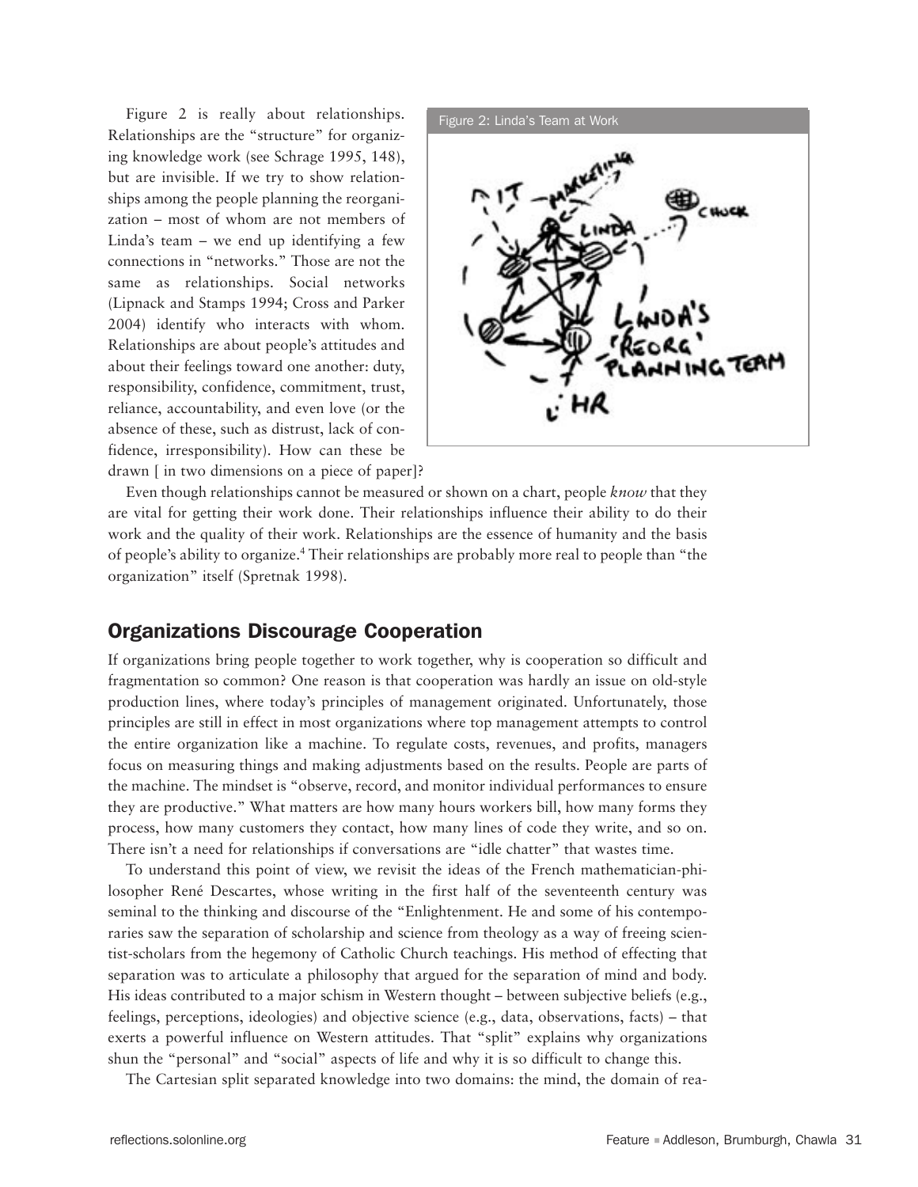Figure 2 is really about relationships. Relationships are the "structure" for organizing knowledge work (see Schrage 1995, 148), but are invisible. If we try to show relationships among the people planning the reorganization – most of whom are not members of Linda's team – we end up identifying a few connections in "networks." Those are not the same as relationships. Social networks (Lipnack and Stamps 1994; Cross and Parker 2004) identify who interacts with whom. Relationships are about people's attitudes and about their feelings toward one another: duty, responsibility, confidence, commitment, trust, reliance, accountability, and even love (or the absence of these, such as distrust, lack of confidence, irresponsibility). How can these be drawn [ in two dimensions on a piece of paper]?

Figure 2: Linda's Team at Work

Even though relationships cannot be measured or shown on a chart, people *know* that they are vital for getting their work done. Their relationships influence their ability to do their work and the quality of their work. Relationships are the essence of humanity and the basis of people's ability to organize.[4] Their relationships are probably more real to people than "the organization" itself (Spretnak 1998).

## Organizations Discourage Cooperation

If organizations bring people together to work together, why is cooperation so difficult and fragmentation so common? One reason is that cooperation was hardly an issue on old-style production lines, where today's principles of management originated. Unfortunately, those principles are still in effect in most organizations where top management attempts to control the entire organization like a machine. To regulate costs, revenues, and profits, managers focus on measuring things and making adjustments based on the results. People are parts of the machine. The mindset is "observe, record, and monitor individual performances to ensure they are productive." What matters are how many hours workers bill, how many forms they process, how many customers they contact, how many lines of code they write, and so on. There isn't a need for relationships if conversations are "idle chatter" that wastes time.

To understand this point of view, we revisit the ideas of the French mathematician-philosopher René Descartes, whose writing in the first half of the seventeenth century was seminal to the thinking and discourse of the "Enlightenment. He and some of his contemporaries saw the separation of scholarship and science from theology as a way of freeing scientist-scholars from the hegemony of Catholic Church teachings. His method of effecting that separation was to articulate a philosophy that argued for the separation of mind and body. His ideas contributed to a major schism in Western thought – between subjective beliefs (e.g., feelings, perceptions, ideologies) and objective science (e.g., data, observations, facts) – that exerts a powerful influence on Western attitudes. That "split" explains why organizations shun the "personal" and "social" aspects of life and why it is so difficult to change this.

The Cartesian split separated knowledge into two domains: the mind, the domain of rea-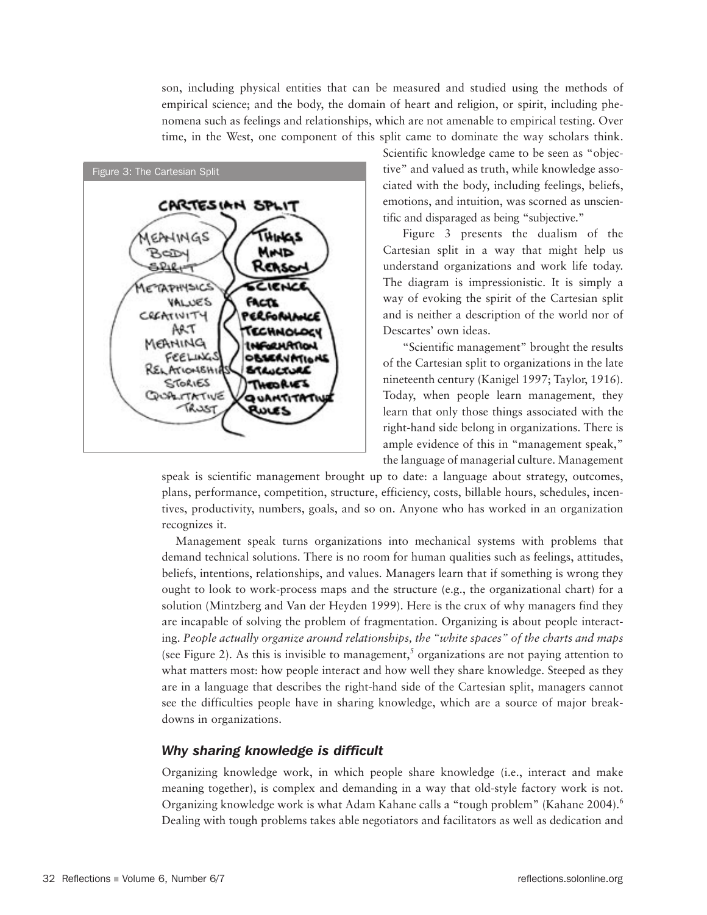son, including physical entities that can be measured and studied using the methods of empirical science; and the body, the domain of heart and religion, or spirit, including phenomena such as feelings and relationships, which are not amenable to empirical testing. Over time, in the West, one component of this split came to dominate the way scholars think. Scientific knowledge came to be seen as "objective" and valued as truth, while knowledge associated with the body, including feelings, beliefs, emotions, and intuition, was scorned as unscientific and disparaged as being "subjective."

Figure 3: The Cartesian Split

Figure 3 presents the dualism of the Cartesian split in a way that might help us understand organizations and work life today. The diagram is impressionistic. It is simply a way of evoking the spirit of the Cartesian split and is neither a description of the world nor of Descartes' own ideas.

"Scientific management" brought the results of the Cartesian split to organizations in the late nineteenth century (Kanigel 1997; Taylor, 1916). Today, when people learn management, they learn that only those things associated with the right-hand side belong in organizations. There is ample evidence of this in "management speak," the language of managerial culture. Management speak is scientific management brought up to date: a language about strategy, outcomes, plans, performance, competition, structure, efficiency, costs, billable hours, schedules, incentives, productivity, numbers, goals, and so on. Anyone who has worked in an organization recognizes it.

Management speak turns organizations into mechanical systems with problems that demand technical solutions. There is no room for human qualities such as feelings, attitudes, beliefs, intentions, relationships, and values. Managers learn that if something is wrong they ought to look to work-process maps and the structure (e.g., the organizational chart) for a solution (Mintzberg and Van der Heyden 1999). Here is the crux of why managers find they are incapable of solving the problem of fragmentation. Organizing is about people interacting. *People actually organize around relationships, the "white spaces" of the charts and maps* (see Figure 2). As this is invisible to management,[5] organizations are not paying attention to what matters most: how people interact and how well they share knowledge. Steeped as they are in a language that describes the right-hand side of the Cartesian split, managers cannot see the difficulties people have in sharing knowledge, which are a source of major breakdowns in organizations.

### *Why sharing knowledge is difficult*

Organizing knowledge work, in which people share knowledge (i.e., interact and make meaning together), is complex and demanding in a way that old-style factory work is not. Organizing knowledge work is what Adam Kahane calls a "tough problem" (Kahane 2004).[6] Dealing with tough problems takes able negotiators and facilitators as well as dedication and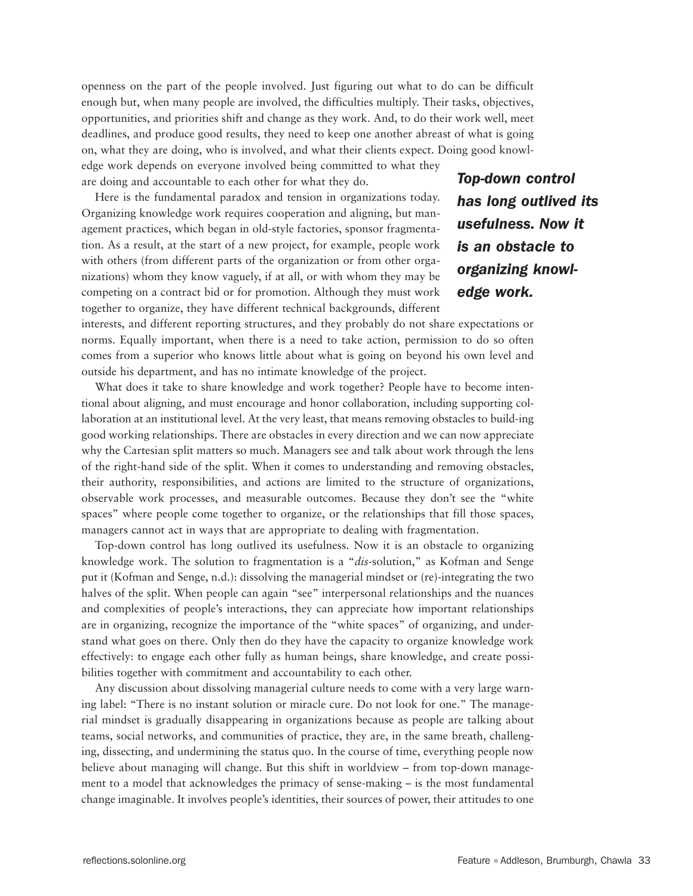openness on the part of the people involved. Just figuring out what to do can be difficult enough but, when many people are involved, the difficulties multiply. Their tasks, objectives, opportunities, and priorities shift and change as they work. And, to do their work well, meet deadlines, and produce good results, they need to keep one another abreast of what is going on, what they are doing, who is involved, and what their clients expect. Doing good knowledge work depends on everyone involved being committed to what they are doing and accountable to each other for what they do.

***Top-down control has long outlived its usefulness. Now it is an obstacle to organizing knowledge work.***

Here is the fundamental paradox and tension in organizations today. Organizing knowledge work requires cooperation and aligning, but management practices, which began in old-style factories, sponsor fragmentation. As a result, at the start of a new project, for example, people work with others (from different parts of the organization or from other organizations) whom they know vaguely, if at all, or with whom they may be competing on a contract bid or for promotion. Although they must work together to organize, they have different technical backgrounds, different interests, and different reporting structures, and they probably do not share expectations or norms. Equally important, when there is a need to take action, permission to do so often comes from a superior who knows little about what is going on beyond his own level and outside his department, and has no intimate knowledge of the project.

What does it take to share knowledge and work together? People have to become intentional about aligning, and must encourage and honor collaboration, including supporting collaboration at an institutional level. At the very least, that means removing obstacles to build-ing good working relationships. There are obstacles in every direction and we can now appreciate why the Cartesian split matters so much. Managers see and talk about work through the lens of the right-hand side of the split. When it comes to understanding and removing obstacles, their authority, responsibilities, and actions are limited to the structure of organizations, observable work processes, and measurable outcomes. Because they don't see the "white spaces" where people come together to organize, or the relationships that fill those spaces, managers cannot act in ways that are appropriate to dealing with fragmentation.

Top-down control has long outlived its usefulness. Now it is an obstacle to organizing knowledge work. The solution to fragmentation is a "*dis*-solution," as Kofman and Senge put it (Kofman and Senge, n.d.): dissolving the managerial mindset or (re)-integrating the two halves of the split. When people can again "see" interpersonal relationships and the nuances and complexities of people's interactions, they can appreciate how important relationships are in organizing, recognize the importance of the "white spaces" of organizing, and understand what goes on there. Only then do they have the capacity to organize knowledge work effectively: to engage each other fully as human beings, share knowledge, and create possibilities together with commitment and accountability to each other.

Any discussion about dissolving managerial culture needs to come with a very large warning label: "There is no instant solution or miracle cure. Do not look for one." The managerial mindset is gradually disappearing in organizations because as people are talking about teams, social networks, and communities of practice, they are, in the same breath, challenging, dissecting, and undermining the status quo. In the course of time, everything people now believe about managing will change. But this shift in worldview – from top-down management to a model that acknowledges the primacy of sense-making – is the most fundamental change imaginable. It involves people's identities, their sources of power, their attitudes to one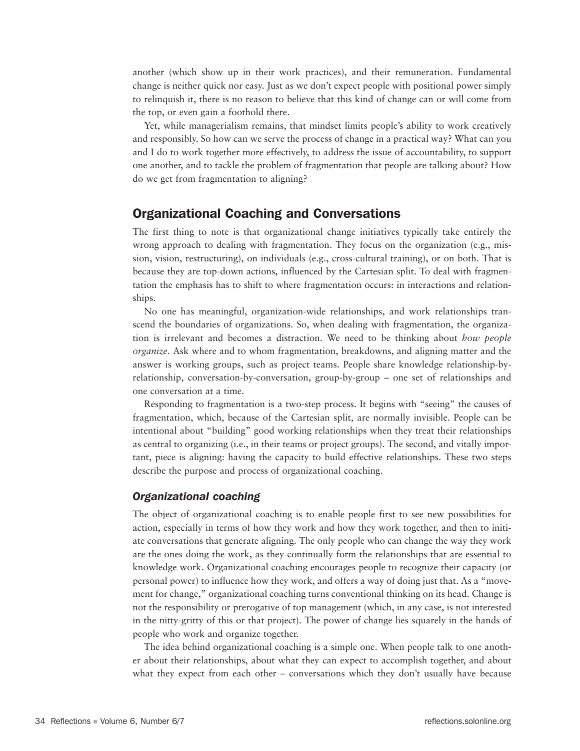another (which show up in their work practices), and their remuneration. Fundamental change is neither quick nor easy. Just as we don't expect people with positional power simply to relinquish it, there is no reason to believe that this kind of change can or will come from the top, or even gain a foothold there.

Yet, while managerialism remains, that mindset limits people's ability to work creatively and responsibly. So how can we serve the process of change in a practical way? What can you and I do to work together more effectively, to address the issue of accountability, to support one another, and to tackle the problem of fragmentation that people are talking about? How do we get from fragmentation to aligning?

## Organizational Coaching and Conversations

The first thing to note is that organizational change initiatives typically take entirely the wrong approach to dealing with fragmentation. They focus on the organization (e.g., mission, vision, restructuring), on individuals (e.g., cross-cultural training), or on both. That is because they are top-down actions, influenced by the Cartesian split. To deal with fragmentation the emphasis has to shift to where fragmentation occurs: in interactions and relationships.

No one has meaningful, organization-wide relationships, and work relationships transcend the boundaries of organizations. So, when dealing with fragmentation, the organization is irrelevant and becomes a distraction. We need to be thinking about *how people organize*. Ask where and to whom fragmentation, breakdowns, and aligning matter and the answer is working groups, such as project teams. People share knowledge relationship-by-relationship, conversation-by-conversation, group-by-group – one set of relationships and one conversation at a time.

Responding to fragmentation is a two-step process. It begins with "seeing" the causes of fragmentation, which, because of the Cartesian split, are normally invisible. People can be intentional about "building" good working relationships when they treat their relationships as central to organizing (i.e., in their teams or project groups). The second, and vitally important, piece is aligning: having the capacity to build effective relationships. These two steps describe the purpose and process of organizational coaching.

### *Organizational coaching*

The object of organizational coaching is to enable people first to see new possibilities for action, especially in terms of how they work and how they work together, and then to initiate conversations that generate aligning. The only people who can change the way they work are the ones doing the work, as they continually form the relationships that are essential to knowledge work. Organizational coaching encourages people to recognize their capacity (or personal power) to influence how they work, and offers a way of doing just that. As a "movement for change," organizational coaching turns conventional thinking on its head. Change is not the responsibility or prerogative of top management (which, in any case, is not interested in the nitty-gritty of this or that project). The power of change lies squarely in the hands of people who work and organize together.

The idea behind organizational coaching is a simple one. When people talk to one another about their relationships, about what they can expect to accomplish together, and about what they expect from each other – conversations which they don't usually have because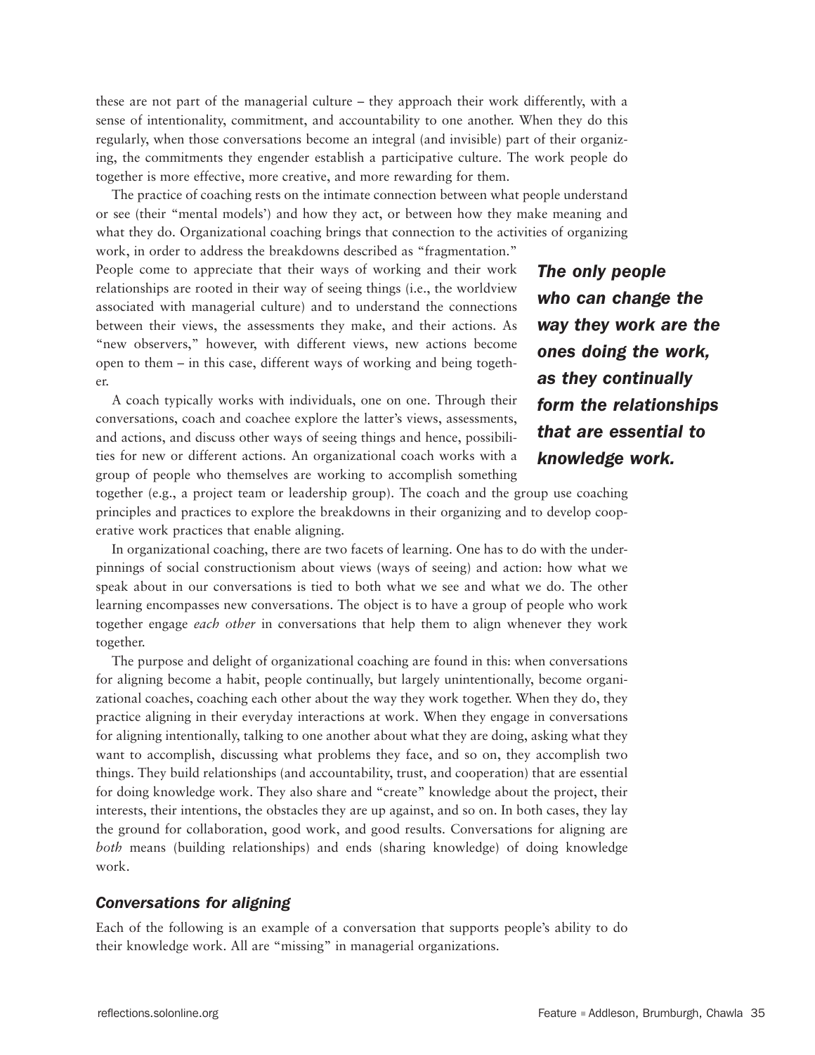these are not part of the managerial culture – they approach their work differently, with a sense of intentionality, commitment, and accountability to one another. When they do this regularly, when those conversations become an integral (and invisible) part of their organizing, the commitments they engender establish a participative culture. The work people do together is more effective, more creative, and more rewarding for them.

The practice of coaching rests on the intimate connection between what people understand or see (their "mental models') and how they act, or between how they make meaning and what they do. Organizational coaching brings that connection to the activities of organizing work, in order to address the breakdowns described as "fragmentation." People come to appreciate that their ways of working and their work relationships are rooted in their way of seeing things (i.e., the worldview associated with managerial culture) and to understand the connections between their views, the assessments they make, and their actions. As "new observers," however, with different views, new actions become open to them – in this case, different ways of working and being together.

***The only people who can change the way they work are the ones doing the work, as they continually form the relationships that are essential to knowledge work.***

A coach typically works with individuals, one on one. Through their conversations, coach and coachee explore the latter's views, assessments, and actions, and discuss other ways of seeing things and hence, possibilities for new or different actions. An organizational coach works with a group of people who themselves are working to accomplish something together (e.g., a project team or leadership group). The coach and the group use coaching principles and practices to explore the breakdowns in their organizing and to develop cooperative work practices that enable aligning.

In organizational coaching, there are two facets of learning. One has to do with the underpinnings of social constructionism about views (ways of seeing) and action: how what we speak about in our conversations is tied to both what we see and what we do. The other learning encompasses new conversations. The object is to have a group of people who work together engage *each other* in conversations that help them to align whenever they work together.

The purpose and delight of organizational coaching are found in this: when conversations for aligning become a habit, people continually, but largely unintentionally, become organizational coaches, coaching each other about the way they work together. When they do, they practice aligning in their everyday interactions at work. When they engage in conversations for aligning intentionally, talking to one another about what they are doing, asking what they want to accomplish, discussing what problems they face, and so on, they accomplish two things. They build relationships (and accountability, trust, and cooperation) that are essential for doing knowledge work. They also share and "create" knowledge about the project, their interests, their intentions, the obstacles they are up against, and so on. In both cases, they lay the ground for collaboration, good work, and good results. Conversations for aligning are *both* means (building relationships) and ends (sharing knowledge) of doing knowledge work.

### *Conversations for aligning*

Each of the following is an example of a conversation that supports people's ability to do their knowledge work. All are "missing" in managerial organizations.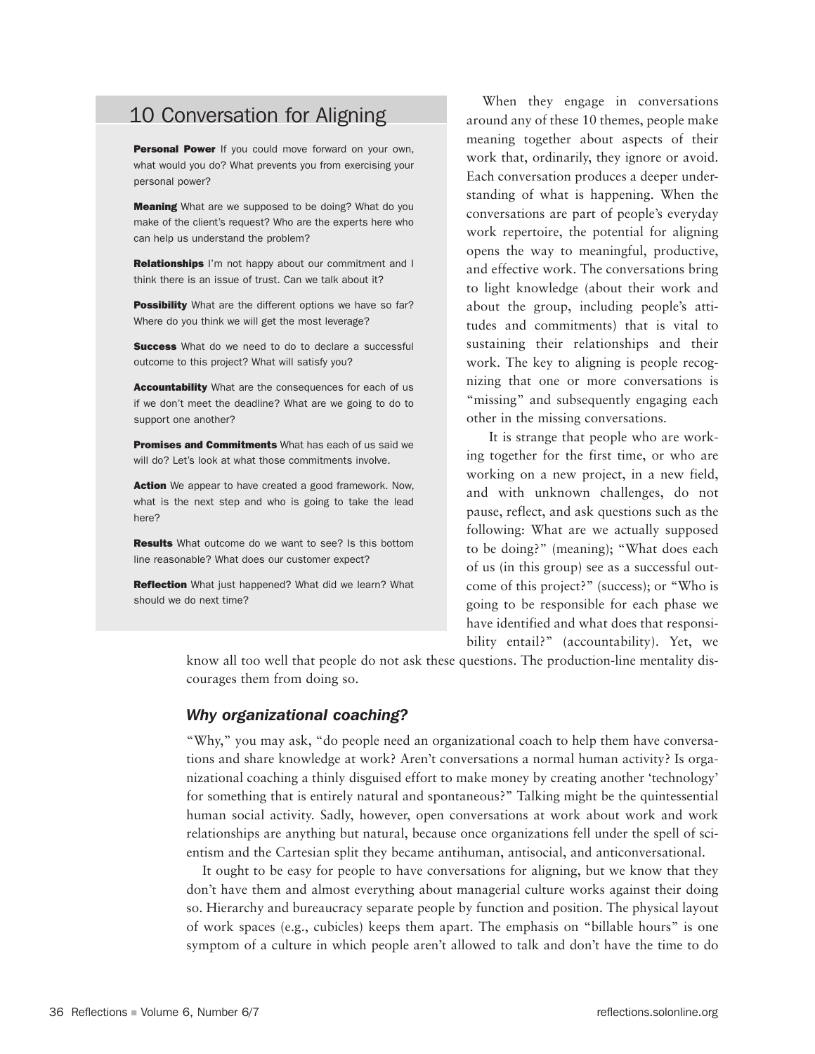## 10 Conversation for Aligning

**Personal Power** If you could move forward on your own, what would you do? What prevents you from exercising your personal power?

**Meaning** What are we supposed to be doing? What do you make of the client's request? Who are the experts here who can help us understand the problem?

**Relationships** I'm not happy about our commitment and I think there is an issue of trust. Can we talk about it?

**Possibility** What are the different options we have so far? Where do you think we will get the most leverage?

**Success** What do we need to do to declare a successful outcome to this project? What will satisfy you?

**Accountability** What are the consequences for each of us if we don't meet the deadline? What are we going to do to support one another?

**Promises and Commitments** What has each of us said we will do? Let's look at what those commitments involve.

**Action** We appear to have created a good framework. Now, what is the next step and who is going to take the lead here?

**Results** What outcome do we want to see? Is this bottom line reasonable? What does our customer expect?

**Reflection** What just happened? What did we learn? What should we do next time?

When they engage in conversations around any of these 10 themes, people make meaning together about aspects of their work that, ordinarily, they ignore or avoid. Each conversation produces a deeper understanding of what is happening. When the conversations are part of people's everyday work repertoire, the potential for aligning opens the way to meaningful, productive, and effective work. The conversations bring to light knowledge (about their work and about the group, including people's attitudes and commitments) that is vital to sustaining their relationships and their work. The key to aligning is people recognizing that one or more conversations is "missing" and subsequently engaging each other in the missing conversations.

It is strange that people who are working together for the first time, or who are working on a new project, in a new field, and with unknown challenges, do not pause, reflect, and ask questions such as the following: What are we actually supposed to be doing?" (meaning); "What does each of us (in this group) see as a successful outcome of this project?" (success); or "Who is going to be responsible for each phase we have identified and what does that responsibility entail?" (accountability). Yet, we know all too well that people do not ask these questions. The production-line mentality discourages them from doing so.

### *Why organizational coaching?*

"Why," you may ask, "do people need an organizational coach to help them have conversations and share knowledge at work? Aren't conversations a normal human activity? Is organizational coaching a thinly disguised effort to make money by creating another 'technology' for something that is entirely natural and spontaneous?" Talking might be the quintessential human social activity. Sadly, however, open conversations at work about work and work relationships are anything but natural, because once organizations fell under the spell of scientism and the Cartesian split they became antihuman, antisocial, and anticonversational.

It ought to be easy for people to have conversations for aligning, but we know that they don't have them and almost everything about managerial culture works against their doing so. Hierarchy and bureaucracy separate people by function and position. The physical layout of work spaces (e.g., cubicles) keeps them apart. The emphasis on "billable hours" is one symptom of a culture in which people aren't allowed to talk and don't have the time to do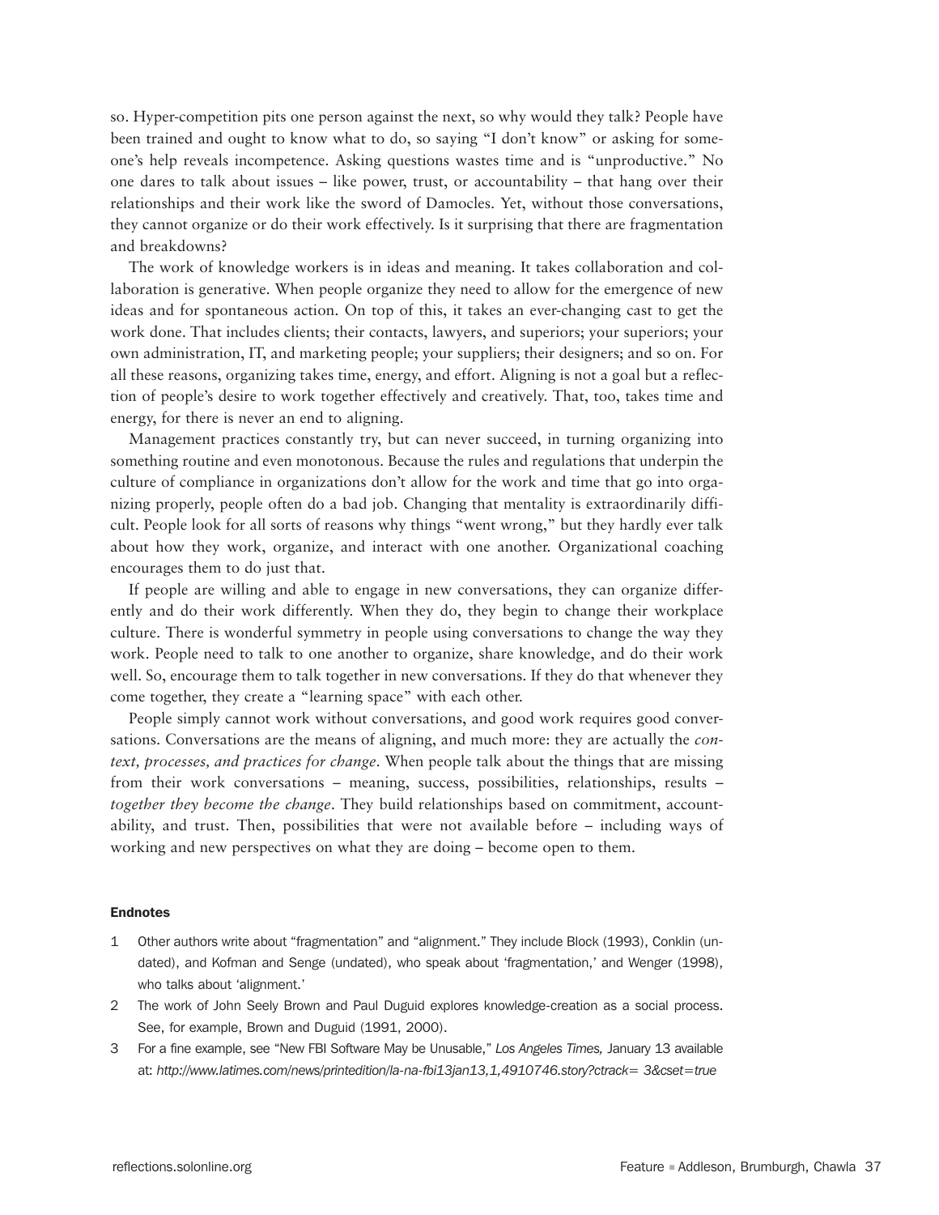so. Hyper-competition pits one person against the next, so why would they talk? People have been trained and ought to know what to do, so saying "I don't know" or asking for someone's help reveals incompetence. Asking questions wastes time and is "unproductive." No one dares to talk about issues – like power, trust, or accountability – that hang over their relationships and their work like the sword of Damocles. Yet, without those conversations, they cannot organize or do their work effectively. Is it surprising that there are fragmentation and breakdowns?

The work of knowledge workers is in ideas and meaning. It takes collaboration and collaboration is generative. When people organize they need to allow for the emergence of new ideas and for spontaneous action. On top of this, it takes an ever-changing cast to get the work done. That includes clients; their contacts, lawyers, and superiors; your superiors; your own administration, IT, and marketing people; your suppliers; their designers; and so on. For all these reasons, organizing takes time, energy, and effort. Aligning is not a goal but a reflection of people's desire to work together effectively and creatively. That, too, takes time and energy, for there is never an end to aligning.

Management practices constantly try, but can never succeed, in turning organizing into something routine and even monotonous. Because the rules and regulations that underpin the culture of compliance in organizations don't allow for the work and time that go into organizing properly, people often do a bad job. Changing that mentality is extraordinarily difficult. People look for all sorts of reasons why things "went wrong," but they hardly ever talk about how they work, organize, and interact with one another. Organizational coaching encourages them to do just that.

If people are willing and able to engage in new conversations, they can organize differently and do their work differently. When they do, they begin to change their workplace culture. There is wonderful symmetry in people using conversations to change the way they work. People need to talk to one another to organize, share knowledge, and do their work well. So, encourage them to talk together in new conversations. If they do that whenever they come together, they create a "learning space" with each other.

People simply cannot work without conversations, and good work requires good conversations. Conversations are the means of aligning, and much more: they are actually the *context, processes, and practices for change*. When people talk about the things that are missing from their work conversations – meaning, success, possibilities, relationships, results – *together they become the change*. They build relationships based on commitment, accountability, and trust. Then, possibilities that were not available before – including ways of working and new perspectives on what they are doing – become open to them.

#### Endnotes

1. Other authors write about "fragmentation" and "alignment." They include Block (1993), Conklin (undated), and Kofman and Senge (undated), who speak about 'fragmentation,' and Wenger (1998), who talks about 'alignment.'
2. The work of John Seely Brown and Paul Duguid explores knowledge-creation as a social process. See, for example, Brown and Duguid (1991, 2000).
3. For a fine example, see "New FBI Software May be Unusable," *Los Angeles Times,* January 13 available at: *http://www.latimes.com/news/printedition/la-na-fbi13jan13,1,4910746.story?ctrack= 3&cset=true*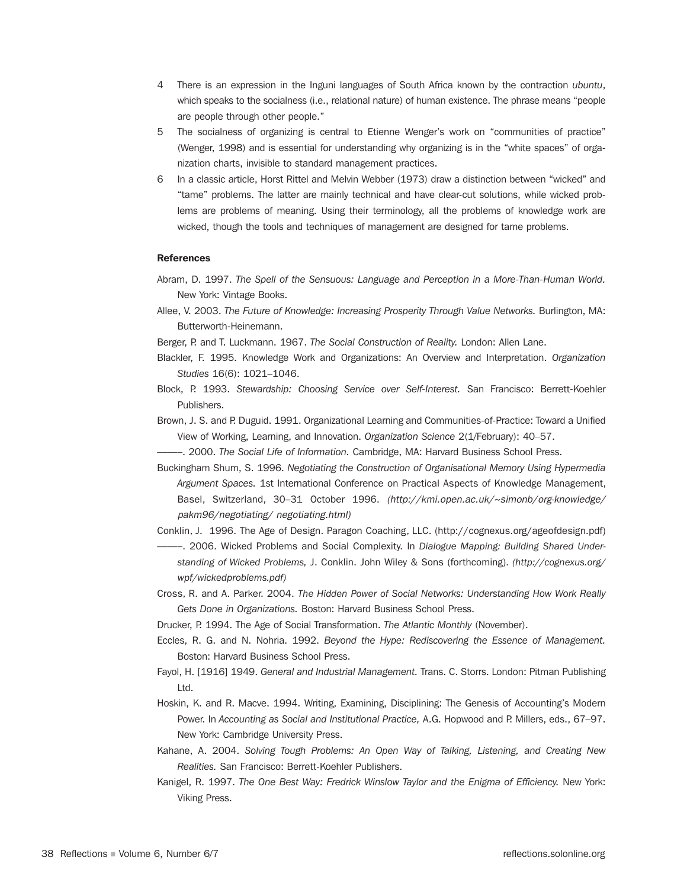4 There is an expression in the Inguni languages of South Africa known by the contraction *ubuntu*, which speaks to the socialness (i.e., relational nature) of human existence. The phrase means "people are people through other people."

5 The socialness of organizing is central to Etienne Wenger's work on "communities of practice" (Wenger, 1998) and is essential for understanding why organizing is in the "white spaces" of organization charts, invisible to standard management practices.

6 In a classic article, Horst Rittel and Melvin Webber (1973) draw a distinction between "wicked" and "tame" problems. The latter are mainly technical and have clear-cut solutions, while wicked problems are problems of meaning. Using their terminology, all the problems of knowledge work are wicked, though the tools and techniques of management are designed for tame problems.

**References**

Abram, D. 1997. *The Spell of the Sensuous: Language and Perception in a More-Than-Human World*. New York: Vintage Books.

Allee, V. 2003. *The Future of Knowledge: Increasing Prosperity Through Value Networks.* Burlington, MA: Butterworth-Heinemann.

Berger, P. and T. Luckmann. 1967. *The Social Construction of Reality.* London: Allen Lane.

Blackler, F. 1995. Knowledge Work and Organizations: An Overview and Interpretation. *Organization Studies* 16(6): 1021–1046.

Block, P. 1993. *Stewardship: Choosing Service over Self-Interest.* San Francisco: Berrett-Koehler Publishers.

Brown, J. S. and P. Duguid. 1991. Organizational Learning and Communities-of-Practice: Toward a Unified View of Working, Learning, and Innovation. *Organization Science* 2(1/February): 40–57.

———. 2000. *The Social Life of Information.* Cambridge, MA: Harvard Business School Press.

Buckingham Shum, S. 1996. *Negotiating the Construction of Organisational Memory Using Hypermedia Argument Spaces.* 1st International Conference on Practical Aspects of Knowledge Management, Basel, Switzerland, 30–31 October 1996. *(http://kmi.open.ac.uk/~simonb/org-knowledge/pakm96/negotiating/ negotiating.html)*

Conklin, J. 1996. The Age of Design. Paragon Coaching, LLC. (http://cognexus.org/ageofdesign.pdf)

———. 2006. Wicked Problems and Social Complexity. In *Dialogue Mapping: Building Shared Understanding of Wicked Problems,* J. Conklin. John Wiley & Sons (forthcoming). *(http://cognexus.org/wpf/wickedproblems.pdf)*

Cross, R. and A. Parker. 2004. *The Hidden Power of Social Networks: Understanding How Work Really Gets Done in Organizations.* Boston: Harvard Business School Press.

Drucker, P. 1994. The Age of Social Transformation. *The Atlantic Monthly* (November).

Eccles, R. G. and N. Nohria. 1992. *Beyond the Hype: Rediscovering the Essence of Management.* Boston: Harvard Business School Press.

Fayol, H. [1916] 1949. *General and Industrial Management.* Trans. C. Storrs. London: Pitman Publishing Ltd.

Hoskin, K. and R. Macve. 1994. Writing, Examining, Disciplining: The Genesis of Accounting's Modern Power. In *Accounting as Social and Institutional Practice,* A.G. Hopwood and P. Millers, eds., 67–97. New York: Cambridge University Press.

Kahane, A. 2004. *Solving Tough Problems: An Open Way of Talking, Listening, and Creating New Realities.* San Francisco: Berrett-Koehler Publishers.

Kanigel, R. 1997. *The One Best Way: Fredrick Winslow Taylor and the Enigma of Efficiency.* New York: Viking Press.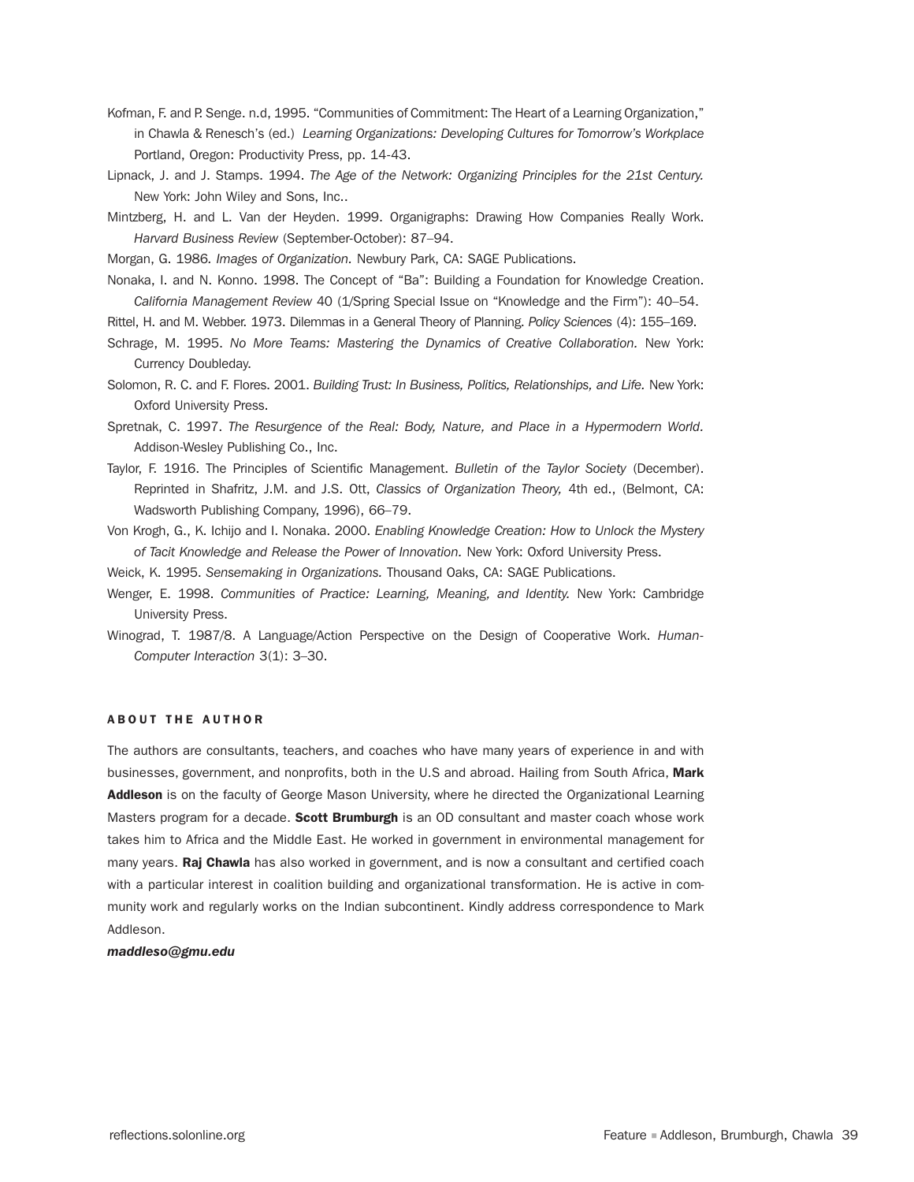Kofman, F. and P. Senge. n.d, 1995. "Communities of Commitment: The Heart of a Learning Organization," in Chawla & Renesch's (ed.) *Learning Organizations: Developing Cultures for Tomorrow's Workplace* Portland, Oregon: Productivity Press, pp. 14-43.

Lipnack, J. and J. Stamps. 1994. *The Age of the Network: Organizing Principles for the 21st Century.* New York: John Wiley and Sons, Inc..

Mintzberg, H. and L. Van der Heyden. 1999. Organigraphs: Drawing How Companies Really Work. *Harvard Business Review* (September-October): 87–94.

Morgan, G. 1986. *Images of Organization.* Newbury Park, CA: SAGE Publications.

Nonaka, I. and N. Konno. 1998. The Concept of "Ba": Building a Foundation for Knowledge Creation. *California Management Review* 40 (1/Spring Special Issue on "Knowledge and the Firm"): 40–54.

Rittel, H. and M. Webber. 1973. Dilemmas in a General Theory of Planning. *Policy Sciences* (4): 155–169.

Schrage, M. 1995. *No More Teams: Mastering the Dynamics of Creative Collaboration.* New York: Currency Doubleday.

Solomon, R. C. and F. Flores. 2001. *Building Trust: In Business, Politics, Relationships, and Life.* New York: Oxford University Press.

Spretnak, C. 1997. *The Resurgence of the Real: Body, Nature, and Place in a Hypermodern World.* Addison-Wesley Publishing Co., Inc.

Taylor, F. 1916. The Principles of Scientific Management. *Bulletin of the Taylor Society* (December). Reprinted in Shafritz, J.M. and J.S. Ott, *Classics of Organization Theory,* 4th ed., (Belmont, CA: Wadsworth Publishing Company, 1996), 66–79.

Von Krogh, G., K. Ichijo and I. Nonaka. 2000. *Enabling Knowledge Creation: How to Unlock the Mystery of Tacit Knowledge and Release the Power of Innovation.* New York: Oxford University Press.

Weick, K. 1995. *Sensemaking in Organizations.* Thousand Oaks, CA: SAGE Publications.

Wenger, E. 1998. *Communities of Practice: Learning, Meaning, and Identity.* New York: Cambridge University Press.

Winograd, T. 1987/8. A Language/Action Perspective on the Design of Cooperative Work. *Human-Computer Interaction* 3(1): 3–30.

## ABOUT THE AUTHOR

The authors are consultants, teachers, and coaches who have many years of experience in and with businesses, government, and nonprofits, both in the U.S and abroad. Hailing from South Africa, **Mark Addleson** is on the faculty of George Mason University, where he directed the Organizational Learning Masters program for a decade. **Scott Brumburgh** is an OD consultant and master coach whose work takes him to Africa and the Middle East. He worked in government in environmental management for many years. **Raj Chawla** has also worked in government, and is now a consultant and certified coach with a particular interest in coalition building and organizational transformation. He is active in community work and regularly works on the Indian subcontinent. Kindly address correspondence to Mark Addleson.

***maddleso@gmu.edu***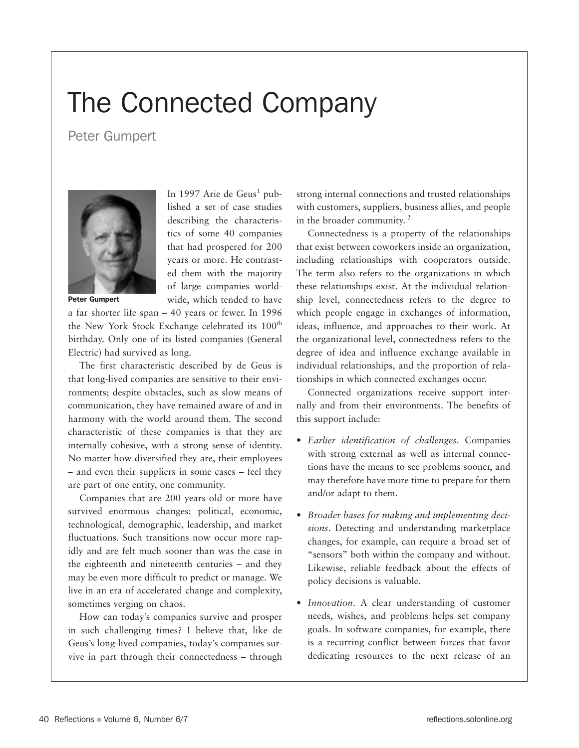# The Connected Company

Peter Gumpert

Peter Gumpert

In 1997 Arie de Geus[1] published a set of case studies describing the characteristics of some 40 companies that had prospered for 200 years or more. He contrasted them with the majority of large companies worldwide, which tended to have a far shorter life span – 40 years or fewer. In 1996 the New York Stock Exchange celebrated its 100th birthday. Only one of its listed companies (General Electric) had survived as long.

The first characteristic described by de Geus is that long-lived companies are sensitive to their environments; despite obstacles, such as slow means of communication, they have remained aware of and in harmony with the world around them. The second characteristic of these companies is that they are internally cohesive, with a strong sense of identity. No matter how diversified they are, their employees – and even their suppliers in some cases – feel they are part of one entity, one community.

Companies that are 200 years old or more have survived enormous changes: political, economic, technological, demographic, leadership, and market fluctuations. Such transitions now occur more rapidly and are felt much sooner than was the case in the eighteenth and nineteenth centuries – and they may be even more difficult to predict or manage. We live in an era of accelerated change and complexity, sometimes verging on chaos.

How can today's companies survive and prosper in such challenging times? I believe that, like de Geus's long-lived companies, today's companies survive in part through their connectedness – through strong internal connections and trusted relationships with customers, suppliers, business allies, and people in the broader community. [2]

Connectedness is a property of the relationships that exist between coworkers inside an organization, including relationships with cooperators outside. The term also refers to the organizations in which these relationships exist. At the individual relationship level, connectedness refers to the degree to which people engage in exchanges of information, ideas, influence, and approaches to their work. At the organizational level, connectedness refers to the degree of idea and influence exchange available in individual relationships, and the proportion of relationships in which connected exchanges occur.

Connected organizations receive support internally and from their environments. The benefits of this support include:

- *Earlier identification of challenges*. Companies with strong external as well as internal connections have the means to see problems sooner, and may therefore have more time to prepare for them and/or adapt to them.
- *Broader bases for making and implementing decisions*. Detecting and understanding marketplace changes, for example, can require a broad set of "sensors" both within the company and without. Likewise, reliable feedback about the effects of policy decisions is valuable.
- *Innovation*. A clear understanding of customer needs, wishes, and problems helps set company goals. In software companies, for example, there is a recurring conflict between forces that favor dedicating resources to the next release of an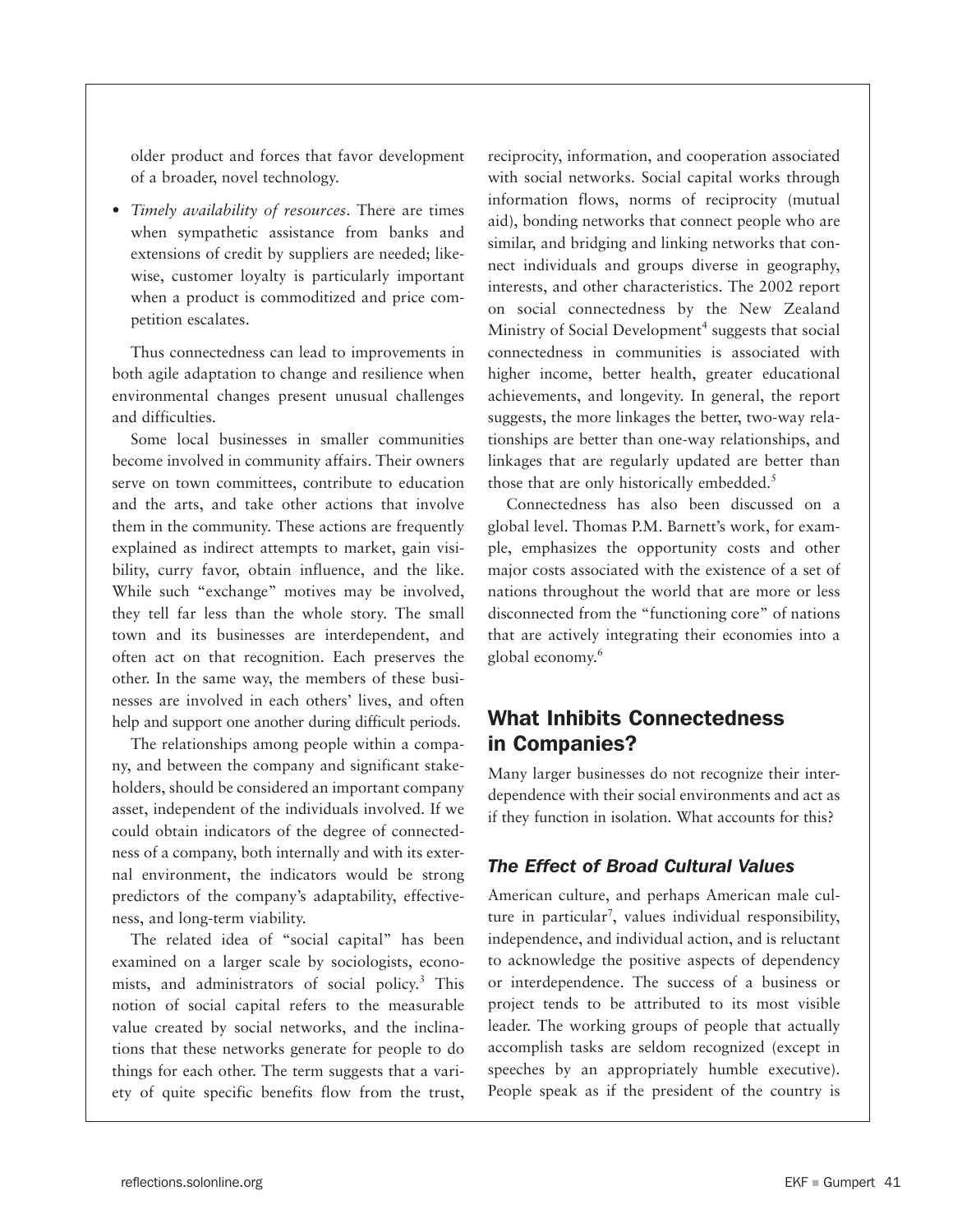older product and forces that favor development of a broader, novel technology.

- *Timely availability of resources*. There are times when sympathetic assistance from banks and extensions of credit by suppliers are needed; likewise, customer loyalty is particularly important when a product is commoditized and price competition escalates.

Thus connectedness can lead to improvements in both agile adaptation to change and resilience when environmental changes present unusual challenges and difficulties.

Some local businesses in smaller communities become involved in community affairs. Their owners serve on town committees, contribute to education and the arts, and take other actions that involve them in the community. These actions are frequently explained as indirect attempts to market, gain visibility, curry favor, obtain influence, and the like. While such "exchange" motives may be involved, they tell far less than the whole story. The small town and its businesses are interdependent, and often act on that recognition. Each preserves the other. In the same way, the members of these businesses are involved in each others' lives, and often help and support one another during difficult periods.

The relationships among people within a company, and between the company and significant stakeholders, should be considered an important company asset, independent of the individuals involved. If we could obtain indicators of the degree of connectedness of a company, both internally and with its external environment, the indicators would be strong predictors of the company's adaptability, effectiveness, and long-term viability.

The related idea of "social capital" has been examined on a larger scale by sociologists, economists, and administrators of social policy.[3] This notion of social capital refers to the measurable value created by social networks, and the inclinations that these networks generate for people to do things for each other. The term suggests that a variety of quite specific benefits flow from the trust, reciprocity, information, and cooperation associated with social networks. Social capital works through information flows, norms of reciprocity (mutual aid), bonding networks that connect people who are similar, and bridging and linking networks that connect individuals and groups diverse in geography, interests, and other characteristics. The 2002 report on social connectedness by the New Zealand Ministry of Social Development[4] suggests that social connectedness in communities is associated with higher income, better health, greater educational achievements, and longevity. In general, the report suggests, the more linkages the better, two-way relationships are better than one-way relationships, and linkages that are regularly updated are better than those that are only historically embedded.[5]

Connectedness has also been discussed on a global level. Thomas P.M. Barnett's work, for example, emphasizes the opportunity costs and other major costs associated with the existence of a set of nations throughout the world that are more or less disconnected from the "functioning core" of nations that are actively integrating their economies into a global economy.[6]

## What Inhibits Connectedness in Companies?

Many larger businesses do not recognize their interdependence with their social environments and act as if they function in isolation. What accounts for this?

### *The Effect of Broad Cultural Values*

American culture, and perhaps American male culture in particular[7], values individual responsibility, independence, and individual action, and is reluctant to acknowledge the positive aspects of dependency or interdependence. The success of a business or project tends to be attributed to its most visible leader. The working groups of people that actually accomplish tasks are seldom recognized (except in speeches by an appropriately humble executive). People speak as if the president of the country is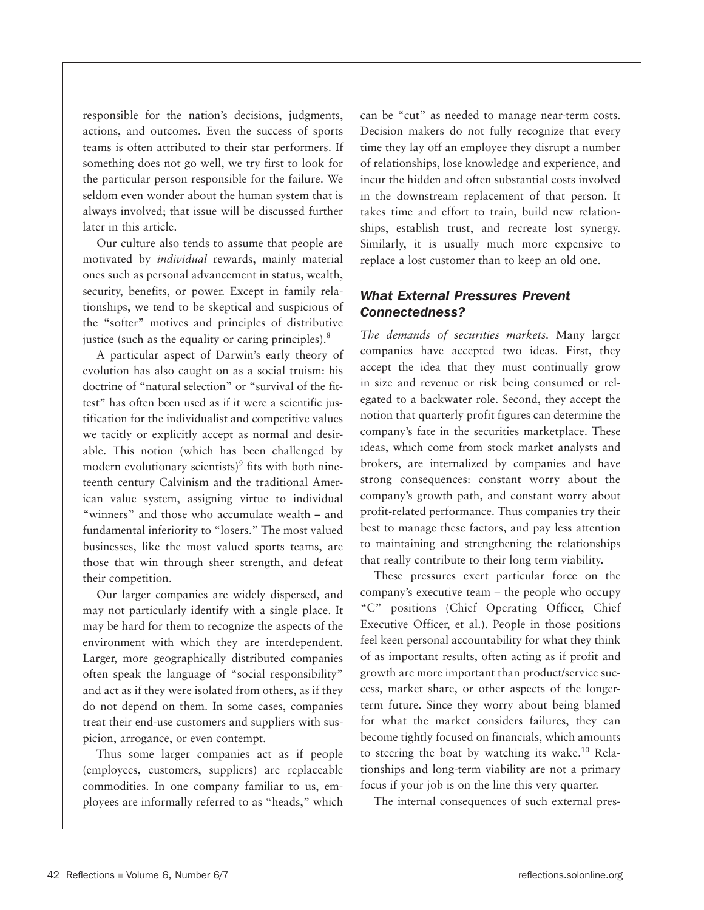responsible for the nation's decisions, judgments, actions, and outcomes. Even the success of sports teams is often attributed to their star performers. If something does not go well, we try first to look for the particular person responsible for the failure. We seldom even wonder about the human system that is always involved; that issue will be discussed further later in this article.

Our culture also tends to assume that people are motivated by *individual* rewards, mainly material ones such as personal advancement in status, wealth, security, benefits, or power. Except in family relationships, we tend to be skeptical and suspicious of the "softer" motives and principles of distributive justice (such as the equality or caring principles).[8]

A particular aspect of Darwin's early theory of evolution has also caught on as a social truism: his doctrine of "natural selection" or "survival of the fittest" has often been used as if it were a scientific justification for the individualist and competitive values we tacitly or explicitly accept as normal and desirable. This notion (which has been challenged by modern evolutionary scientists)[9] fits with both nineteenth century Calvinism and the traditional American value system, assigning virtue to individual "winners" and those who accumulate wealth – and fundamental inferiority to "losers." The most valued businesses, like the most valued sports teams, are those that win through sheer strength, and defeat their competition.

Our larger companies are widely dispersed, and may not particularly identify with a single place. It may be hard for them to recognize the aspects of the environment with which they are interdependent. Larger, more geographically distributed companies often speak the language of "social responsibility" and act as if they were isolated from others, as if they do not depend on them. In some cases, companies treat their end-use customers and suppliers with suspicion, arrogance, or even contempt.

Thus some larger companies act as if people (employees, customers, suppliers) are replaceable commodities. In one company familiar to us, employees are informally referred to as "heads," which can be "cut" as needed to manage near-term costs. Decision makers do not fully recognize that every time they lay off an employee they disrupt a number of relationships, lose knowledge and experience, and incur the hidden and often substantial costs involved in the downstream replacement of that person. It takes time and effort to train, build new relationships, establish trust, and recreate lost synergy. Similarly, it is usually much more expensive to replace a lost customer than to keep an old one.

### *What External Pressures Prevent Connectedness?*

*The demands of securities markets.* Many larger companies have accepted two ideas. First, they accept the idea that they must continually grow in size and revenue or risk being consumed or relegated to a backwater role. Second, they accept the notion that quarterly profit figures can determine the company's fate in the securities marketplace. These ideas, which come from stock market analysts and brokers, are internalized by companies and have strong consequences: constant worry about the company's growth path, and constant worry about profit-related performance. Thus companies try their best to manage these factors, and pay less attention to maintaining and strengthening the relationships that really contribute to their long term viability.

These pressures exert particular force on the company's executive team – the people who occupy "C" positions (Chief Operating Officer, Chief Executive Officer, et al.). People in those positions feel keen personal accountability for what they think of as important results, often acting as if profit and growth are more important than product/service success, market share, or other aspects of the longer-term future. Since they worry about being blamed for what the market considers failures, they can become tightly focused on financials, which amounts to steering the boat by watching its wake.[10] Relationships and long-term viability are not a primary focus if your job is on the line this very quarter.

The internal consequences of such external pres-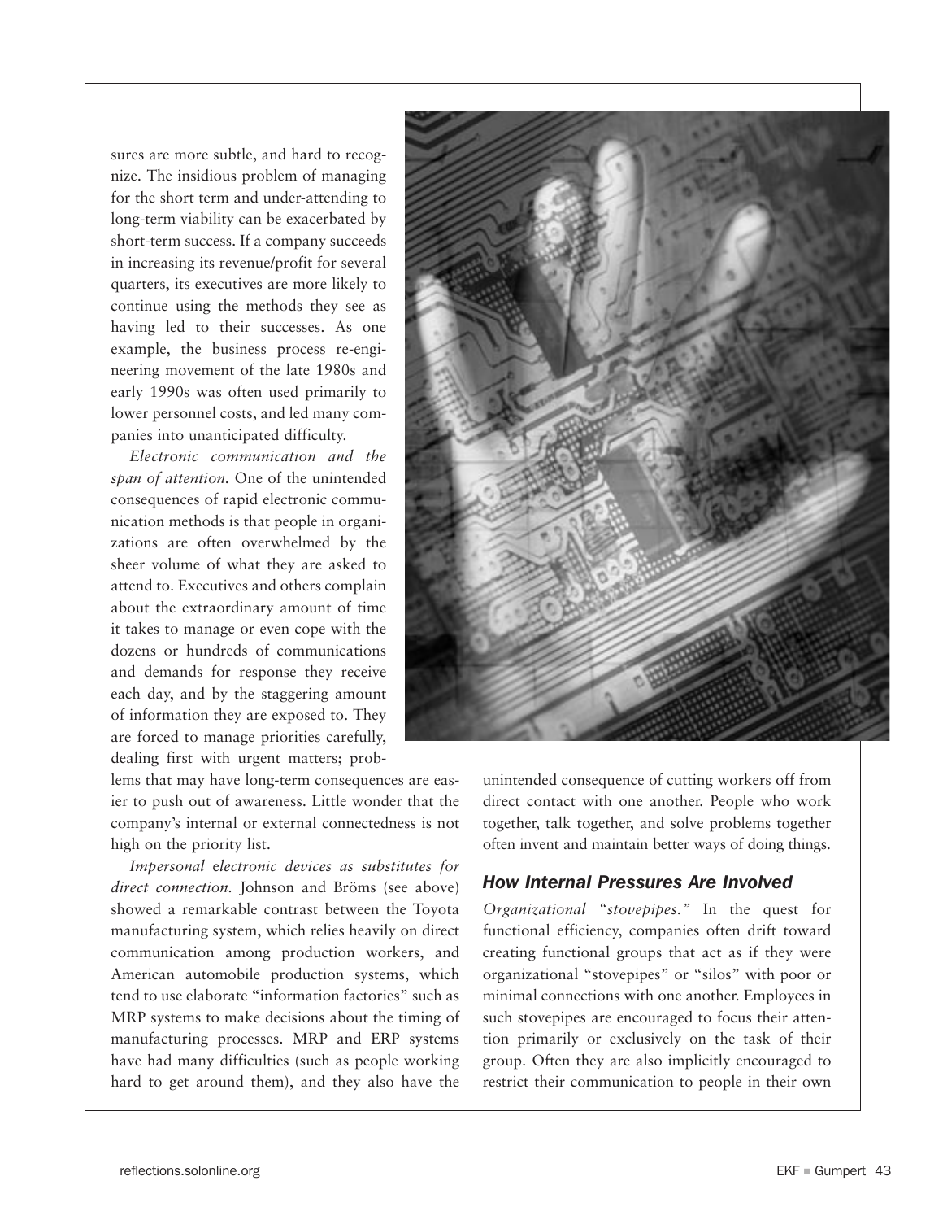sures are more subtle, and hard to recognize. The insidious problem of managing for the short term and under-attending to long-term viability can be exacerbated by short-term success. If a company succeeds in increasing its revenue/profit for several quarters, its executives are more likely to continue using the methods they see as having led to their successes. As one example, the business process re-engineering movement of the late 1980s and early 1990s was often used primarily to lower personnel costs, and led many companies into unanticipated difficulty.

*Electronic communication and the span of attention.* One of the unintended consequences of rapid electronic communication methods is that people in organizations are often overwhelmed by the sheer volume of what they are asked to attend to. Executives and others complain about the extraordinary amount of time it takes to manage or even cope with the dozens or hundreds of communications and demands for response they receive each day, and by the staggering amount of information they are exposed to. They are forced to manage priorities carefully, dealing first with urgent matters; problems that may have long-term consequences are easier to push out of awareness. Little wonder that the company's internal or external connectedness is not high on the priority list.

*Impersonal electronic devices as substitutes for direct connection.* Johnson and Bröms (see above) showed a remarkable contrast between the Toyota manufacturing system, which relies heavily on direct communication among production workers, and American automobile production systems, which tend to use elaborate "information factories" such as MRP systems to make decisions about the timing of manufacturing processes. MRP and ERP systems have had many difficulties (such as people working hard to get around them), and they also have the unintended consequence of cutting workers off from direct contact with one another. People who work together, talk together, and solve problems together often invent and maintain better ways of doing things.

### How Internal Pressures Are Involved

*Organizational "stovepipes."* In the quest for functional efficiency, companies often drift toward creating functional groups that act as if they were organizational "stovepipes" or "silos" with poor or minimal connections with one another. Employees in such stovepipes are encouraged to focus their attention primarily or exclusively on the task of their group. Often they are also implicitly encouraged to restrict their communication to people in their own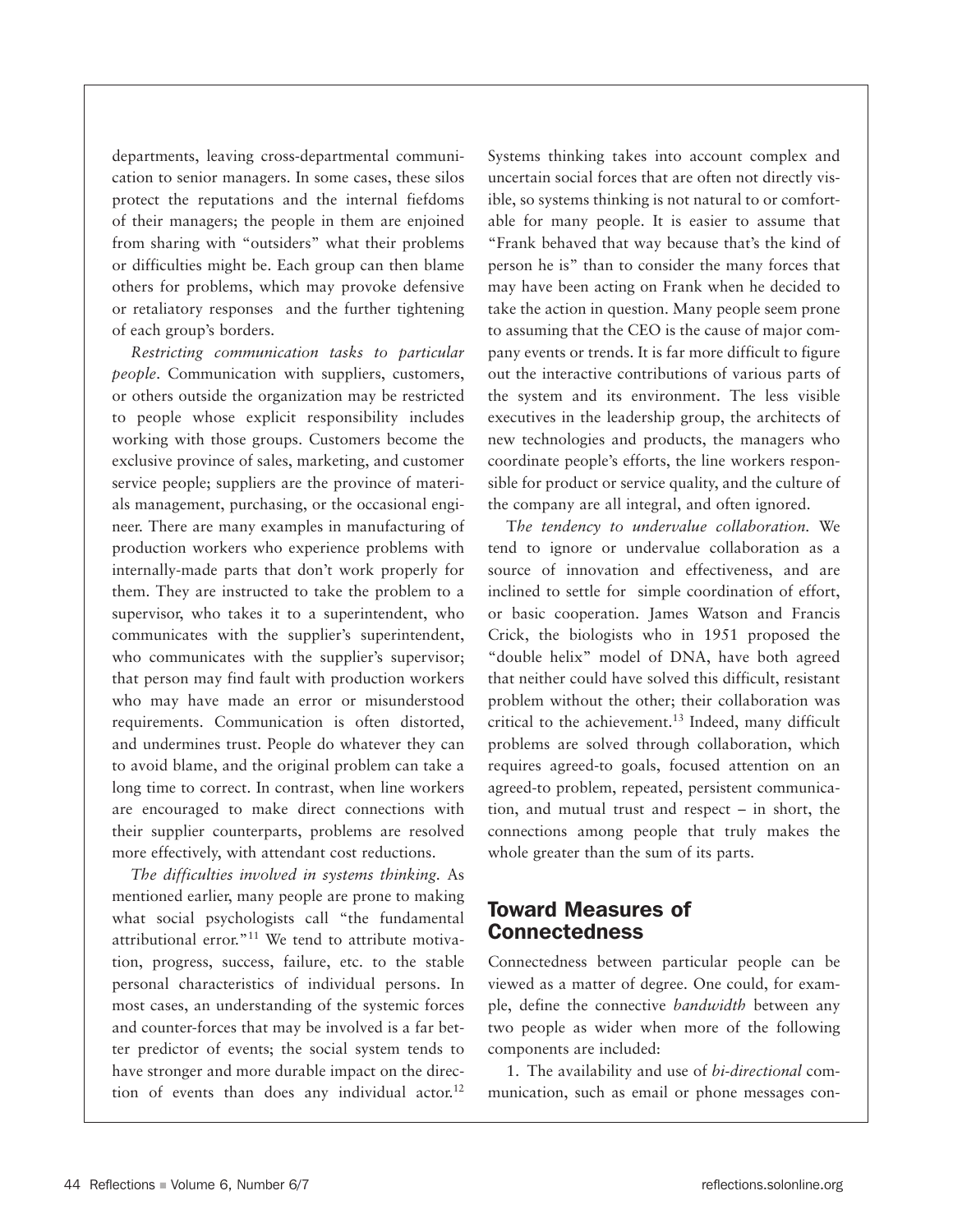departments, leaving cross-departmental communication to senior managers. In some cases, these silos protect the reputations and the internal fiefdoms of their managers; the people in them are enjoined from sharing with "outsiders" what their problems or difficulties might be. Each group can then blame others for problems, which may provoke defensive or retaliatory responses and the further tightening of each group's borders.

*Restricting communication tasks to particular people*. Communication with suppliers, customers, or others outside the organization may be restricted to people whose explicit responsibility includes working with those groups. Customers become the exclusive province of sales, marketing, and customer service people; suppliers are the province of materials management, purchasing, or the occasional engineer. There are many examples in manufacturing of production workers who experience problems with internally-made parts that don't work properly for them. They are instructed to take the problem to a supervisor, who takes it to a superintendent, who communicates with the supplier's superintendent, who communicates with the supplier's supervisor; that person may find fault with production workers who may have made an error or misunderstood requirements. Communication is often distorted, and undermines trust. People do whatever they can to avoid blame, and the original problem can take a long time to correct. In contrast, when line workers are encouraged to make direct connections with their supplier counterparts, problems are resolved more effectively, with attendant cost reductions.

*The difficulties involved in systems thinking.* As mentioned earlier, many people are prone to making what social psychologists call "the fundamental attributional error."[11] We tend to attribute motivation, progress, success, failure, etc. to the stable personal characteristics of individual persons. In most cases, an understanding of the systemic forces and counter-forces that may be involved is a far better predictor of events; the social system tends to have stronger and more durable impact on the direction of events than does any individual actor.[12] Systems thinking takes into account complex and uncertain social forces that are often not directly visible, so systems thinking is not natural to or comfortable for many people. It is easier to assume that "Frank behaved that way because that's the kind of person he is" than to consider the many forces that may have been acting on Frank when he decided to take the action in question. Many people seem prone to assuming that the CEO is the cause of major company events or trends. It is far more difficult to figure out the interactive contributions of various parts of the system and its environment. The less visible executives in the leadership group, the architects of new technologies and products, the managers who coordinate people's efforts, the line workers responsible for product or service quality, and the culture of the company are all integral, and often ignored.

*The tendency to undervalue collaboration.* We tend to ignore or undervalue collaboration as a source of innovation and effectiveness, and are inclined to settle for simple coordination of effort, or basic cooperation. James Watson and Francis Crick, the biologists who in 1951 proposed the "double helix" model of DNA, have both agreed that neither could have solved this difficult, resistant problem without the other; their collaboration was critical to the achievement.[13] Indeed, many difficult problems are solved through collaboration, which requires agreed-to goals, focused attention on an agreed-to problem, repeated, persistent communication, and mutual trust and respect – in short, the connections among people that truly makes the whole greater than the sum of its parts.

## Toward Measures of Connectedness

Connectedness between particular people can be viewed as a matter of degree. One could, for example, define the connective *bandwidth* between any two people as wider when more of the following components are included:

1. The availability and use of *bi-directional* communication, such as email or phone messages con-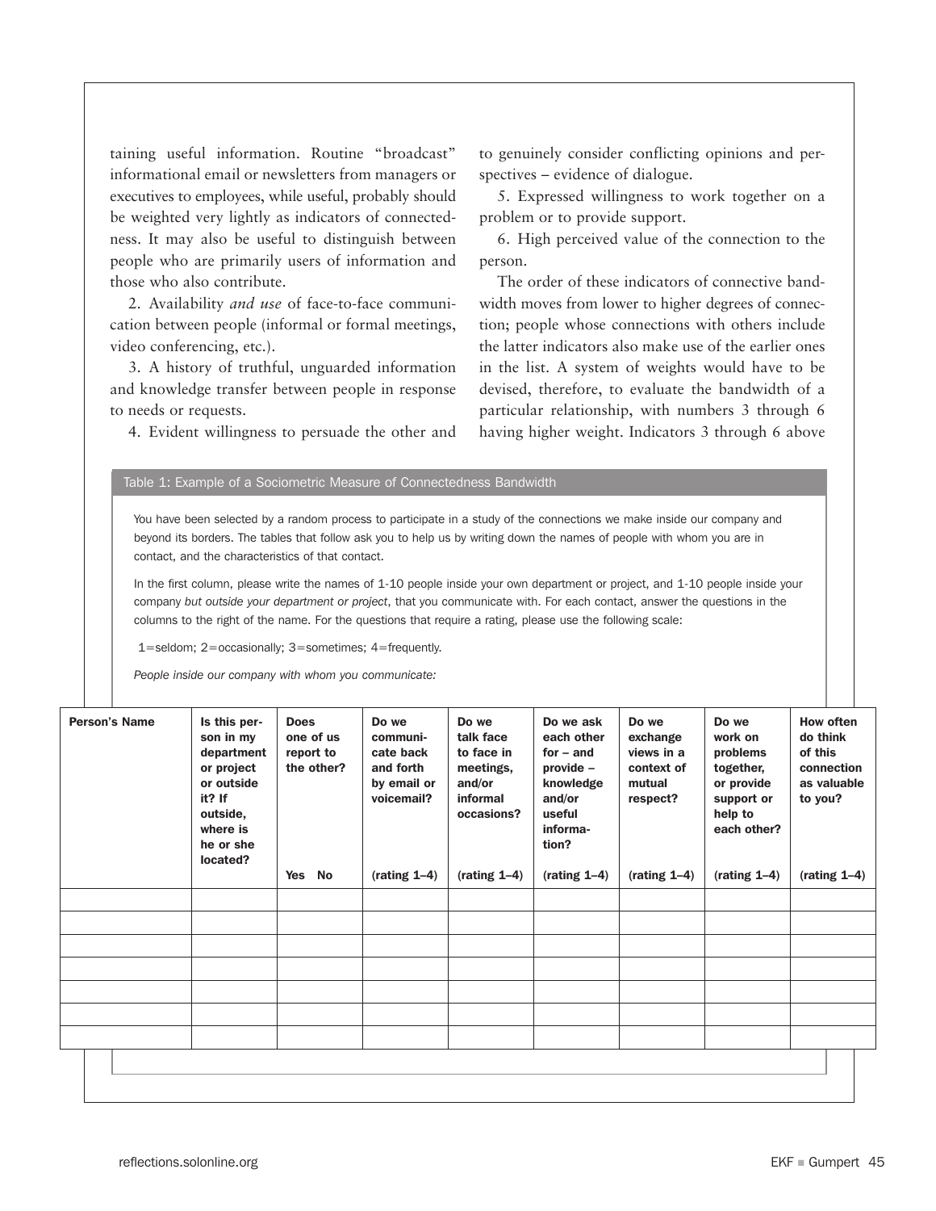taining useful information. Routine "broadcast" informational email or newsletters from managers or executives to employees, while useful, probably should be weighted very lightly as indicators of connectedness. It may also be useful to distinguish between people who are primarily users of information and those who also contribute.

2. Availability *and use* of face-to-face communication between people (informal or formal meetings, video conferencing, etc.).

3. A history of truthful, unguarded information and knowledge transfer between people in response to needs or requests.

4. Evident willingness to persuade the other and to genuinely consider conflicting opinions and perspectives – evidence of dialogue.

5. Expressed willingness to work together on a problem or to provide support.

6. High perceived value of the connection to the person.

The order of these indicators of connective bandwidth moves from lower to higher degrees of connection; people whose connections with others include the latter indicators also make use of the earlier ones in the list. A system of weights would have to be devised, therefore, to evaluate the bandwidth of a particular relationship, with numbers 3 through 6 having higher weight. Indicators 3 through 6 above

**Table 1: Example of a Sociometric Measure of Connectedness Bandwidth**

You have been selected by a random process to participate in a study of the connections we make inside our company and beyond its borders. The tables that follow ask you to help us by writing down the names of people with whom you are in contact, and the characteristics of that contact.

In the first column, please write the names of 1-10 people inside your own department or project, and 1-10 people inside your company *but outside your department or project*, that you communicate with. For each contact, answer the questions in the columns to the right of the name. For the questions that require a rating, please use the following scale:

1=seldom; 2=occasionally; 3=sometimes; 4=frequently.

*People inside our company with whom you communicate:*

| Person's Name | Is this person in my department or project or outside it? If outside, where is he or she located? | Does one of us report to the other? | Do we communicate back and forth by email or voicemail? | Do we talk face to face in meetings, and/or informal occasions? | Do we ask each other for – and provide – knowledge and/or useful information? | Do we exchange views in a context of mutual respect? | Do we work on problems together, or provide support or help to each other? | How often do think of this connection as valuable to you? |
|---|---|---|---|---|---|---|---|---|
| | | Yes No | (rating 1–4) | (rating 1–4) | (rating 1–4) | (rating 1–4) | (rating 1–4) | (rating 1–4) |
| | | | | | | | | |
| | | | | | | | | |
| | | | | | | | | |
| | | | | | | | | |
| | | | | | | | | |
| | | | | | | | | |
| | | | | | | | | |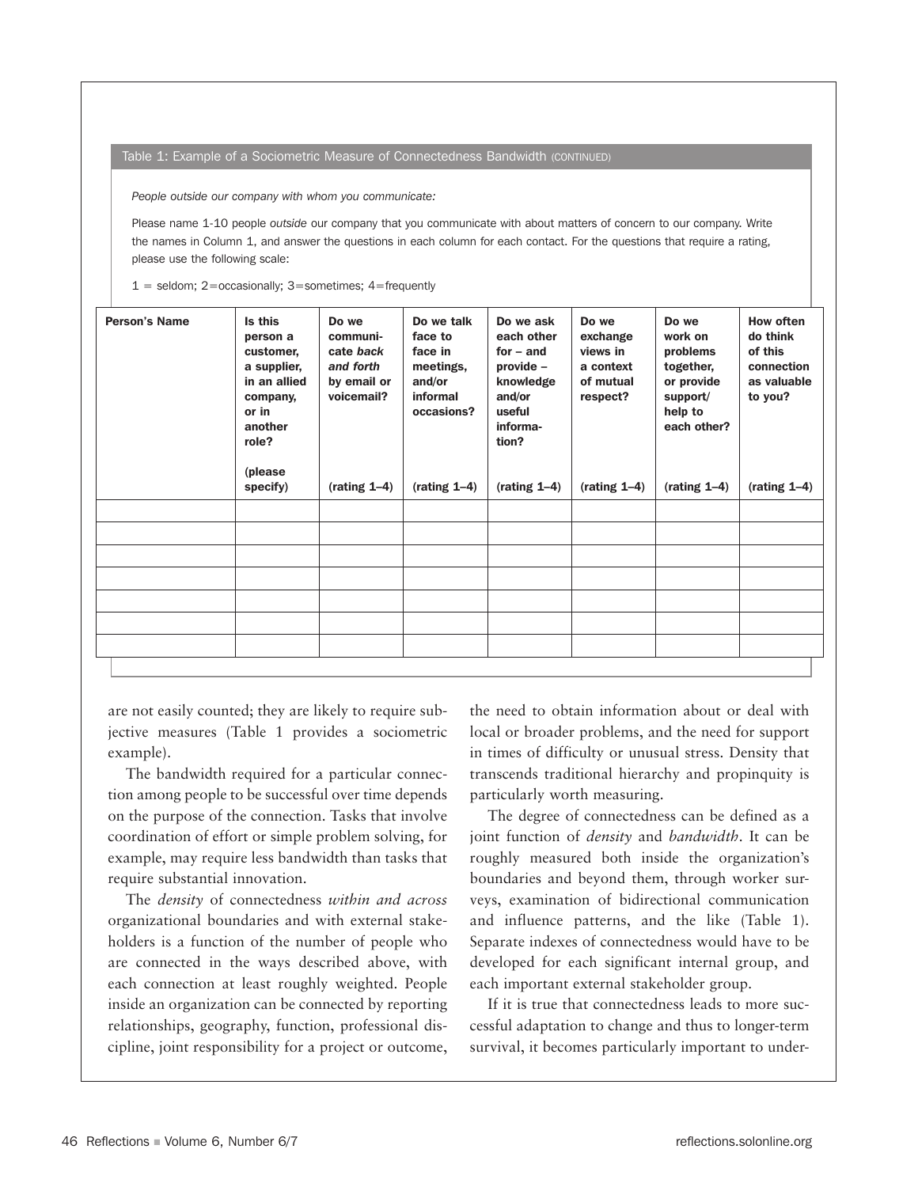Table 1: Example of a Sociometric Measure of Connectedness Bandwidth (CONTINUED)

*People outside our company with whom you communicate:*

Please name 1-10 people *outside* our company that you communicate with about matters of concern to our company. Write the names in Column 1, and answer the questions in each column for each contact. For the questions that require a rating, please use the following scale:

1 = seldom; 2=occasionally; 3=sometimes; 4=frequently

| Person's Name | Is this person a customer, a supplier, in an allied company, or in another role? (please specify) | Do we communicate *back and forth* by email or voicemail? (rating 1–4) | Do we talk face to face in meetings, and/or informal occasions? (rating 1–4) | Do we ask each other for – and provide – knowledge and/or useful information? (rating 1–4) | Do we exchange views in a context of mutual respect? (rating 1–4) | Do we work on problems together, or provide support/ help to each other? (rating 1–4) | How often do think of this connection as valuable to you? (rating 1–4) |
|---|---|---|---|---|---|---|---|
| | | | | | | | |
| | | | | | | | |
| | | | | | | | |
| | | | | | | | |
| | | | | | | | |
| | | | | | | | |
| | | | | | | | |

are not easily counted; they are likely to require subjective measures (Table 1 provides a sociometric example).

The bandwidth required for a particular connection among people to be successful over time depends on the purpose of the connection. Tasks that involve coordination of effort or simple problem solving, for example, may require less bandwidth than tasks that require substantial innovation.

The *density* of connectedness *within and across* organizational boundaries and with external stakeholders is a function of the number of people who are connected in the ways described above, with each connection at least roughly weighted. People inside an organization can be connected by reporting relationships, geography, function, professional discipline, joint responsibility for a project or outcome, the need to obtain information about or deal with local or broader problems, and the need for support in times of difficulty or unusual stress. Density that transcends traditional hierarchy and propinquity is particularly worth measuring.

The degree of connectedness can be defined as a joint function of *density* and *bandwidth*. It can be roughly measured both inside the organization's boundaries and beyond them, through worker surveys, examination of bidirectional communication and influence patterns, and the like (Table 1). Separate indexes of connectedness would have to be developed for each significant internal group, and each important external stakeholder group.

If it is true that connectedness leads to more successful adaptation to change and thus to longer-term survival, it becomes particularly important to under-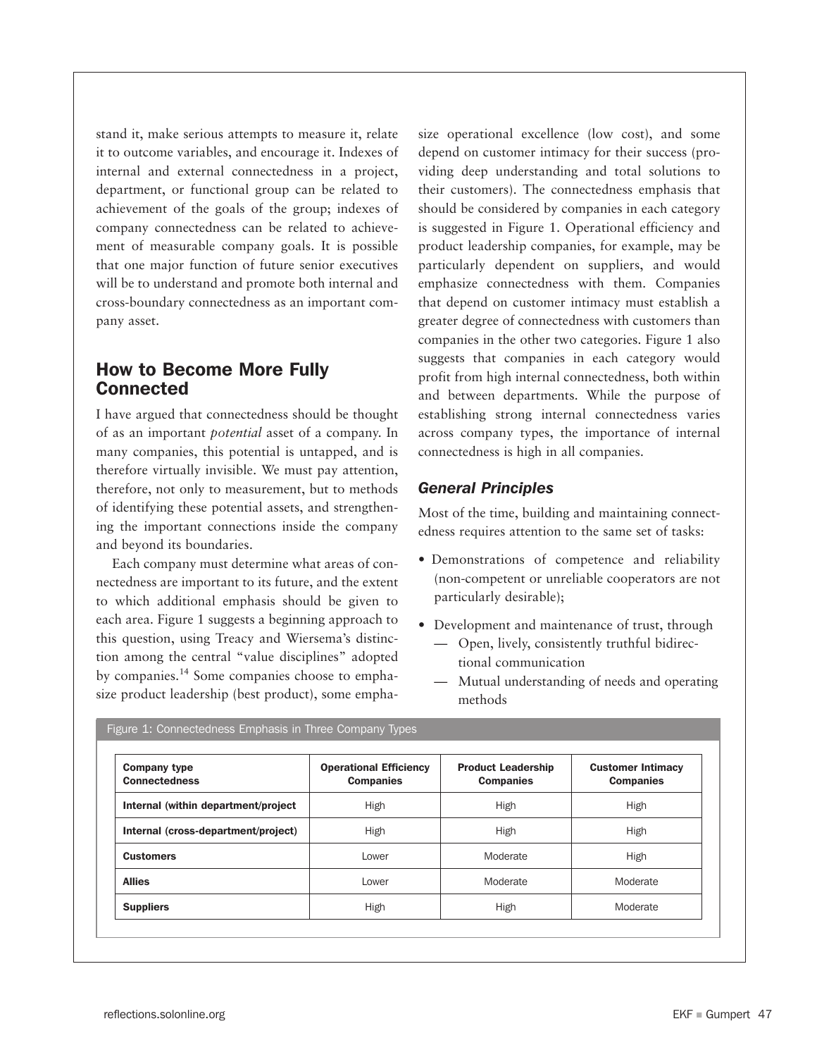stand it, make serious attempts to measure it, relate it to outcome variables, and encourage it. Indexes of internal and external connectedness in a project, department, or functional group can be related to achievement of the goals of the group; indexes of company connectedness can be related to achievement of measurable company goals. It is possible that one major function of future senior executives will be to understand and promote both internal and cross-boundary connectedness as an important company asset.

## How to Become More Fully Connected

I have argued that connectedness should be thought of as an important *potential* asset of a company. In many companies, this potential is untapped, and is therefore virtually invisible. We must pay attention, therefore, not only to measurement, but to methods of identifying these potential assets, and strengthening the important connections inside the company and beyond its boundaries.

Each company must determine what areas of connectedness are important to its future, and the extent to which additional emphasis should be given to each area. Figure 1 suggests a beginning approach to this question, using Treacy and Wiersema's distinction among the central "value disciplines" adopted by companies.[14] Some companies choose to emphasize product leadership (best product), some emphasize operational excellence (low cost), and some depend on customer intimacy for their success (providing deep understanding and total solutions to their customers). The connectedness emphasis that should be considered by companies in each category is suggested in Figure 1. Operational efficiency and product leadership companies, for example, may be particularly dependent on suppliers, and would emphasize connectedness with them. Companies that depend on customer intimacy must establish a greater degree of connectedness with customers than companies in the other two categories. Figure 1 also suggests that companies in each category would profit from high internal connectedness, both within and between departments. While the purpose of establishing strong internal connectedness varies across company types, the importance of internal connectedness is high in all companies.

### General Principles

Most of the time, building and maintaining connectedness requires attention to the same set of tasks:

- Demonstrations of competence and reliability (non-competent or unreliable cooperators are not particularly desirable);
- Development and maintenance of trust, through
  - Open, lively, consistently truthful bidirectional communication
  - Mutual understanding of needs and operating methods

Figure 1: Connectedness Emphasis in Three Company Types

| Company type<br>Connectedness | Operational Efficiency Companies | Product Leadership Companies | Customer Intimacy Companies |
|---|---|---|---|
| Internal (within department/project | High | High | High |
| Internal (cross-department/project) | High | High | High |
| Customers | Lower | Moderate | High |
| Allies | Lower | Moderate | Moderate |
| Suppliers | High | High | Moderate |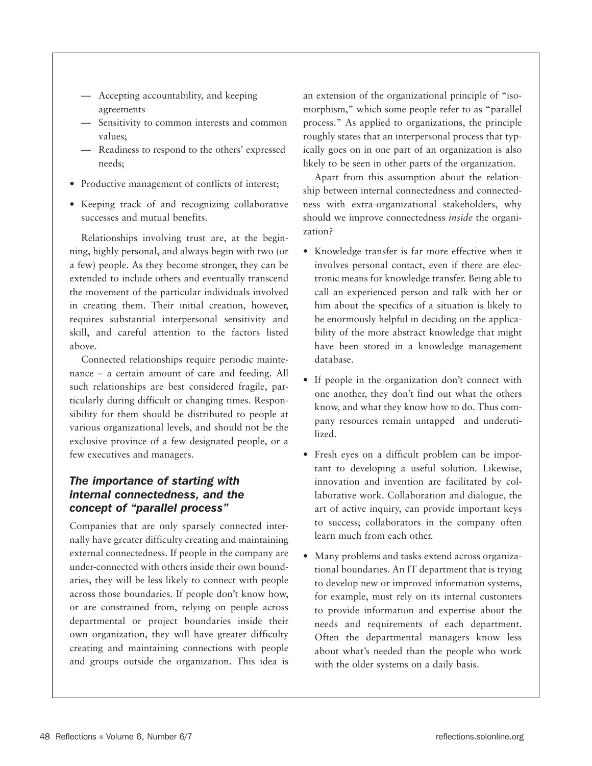— Accepting accountability, and keeping agreements

— Sensitivity to common interests and common values;

— Readiness to respond to the others' expressed needs;

- Productive management of conflicts of interest;
- Keeping track of and recognizing collaborative successes and mutual benefits.

Relationships involving trust are, at the beginning, highly personal, and always begin with two (or a few) people. As they become stronger, they can be extended to include others and eventually transcend the movement of the particular individuals involved in creating them. Their initial creation, however, requires substantial interpersonal sensitivity and skill, and careful attention to the factors listed above.

Connected relationships require periodic maintenance – a certain amount of care and feeding. All such relationships are best considered fragile, particularly during difficult or changing times. Responsibility for them should be distributed to people at various organizational levels, and should not be the exclusive province of a few designated people, or a few executives and managers.

### *The importance of starting with internal connectedness, and the concept of "parallel process"*

Companies that are only sparsely connected internally have greater difficulty creating and maintaining external connectedness. If people in the company are under-connected with others inside their own boundaries, they will be less likely to connect with people across those boundaries. If people don't know how, or are constrained from, relying on people across departmental or project boundaries inside their own organization, they will have greater difficulty creating and maintaining connections with people and groups outside the organization. This idea is an extension of the organizational principle of "isomorphism," which some people refer to as "parallel process." As applied to organizations, the principle roughly states that an interpersonal process that typically goes on in one part of an organization is also likely to be seen in other parts of the organization.

Apart from this assumption about the relationship between internal connectedness and connectedness with extra-organizational stakeholders, why should we improve connectedness *inside* the organization?

- Knowledge transfer is far more effective when it involves personal contact, even if there are electronic means for knowledge transfer. Being able to call an experienced person and talk with her or him about the specifics of a situation is likely to be enormously helpful in deciding on the applicability of the more abstract knowledge that might have been stored in a knowledge management database.
- If people in the organization don't connect with one another, they don't find out what the others know, and what they know how to do. Thus company resources remain untapped and underutilized.
- Fresh eyes on a difficult problem can be important to developing a useful solution. Likewise, innovation and invention are facilitated by collaborative work. Collaboration and dialogue, the art of active inquiry, can provide important keys to success; collaborators in the company often learn much from each other.
- Many problems and tasks extend across organizational boundaries. An IT department that is trying to develop new or improved information systems, for example, must rely on its internal customers to provide information and expertise about the needs and requirements of each department. Often the departmental managers know less about what's needed than the people who work with the older systems on a daily basis.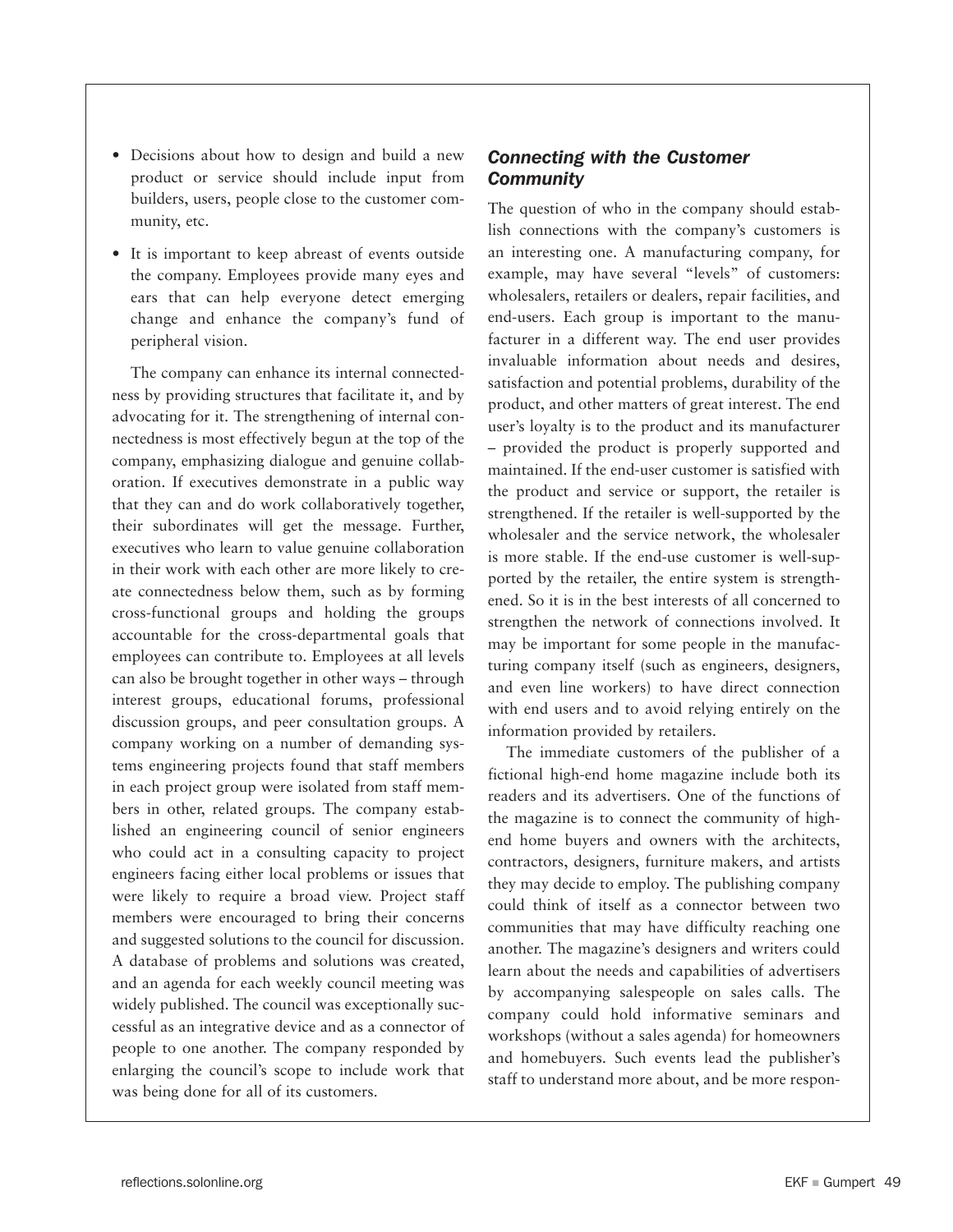- Decisions about how to design and build a new product or service should include input from builders, users, people close to the customer community, etc.
- It is important to keep abreast of events outside the company. Employees provide many eyes and ears that can help everyone detect emerging change and enhance the company's fund of peripheral vision.

The company can enhance its internal connectedness by providing structures that facilitate it, and by advocating for it. The strengthening of internal connectedness is most effectively begun at the top of the company, emphasizing dialogue and genuine collaboration. If executives demonstrate in a public way that they can and do work collaboratively together, their subordinates will get the message. Further, executives who learn to value genuine collaboration in their work with each other are more likely to create connectedness below them, such as by forming cross-functional groups and holding the groups accountable for the cross-departmental goals that employees can contribute to. Employees at all levels can also be brought together in other ways – through interest groups, educational forums, professional discussion groups, and peer consultation groups. A company working on a number of demanding systems engineering projects found that staff members in each project group were isolated from staff members in other, related groups. The company established an engineering council of senior engineers who could act in a consulting capacity to project engineers facing either local problems or issues that were likely to require a broad view. Project staff members were encouraged to bring their concerns and suggested solutions to the council for discussion. A database of problems and solutions was created, and an agenda for each weekly council meeting was widely published. The council was exceptionally successful as an integrative device and as a connector of people to one another. The company responded by enlarging the council's scope to include work that was being done for all of its customers.

### *Connecting with the Customer Community*

The question of who in the company should establish connections with the company's customers is an interesting one. A manufacturing company, for example, may have several "levels" of customers: wholesalers, retailers or dealers, repair facilities, and end-users. Each group is important to the manufacturer in a different way. The end user provides invaluable information about needs and desires, satisfaction and potential problems, durability of the product, and other matters of great interest. The end user's loyalty is to the product and its manufacturer – provided the product is properly supported and maintained. If the end-user customer is satisfied with the product and service or support, the retailer is strengthened. If the retailer is well-supported by the wholesaler and the service network, the wholesaler is more stable. If the end-use customer is well-supported by the retailer, the entire system is strengthened. So it is in the best interests of all concerned to strengthen the network of connections involved. It may be important for some people in the manufacturing company itself (such as engineers, designers, and even line workers) to have direct connection with end users and to avoid relying entirely on the information provided by retailers.

The immediate customers of the publisher of a fictional high-end home magazine include both its readers and its advertisers. One of the functions of the magazine is to connect the community of high-end home buyers and owners with the architects, contractors, designers, furniture makers, and artists they may decide to employ. The publishing company could think of itself as a connector between two communities that may have difficulty reaching one another. The magazine's designers and writers could learn about the needs and capabilities of advertisers by accompanying salespeople on sales calls. The company could hold informative seminars and workshops (without a sales agenda) for homeowners and homebuyers. Such events lead the publisher's staff to understand more about, and be more respon-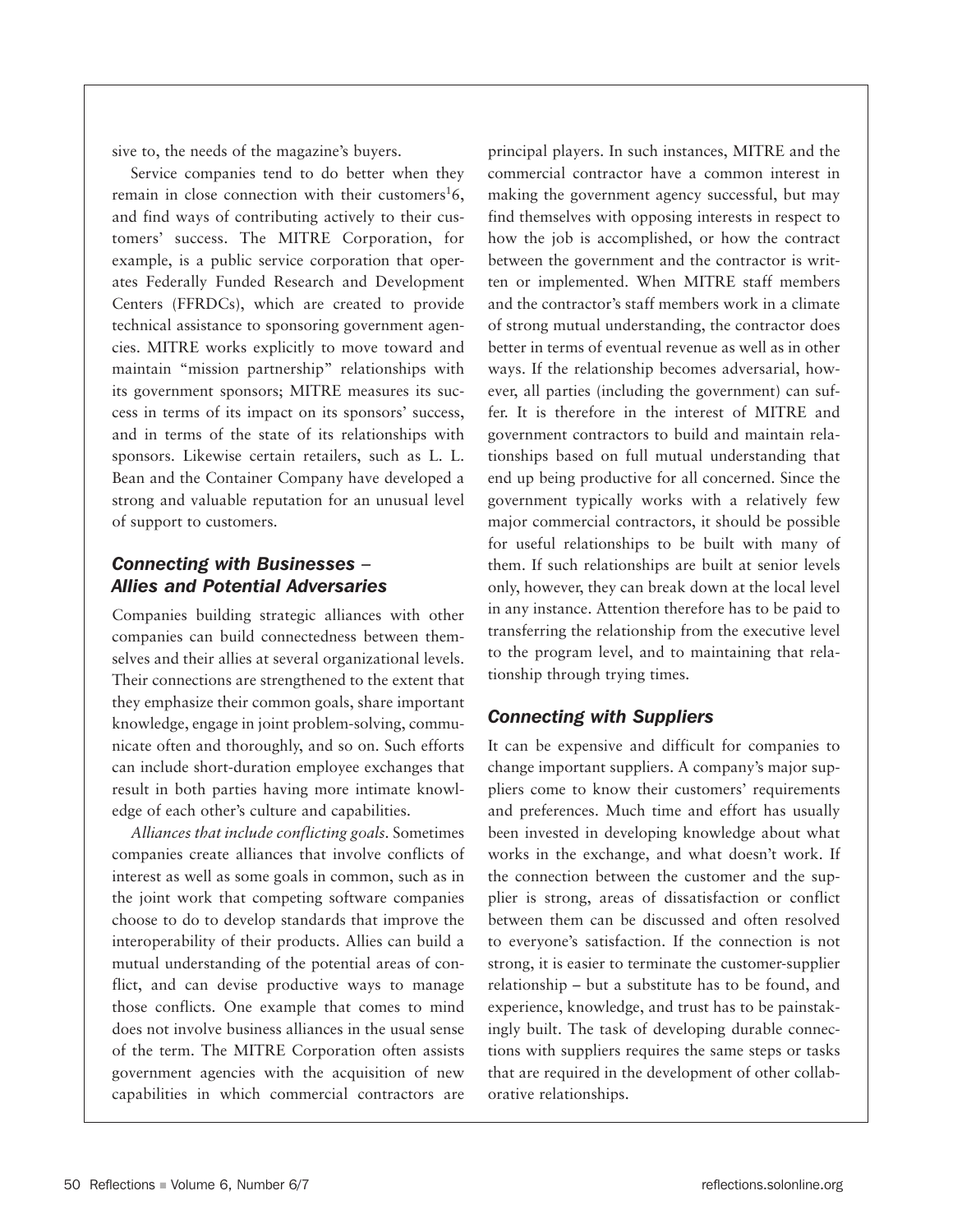sive to, the needs of the magazine's buyers.

Service companies tend to do better when they remain in close connection with their customers[1]6, and find ways of contributing actively to their customers' success. The MITRE Corporation, for example, is a public service corporation that operates Federally Funded Research and Development Centers (FFRDCs), which are created to provide technical assistance to sponsoring government agencies. MITRE works explicitly to move toward and maintain "mission partnership" relationships with its government sponsors; MITRE measures its success in terms of its impact on its sponsors' success, and in terms of the state of its relationships with sponsors. Likewise certain retailers, such as L. L. Bean and the Container Company have developed a strong and valuable reputation for an unusual level of support to customers.

### Connecting with Businesses – Allies and Potential Adversaries

Companies building strategic alliances with other companies can build connectedness between themselves and their allies at several organizational levels. Their connections are strengthened to the extent that they emphasize their common goals, share important knowledge, engage in joint problem-solving, communicate often and thoroughly, and so on. Such efforts can include short-duration employee exchanges that result in both parties having more intimate knowledge of each other's culture and capabilities.

*Alliances that include conflicting goals.* Sometimes companies create alliances that involve conflicts of interest as well as some goals in common, such as in the joint work that competing software companies choose to do to develop standards that improve the interoperability of their products. Allies can build a mutual understanding of the potential areas of conflict, and can devise productive ways to manage those conflicts. One example that comes to mind does not involve business alliances in the usual sense of the term. The MITRE Corporation often assists government agencies with the acquisition of new capabilities in which commercial contractors are principal players. In such instances, MITRE and the commercial contractor have a common interest in making the government agency successful, but may find themselves with opposing interests in respect to how the job is accomplished, or how the contract between the government and the contractor is written or implemented. When MITRE staff members and the contractor's staff members work in a climate of strong mutual understanding, the contractor does better in terms of eventual revenue as well as in other ways. If the relationship becomes adversarial, however, all parties (including the government) can suffer. It is therefore in the interest of MITRE and government contractors to build and maintain relationships based on full mutual understanding that end up being productive for all concerned. Since the government typically works with a relatively few major commercial contractors, it should be possible for useful relationships to be built with many of them. If such relationships are built at senior levels only, however, they can break down at the local level in any instance. Attention therefore has to be paid to transferring the relationship from the executive level to the program level, and to maintaining that relationship through trying times.

### Connecting with Suppliers

It can be expensive and difficult for companies to change important suppliers. A company's major suppliers come to know their customers' requirements and preferences. Much time and effort has usually been invested in developing knowledge about what works in the exchange, and what doesn't work. If the connection between the customer and the supplier is strong, areas of dissatisfaction or conflict between them can be discussed and often resolved to everyone's satisfaction. If the connection is not strong, it is easier to terminate the customer-supplier relationship – but a substitute has to be found, and experience, knowledge, and trust has to be painstakingly built. The task of developing durable connections with suppliers requires the same steps or tasks that are required in the development of other collaborative relationships.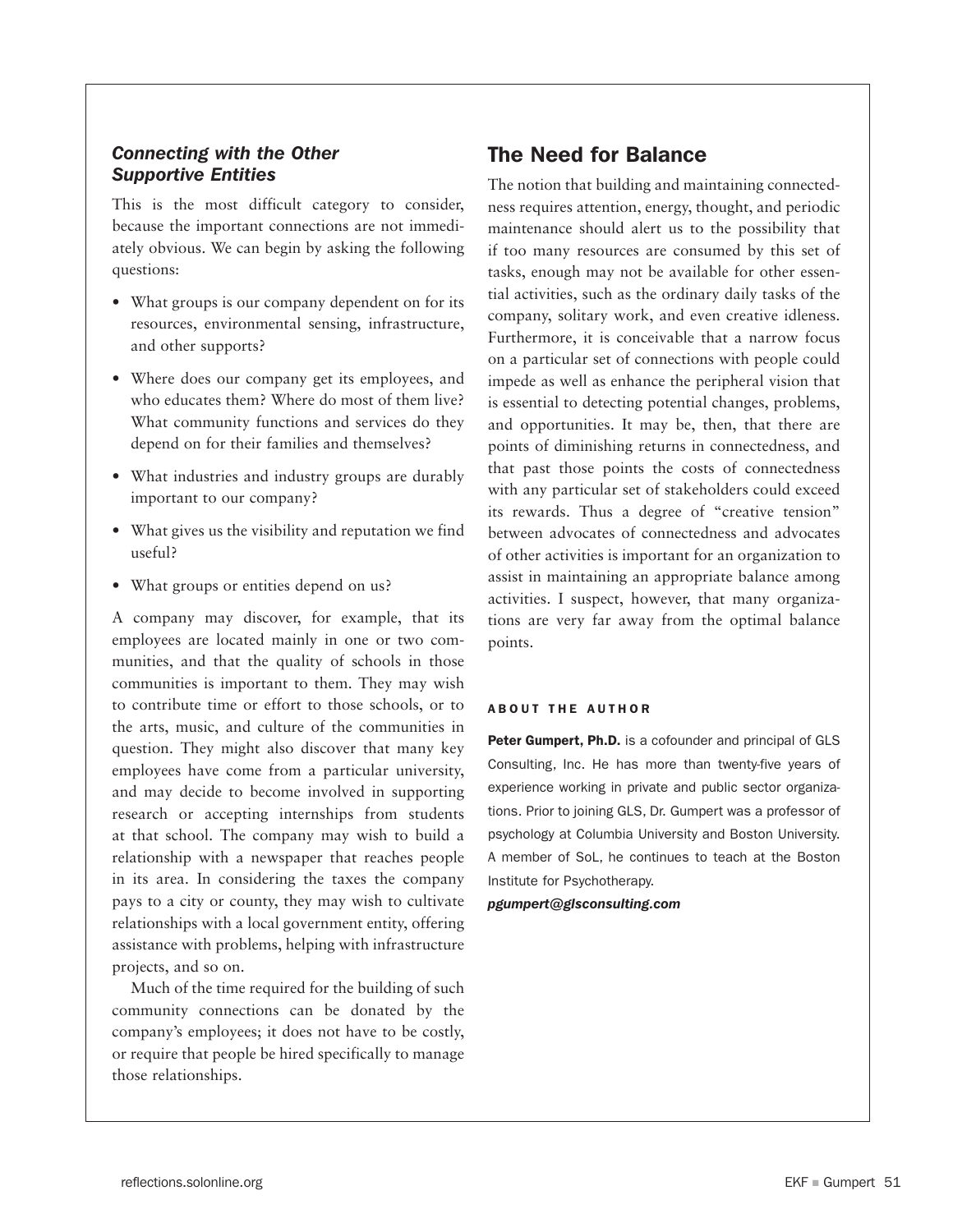### *Connecting with the Other Supportive Entities*

This is the most difficult category to consider, because the important connections are not immediately obvious. We can begin by asking the following questions:

- What groups is our company dependent on for its resources, environmental sensing, infrastructure, and other supports?
- Where does our company get its employees, and who educates them? Where do most of them live? What community functions and services do they depend on for their families and themselves?
- What industries and industry groups are durably important to our company?
- What gives us the visibility and reputation we find useful?
- What groups or entities depend on us?

A company may discover, for example, that its employees are located mainly in one or two communities, and that the quality of schools in those communities is important to them. They may wish to contribute time or effort to those schools, or to the arts, music, and culture of the communities in question. They might also discover that many key employees have come from a particular university, and may decide to become involved in supporting research or accepting internships from students at that school. The company may wish to build a relationship with a newspaper that reaches people in its area. In considering the taxes the company pays to a city or county, they may wish to cultivate relationships with a local government entity, offering assistance with problems, helping with infrastructure projects, and so on.

Much of the time required for the building of such community connections can be donated by the company's employees; it does not have to be costly, or require that people be hired specifically to manage those relationships.

## The Need for Balance

The notion that building and maintaining connectedness requires attention, energy, thought, and periodic maintenance should alert us to the possibility that if too many resources are consumed by this set of tasks, enough may not be available for other essential activities, such as the ordinary daily tasks of the company, solitary work, and even creative idleness. Furthermore, it is conceivable that a narrow focus on a particular set of connections with people could impede as well as enhance the peripheral vision that is essential to detecting potential changes, problems, and opportunities. It may be, then, that there are points of diminishing returns in connectedness, and that past those points the costs of connectedness with any particular set of stakeholders could exceed its rewards. Thus a degree of "creative tension" between advocates of connectedness and advocates of other activities is important for an organization to assist in maintaining an appropriate balance among activities. I suspect, however, that many organizations are very far away from the optimal balance points.

#### ABOUT THE AUTHOR

**Peter Gumpert, Ph.D.** is a cofounder and principal of GLS Consulting, Inc. He has more than twenty-five years of experience working in private and public sector organizations. Prior to joining GLS, Dr. Gumpert was a professor of psychology at Columbia University and Boston University. A member of SoL, he continues to teach at the Boston Institute for Psychotherapy.

***pgumpert@glsconsulting.com***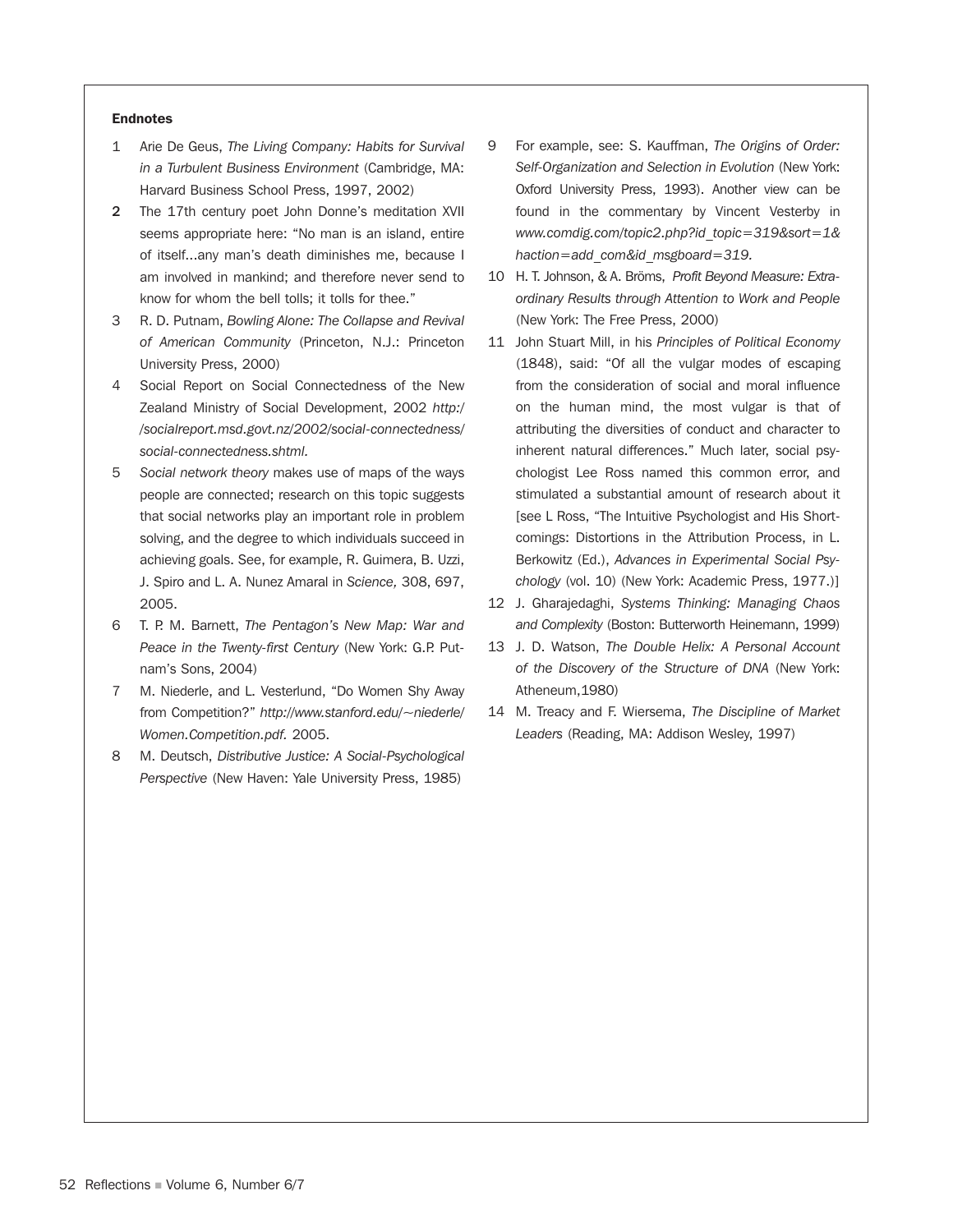**Endnotes**

1. Arie De Geus, *The Living Company: Habits for Survival in a Turbulent Business Environment* (Cambridge, MA: Harvard Business School Press, 1997, 2002)
2. The 17th century poet John Donne's meditation XVII seems appropriate here: "No man is an island, entire of itself...any man's death diminishes me, because I am involved in mankind; and therefore never send to know for whom the bell tolls; it tolls for thee."
3. R. D. Putnam, *Bowling Alone: The Collapse and Revival of American Community* (Princeton, N.J.: Princeton University Press, 2000)
4. Social Report on Social Connectedness of the New Zealand Ministry of Social Development, 2002 *http://socialreport.msd.govt.nz/2002/social-connectedness/social-connectedness.shtml.*
5. *Social network theory* makes use of maps of the ways people are connected; research on this topic suggests that social networks play an important role in problem solving, and the degree to which individuals succeed in achieving goals. See, for example, R. Guimera, B. Uzzi, J. Spiro and L. A. Nunez Amaral in *Science,* 308, 697, 2005.
6. T. P. M. Barnett, *The Pentagon's New Map: War and Peace in the Twenty-first Century* (New York: G.P. Putnam's Sons, 2004)
7. M. Niederle, and L. Vesterlund, "Do Women Shy Away from Competition?" *http://www.stanford.edu/~niederle/Women.Competition.pdf.* 2005.
8. M. Deutsch, *Distributive Justice: A Social-Psychological Perspective* (New Haven: Yale University Press, 1985)
9. For example, see: S. Kauffman, *The Origins of Order: Self-Organization and Selection in Evolution* (New York: Oxford University Press, 1993). Another view can be found in the commentary by Vincent Vesterby in *www.comdig.com/topic2.php?id_topic=319&sort=1&haction=add_com&id_msgboard=319.*
10. H. T. Johnson, & A. Bröms, *Profit Beyond Measure: Extraordinary Results through Attention to Work and People* (New York: The Free Press, 2000)
11. John Stuart Mill, in his *Principles of Political Economy* (1848), said: "Of all the vulgar modes of escaping from the consideration of social and moral influence on the human mind, the most vulgar is that of attributing the diversities of conduct and character to inherent natural differences." Much later, social psychologist Lee Ross named this common error, and stimulated a substantial amount of research about it [see L Ross, "The Intuitive Psychologist and His Shortcomings: Distortions in the Attribution Process, in L. Berkowitz (Ed.), *Advances in Experimental Social Psychology* (vol. 10) (New York: Academic Press, 1977.)]
12. J. Gharajedaghi, *Systems Thinking: Managing Chaos and Complexity* (Boston: Butterworth Heinemann, 1999)
13. J. D. Watson, *The Double Helix: A Personal Account of the Discovery of the Structure of DNA* (New York: Atheneum,1980)
14. M. Treacy and F. Wiersema, *The Discipline of Market Leaders* (Reading, MA: Addison Wesley, 1997)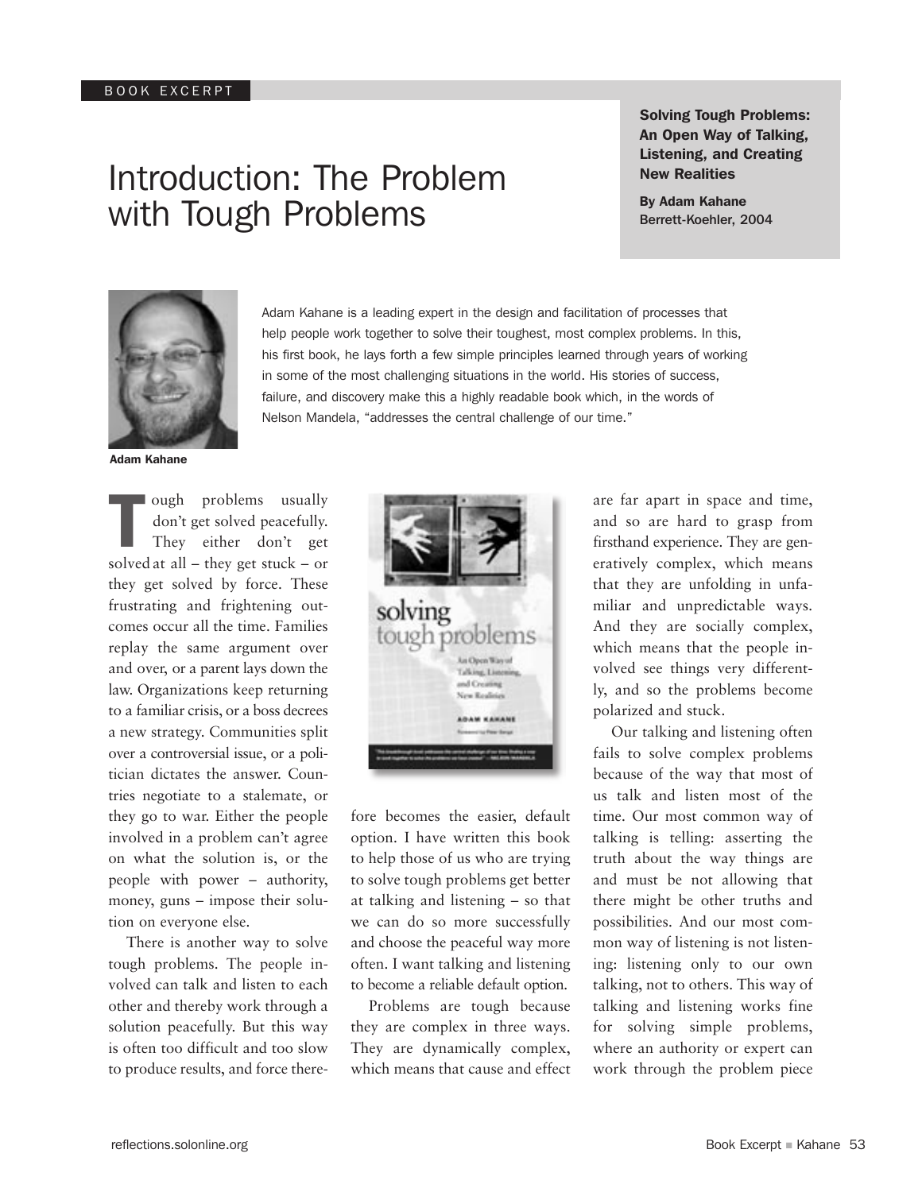BOOK EXCERPT

# Introduction: The Problem with Tough Problems

**Solving Tough Problems: An Open Way of Talking, Listening, and Creating New Realities**

**By Adam Kahane**
Berrett-Koehler, 2004

**Adam Kahane**

Adam Kahane is a leading expert in the design and facilitation of processes that help people work together to solve their toughest, most complex problems. In this, his first book, he lays forth a few simple principles learned through years of working in some of the most challenging situations in the world. His stories of success, failure, and discovery make this a highly readable book which, in the words of Nelson Mandela, "addresses the central challenge of our time."

Tough problems usually don't get solved peacefully. They either don't get solved at all – they get stuck – or they get solved by force. These frustrating and frightening outcomes occur all the time. Families replay the same argument over and over, or a parent lays down the law. Organizations keep returning to a familiar crisis, or a boss decrees a new strategy. Communities split over a controversial issue, or a politician dictates the answer. Countries negotiate to a stalemate, or they go to war. Either the people involved in a problem can't agree on what the solution is, or the people with power – authority, money, guns – impose their solution on everyone else.

There is another way to solve tough problems. The people involved can talk and listen to each other and thereby work through a solution peacefully. But this way is often too difficult and too slow to produce results, and force therefore becomes the easier, default option. I have written this book to help those of us who are trying to solve tough problems get better at talking and listening – so that we can do so more successfully and choose the peaceful way more often. I want talking and listening to become a reliable default option.

Problems are tough because they are complex in three ways. They are dynamically complex, which means that cause and effect are far apart in space and time, and so are hard to grasp from firsthand experience. They are generatively complex, which means that they are unfolding in unfamiliar and unpredictable ways. And they are socially complex, which means that the people involved see things very differently, and so the problems become polarized and stuck.

Our talking and listening often fails to solve complex problems because of the way that most of us talk and listen most of the time. Our most common way of talking is telling: asserting the truth about the way things are and must be not allowing that there might be other truths and possibilities. And our most common way of listening is not listening: listening only to our own talking, not to others. This way of talking and listening works fine for solving simple problems, where an authority or expert can work through the problem piece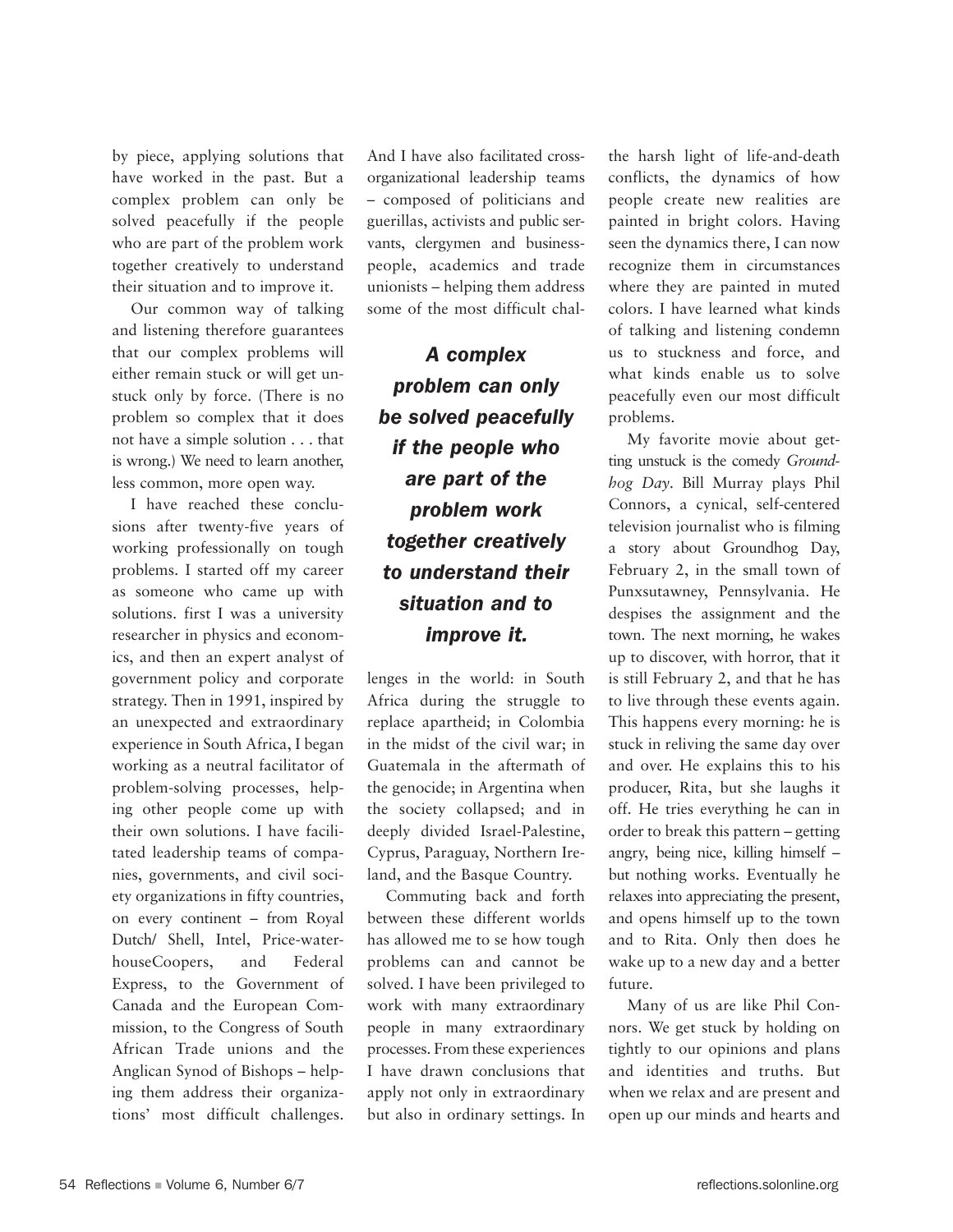by piece, applying solutions that have worked in the past. But a complex problem can only be solved peacefully if the people who are part of the problem work together creatively to understand their situation and to improve it.

Our common way of talking and listening therefore guarantees that our complex problems will either remain stuck or will get unstuck only by force. (There is no problem so complex that it does not have a simple solution . . . that is wrong.) We need to learn another, less common, more open way.

I have reached these conclusions after twenty-five years of working professionally on tough problems. I started off my career as someone who came up with solutions. first I was a university researcher in physics and economics, and then an expert analyst of government policy and corporate strategy. Then in 1991, inspired by an unexpected and extraordinary experience in South Africa, I began working as a neutral facilitator of problem-solving processes, helping other people come up with their own solutions. I have facilitated leadership teams of companies, governments, and civil society organizations in fifty countries, on every continent – from Royal Dutch/ Shell, Intel, Price-waterhouseCoopers, and Federal Express, to the Government of Canada and the European Commission, to the Congress of South African Trade unions and the Anglican Synod of Bishops – helping them address their organizations' most difficult challenges. And I have also facilitated cross-organizational leadership teams – composed of politicians and guerillas, activists and public servants, clergymen and businesspeople, academics and trade unionists – helping them address some of the most difficult challenges in the world: in South Africa during the struggle to replace apartheid; in Colombia in the midst of the civil war; in Guatemala in the aftermath of the genocide; in Argentina when the society collapsed; and in deeply divided Israel-Palestine, Cyprus, Paraguay, Northern Ireland, and the Basque Country.

> ***A complex problem can only be solved peacefully if the people who are part of the problem work together creatively to understand their situation and to improve it.***

Commuting back and forth between these different worlds has allowed me to se how tough problems can and cannot be solved. I have been privileged to work with many extraordinary people in many extraordinary processes. From these experiences I have drawn conclusions that apply not only in extraordinary but also in ordinary settings. In the harsh light of life-and-death conflicts, the dynamics of how people create new realities are painted in bright colors. Having seen the dynamics there, I can now recognize them in circumstances where they are painted in muted colors. I have learned what kinds of talking and listening condemn us to stuckness and force, and what kinds enable us to solve peacefully even our most difficult problems.

My favorite movie about getting unstuck is the comedy *Groundhog Day*. Bill Murray plays Phil Connors, a cynical, self-centered television journalist who is filming a story about Groundhog Day, February 2, in the small town of Punxsutawney, Pennsylvania. He despises the assignment and the town. The next morning, he wakes up to discover, with horror, that it is still February 2, and that he has to live through these events again. This happens every morning: he is stuck in reliving the same day over and over. He explains this to his producer, Rita, but she laughs it off. He tries everything he can in order to break this pattern – getting angry, being nice, killing himself – but nothing works. Eventually he relaxes into appreciating the present, and opens himself up to the town and to Rita. Only then does he wake up to a new day and a better future.

Many of us are like Phil Connors. We get stuck by holding on tightly to our opinions and plans and identities and truths. But when we relax and are present and open up our minds and hearts and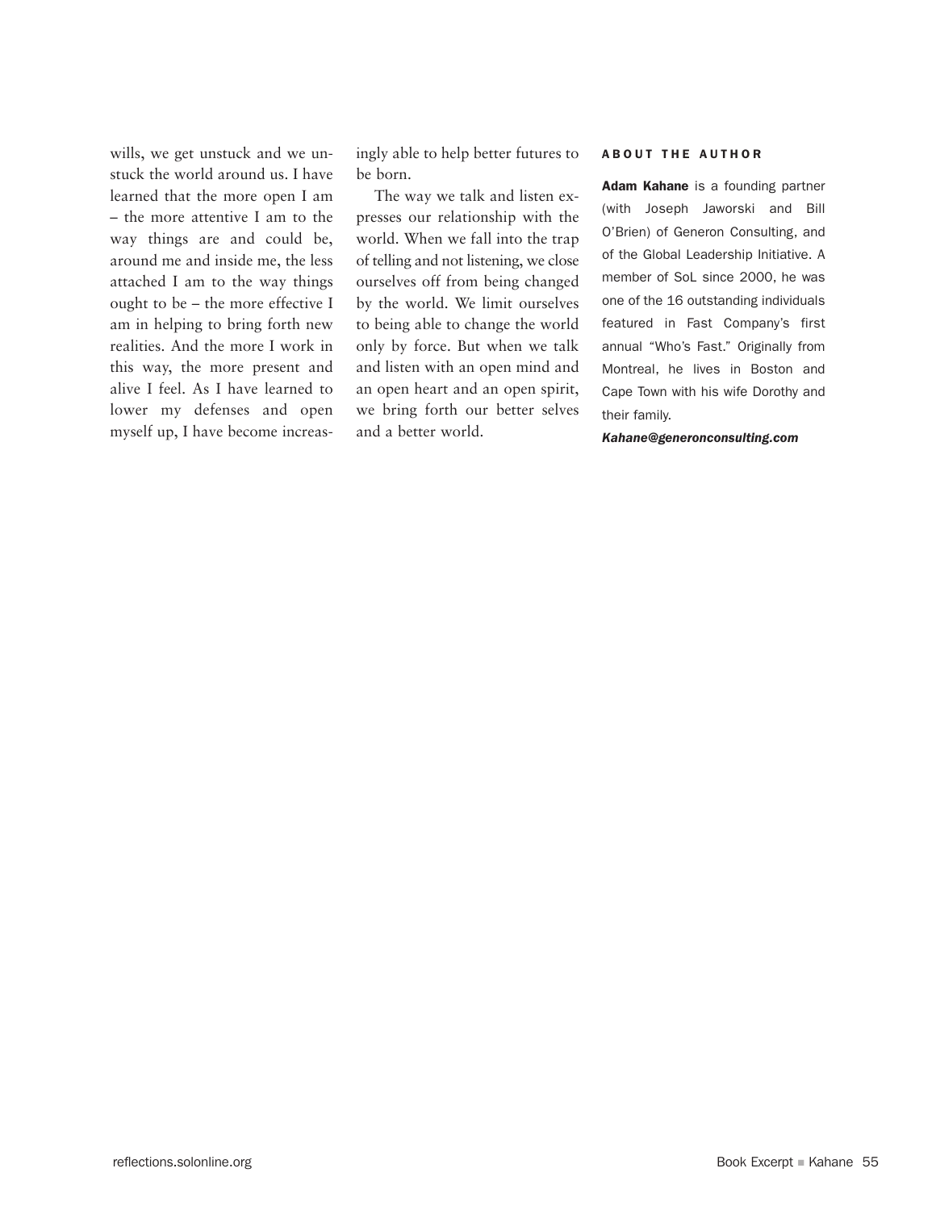wills, we get unstuck and we unstuck the world around us. I have learned that the more open I am – the more attentive I am to the way things are and could be, around me and inside me, the less attached I am to the way things ought to be – the more effective I am in helping to bring forth new realities. And the more I work in this way, the more present and alive I feel. As I have learned to lower my defenses and open myself up, I have become increasingly able to help better futures to be born.

The way we talk and listen expresses our relationship with the world. When we fall into the trap of telling and not listening, we close ourselves off from being changed by the world. We limit ourselves to being able to change the world only by force. But when we talk and listen with an open mind and an open heart and an open spirit, we bring forth our better selves and a better world.

### ABOUT THE AUTHOR

**Adam Kahane** is a founding partner (with Joseph Jaworski and Bill O'Brien) of Generon Consulting, and of the Global Leadership Initiative. A member of SoL since 2000, he was one of the 16 outstanding individuals featured in Fast Company's first annual "Who's Fast." Originally from Montreal, he lives in Boston and Cape Town with his wife Dorothy and their family.

***Kahane@generonconsulting.com***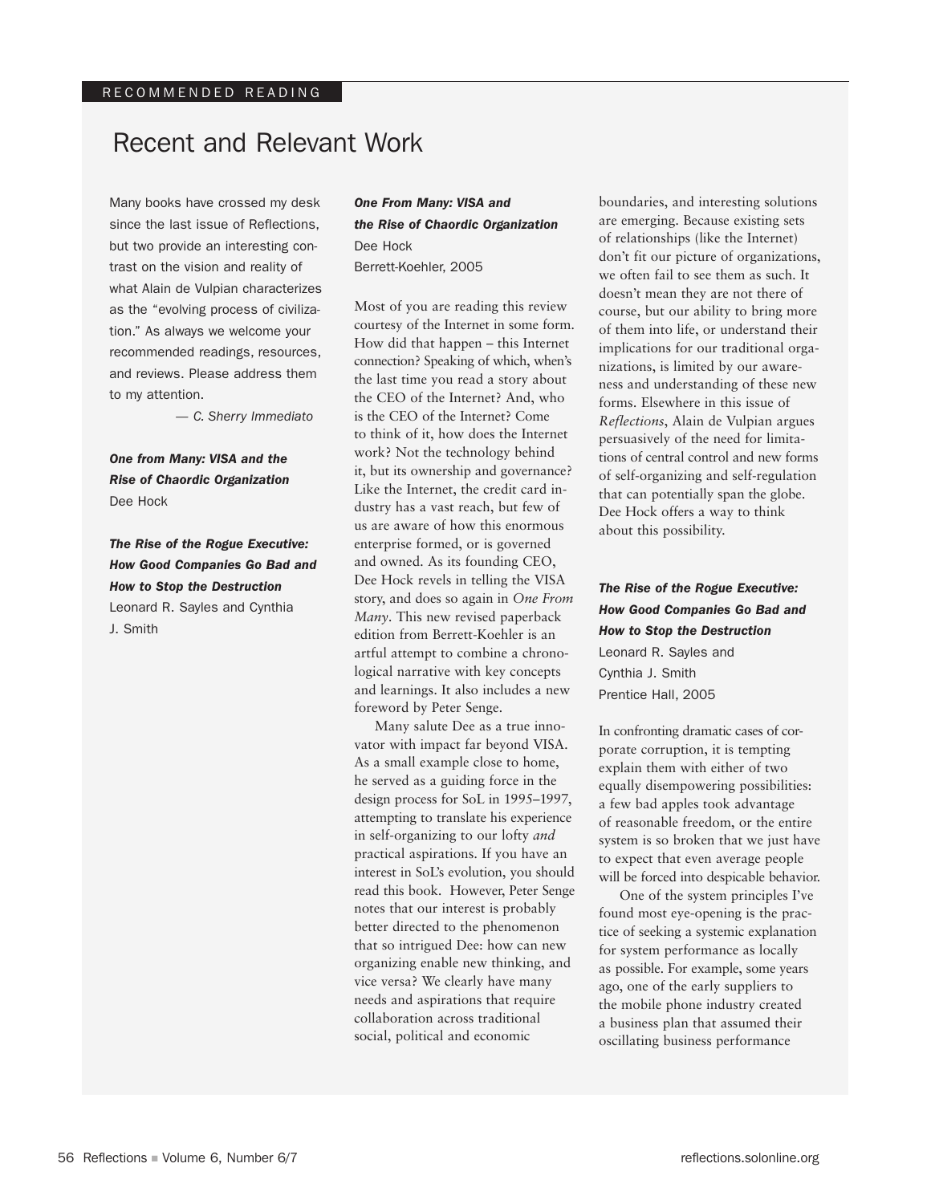RECOMMENDED READING

# Recent and Relevant Work

Many books have crossed my desk since the last issue of Reflections, but two provide an interesting contrast on the vision and reality of what Alain de Vulpian characterizes as the "evolving process of civilization." As always we welcome your recommended readings, resources, and reviews. Please address them to my attention.

— *C. Sherry Immediato*

***One from Many: VISA and the Rise of Chaordic Organization***
Dee Hock

***The Rise of the Rogue Executive: How Good Companies Go Bad and How to Stop the Destruction***
Leonard R. Sayles and Cynthia J. Smith

## *One From Many: VISA and the Rise of Chaordic Organization*

Dee Hock
Berrett-Koehler, 2005

Most of you are reading this review courtesy of the Internet in some form. How did that happen – this Internet connection? Speaking of which, when's the last time you read a story about the CEO of the Internet? And, who is the CEO of the Internet? Come to think of it, how does the Internet work? Not the technology behind it, but its ownership and governance? Like the Internet, the credit card industry has a vast reach, but few of us are aware of how this enormous enterprise formed, or is governed and owned. As its founding CEO, Dee Hock revels in telling the VISA story, and does so again in *One From Many*. This new revised paperback edition from Berrett-Koehler is an artful attempt to combine a chronological narrative with key concepts and learnings. It also includes a new foreword by Peter Senge.

Many salute Dee as a true innovator with impact far beyond VISA. As a small example close to home, he served as a guiding force in the design process for SoL in 1995–1997, attempting to translate his experience in self-organizing to our lofty *and* practical aspirations. If you have an interest in SoL's evolution, you should read this book. However, Peter Senge notes that our interest is probably better directed to the phenomenon that so intrigued Dee: how can new organizing enable new thinking, and vice versa? We clearly have many needs and aspirations that require collaboration across traditional social, political and economic boundaries, and interesting solutions are emerging. Because existing sets of relationships (like the Internet) don't fit our picture of organizations, we often fail to see them as such. It doesn't mean they are not there of course, but our ability to bring more of them into life, or understand their implications for our traditional organizations, is limited by our awareness and understanding of these new forms. Elsewhere in this issue of *Reflections*, Alain de Vulpian argues persuasively of the need for limitations of central control and new forms of self-organizing and self-regulation that can potentially span the globe. Dee Hock offers a way to think about this possibility.

## *The Rise of the Rogue Executive: How Good Companies Go Bad and How to Stop the Destruction*

Leonard R. Sayles and Cynthia J. Smith
Prentice Hall, 2005

In confronting dramatic cases of corporate corruption, it is tempting explain them with either of two equally disempowering possibilities: a few bad apples took advantage of reasonable freedom, or the entire system is so broken that we just have to expect that even average people will be forced into despicable behavior.

One of the system principles I've found most eye-opening is the practice of seeking a systemic explanation for system performance as locally as possible. For example, some years ago, one of the early suppliers to the mobile phone industry created a business plan that assumed their oscillating business performance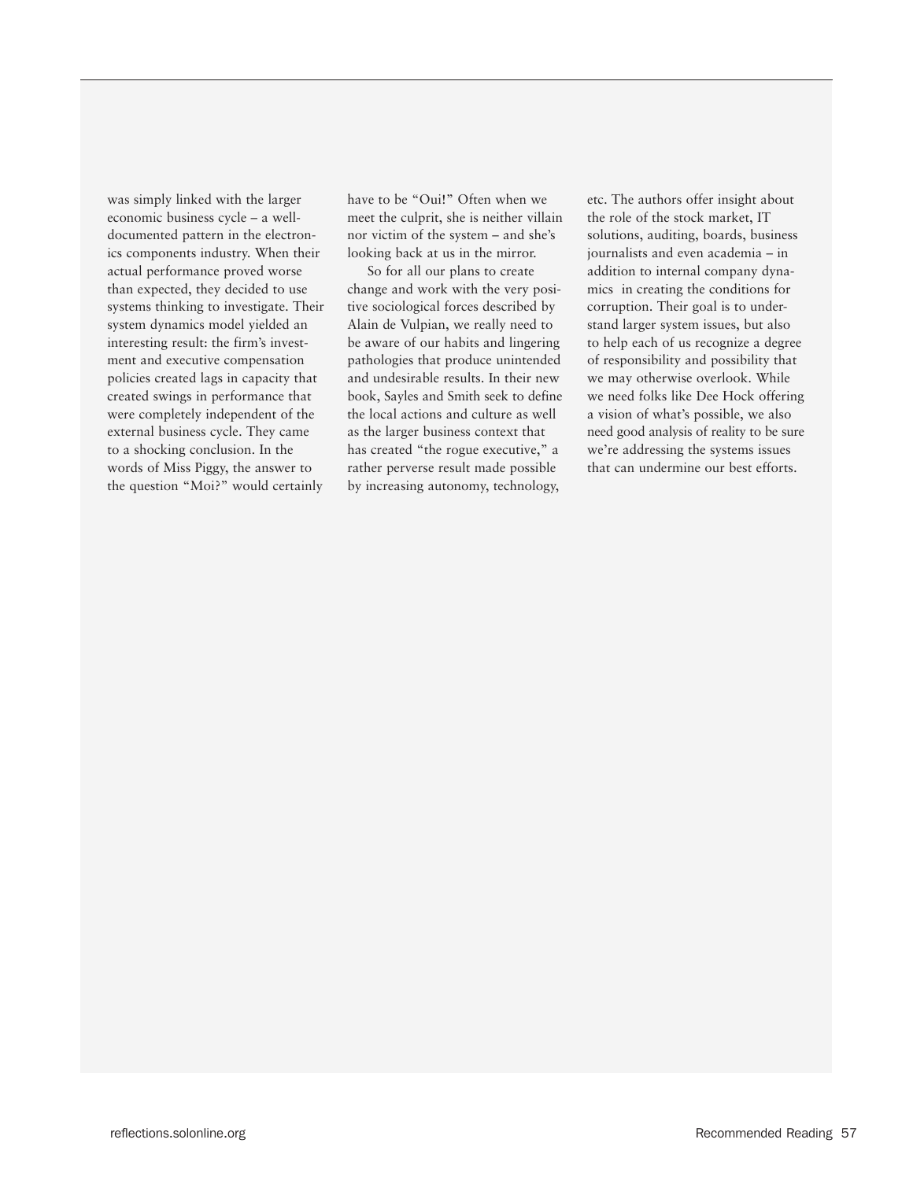was simply linked with the larger economic business cycle – a well-documented pattern in the electronics components industry. When their actual performance proved worse than expected, they decided to use systems thinking to investigate. Their system dynamics model yielded an interesting result: the firm's investment and executive compensation policies created lags in capacity that created swings in performance that were completely independent of the external business cycle. They came to a shocking conclusion. In the words of Miss Piggy, the answer to the question "Moi?" would certainly have to be "Oui!" Often when we meet the culprit, she is neither villain nor victim of the system – and she's looking back at us in the mirror.

So for all our plans to create change and work with the very positive sociological forces described by Alain de Vulpian, we really need to be aware of our habits and lingering pathologies that produce unintended and undesirable results. In their new book, Sayles and Smith seek to define the local actions and culture as well as the larger business context that has created "the rogue executive," a rather perverse result made possible by increasing autonomy, technology, etc. The authors offer insight about the role of the stock market, IT solutions, auditing, boards, business journalists and even academia – in addition to internal company dynamics in creating the conditions for corruption. Their goal is to understand larger system issues, but also to help each of us recognize a degree of responsibility and possibility that we may otherwise overlook. While we need folks like Dee Hock offering a vision of what's possible, we also need good analysis of reality to be sure we're addressing the systems issues that can undermine our best efforts.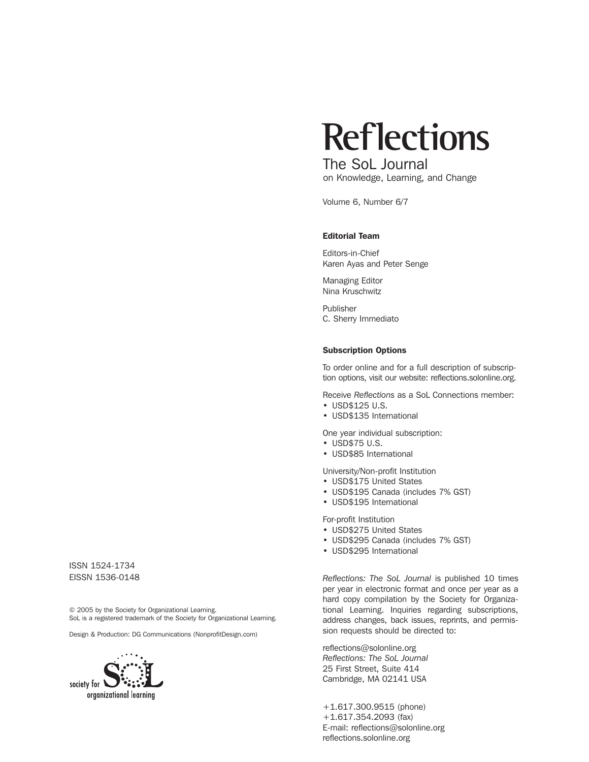# Reflections

## The SoL Journal

on Knowledge, Learning, and Change

Volume 6, Number 6/7

**Editorial Team**

Editors-in-Chief
Karen Ayas and Peter Senge

Managing Editor
Nina Kruschwitz

Publisher
C. Sherry Immediato

**Subscription Options**

To order online and for a full description of subscription options, visit our website: reflections.solonline.org.

Receive *Reflections* as a SoL Connections member:

- USD$125 U.S.
- USD$135 International

One year individual subscription:

- USD$75 U.S.
- USD$85 International

University/Non-profit Institution

- USD$175 United States
- USD$195 Canada (includes 7% GST)
- USD$195 International

For-profit Institution

- USD$275 United States
- USD$295 Canada (includes 7% GST)
- USD$295 International

*Reflections: The SoL Journal* is published 10 times per year in electronic format and once per year as a hard copy compilation by the Society for Organizational Learning. Inquiries regarding subscriptions, address changes, back issues, reprints, and permission requests should be directed to:

reflections@solonline.org
*Reflections: The SoL Journal*
25 First Street, Suite 414
Cambridge, MA 02141 USA

+1.617.300.9515 (phone)
+1.617.354.2093 (fax)
E-mail: reflections@solonline.org
reflections.solonline.org

ISSN 1524-1734
EISSN 1536-0148

© 2005 by the Society for Organizational Learning.
SoL is a registered trademark of the Society for Organizational Learning.

Design & Production: DG Communications (NonprofitDesign.com)

society for SoL organizational learning